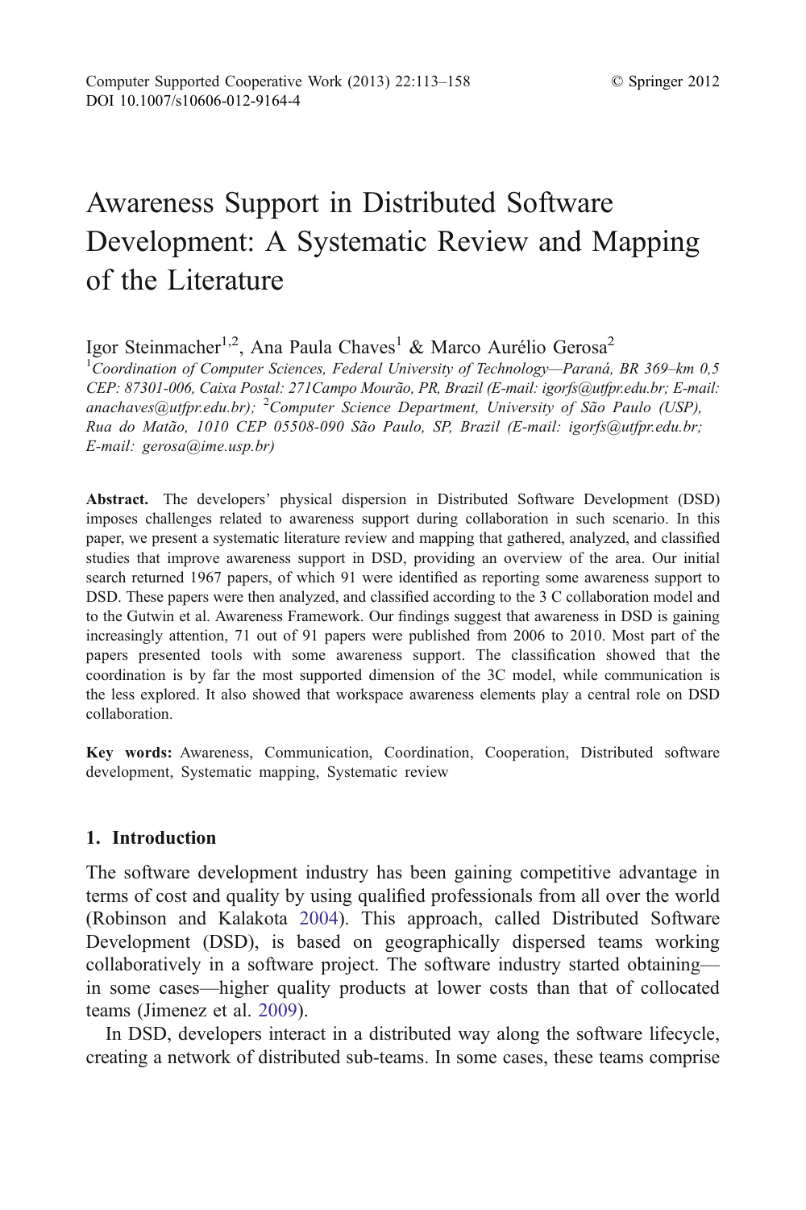Computer Supported Cooperative Work (2013) 22:113–158
DOI 10.1007/s10606-012-9164-4

© Springer 2012

# Awareness Support in Distributed Software Development: A Systematic Review and Mapping of the Literature

Igor Steinmacher[1,2], Ana Paula Chaves[1] & Marco Aurélio Gerosa[2]

[1]*Coordination of Computer Sciences, Federal University of Technology—Paraná, BR 369–km 0,5 CEP: 87301-006, Caixa Postal: 271Campo Mourão, PR, Brazil (E-mail: igorfs@utfpr.edu.br; E-mail: anachaves@utfpr.edu.br);* [2]*Computer Science Department, University of São Paulo (USP), Rua do Matão, 1010 CEP 05508-090 São Paulo, SP, Brazil (E-mail: igorfs@utfpr.edu.br; E-mail: gerosa@ime.usp.br)*

**Abstract.** The developers' physical dispersion in Distributed Software Development (DSD) imposes challenges related to awareness support during collaboration in such scenario. In this paper, we present a systematic literature review and mapping that gathered, analyzed, and classified studies that improve awareness support in DSD, providing an overview of the area. Our initial search returned 1967 papers, of which 91 were identified as reporting some awareness support to DSD. These papers were then analyzed, and classified according to the 3 C collaboration model and to the Gutwin et al. Awareness Framework. Our findings suggest that awareness in DSD is gaining increasingly attention, 71 out of 91 papers were published from 2006 to 2010. Most part of the papers presented tools with some awareness support. The classification showed that the coordination is by far the most supported dimension of the 3C model, while communication is the less explored. It also showed that workspace awareness elements play a central role on DSD collaboration.

**Key words:** Awareness, Communication, Coordination, Cooperation, Distributed software development, Systematic mapping, Systematic review

## 1. Introduction

The software development industry has been gaining competitive advantage in terms of cost and quality by using qualified professionals from all over the world (Robinson and Kalakota 2004). This approach, called Distributed Software Development (DSD), is based on geographically dispersed teams working collaboratively in a software project. The software industry started obtaining—in some cases—higher quality products at lower costs than that of collocated teams (Jimenez et al. 2009).

In DSD, developers interact in a distributed way along the software lifecycle, creating a network of distributed sub-teams. In some cases, these teams comprise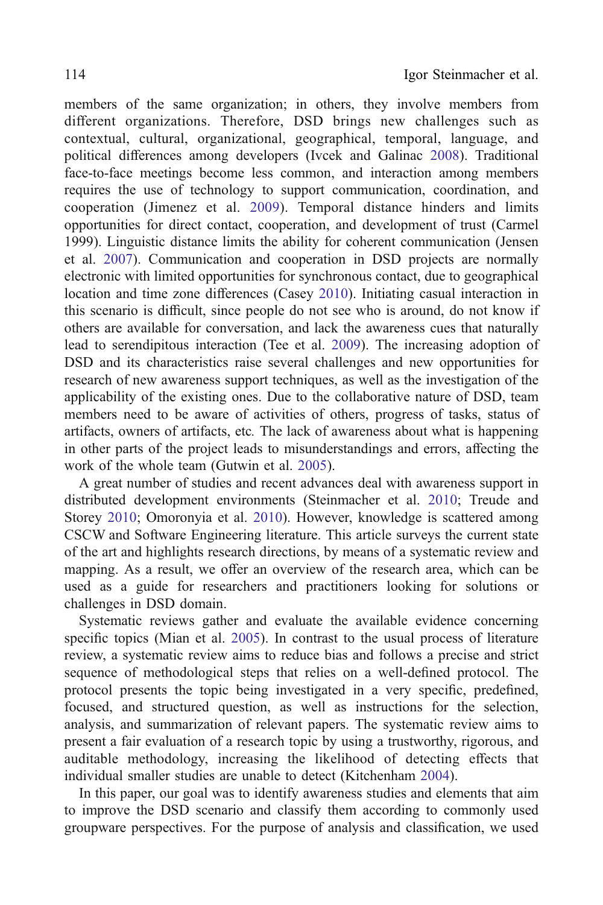members of the same organization; in others, they involve members from different organizations. Therefore, DSD brings new challenges such as contextual, cultural, organizational, geographical, temporal, language, and political differences among developers (Ivcek and Galinac 2008). Traditional face-to-face meetings become less common, and interaction among members requires the use of technology to support communication, coordination, and cooperation (Jimenez et al. 2009). Temporal distance hinders and limits opportunities for direct contact, cooperation, and development of trust (Carmel 1999). Linguistic distance limits the ability for coherent communication (Jensen et al. 2007). Communication and cooperation in DSD projects are normally electronic with limited opportunities for synchronous contact, due to geographical location and time zone differences (Casey 2010). Initiating casual interaction in this scenario is difficult, since people do not see who is around, do not know if others are available for conversation, and lack the awareness cues that naturally lead to serendipitous interaction (Tee et al. 2009). The increasing adoption of DSD and its characteristics raise several challenges and new opportunities for research of new awareness support techniques, as well as the investigation of the applicability of the existing ones. Due to the collaborative nature of DSD, team members need to be aware of activities of others, progress of tasks, status of artifacts, owners of artifacts, etc. The lack of awareness about what is happening in other parts of the project leads to misunderstandings and errors, affecting the work of the whole team (Gutwin et al. 2005).

A great number of studies and recent advances deal with awareness support in distributed development environments (Steinmacher et al. 2010; Treude and Storey 2010; Omoronyia et al. 2010). However, knowledge is scattered among CSCW and Software Engineering literature. This article surveys the current state of the art and highlights research directions, by means of a systematic review and mapping. As a result, we offer an overview of the research area, which can be used as a guide for researchers and practitioners looking for solutions or challenges in DSD domain.

Systematic reviews gather and evaluate the available evidence concerning specific topics (Mian et al. 2005). In contrast to the usual process of literature review, a systematic review aims to reduce bias and follows a precise and strict sequence of methodological steps that relies on a well-defined protocol. The protocol presents the topic being investigated in a very specific, predefined, focused, and structured question, as well as instructions for the selection, analysis, and summarization of relevant papers. The systematic review aims to present a fair evaluation of a research topic by using a trustworthy, rigorous, and auditable methodology, increasing the likelihood of detecting effects that individual smaller studies are unable to detect (Kitchenham 2004).

In this paper, our goal was to identify awareness studies and elements that aim to improve the DSD scenario and classify them according to commonly used groupware perspectives. For the purpose of analysis and classification, we used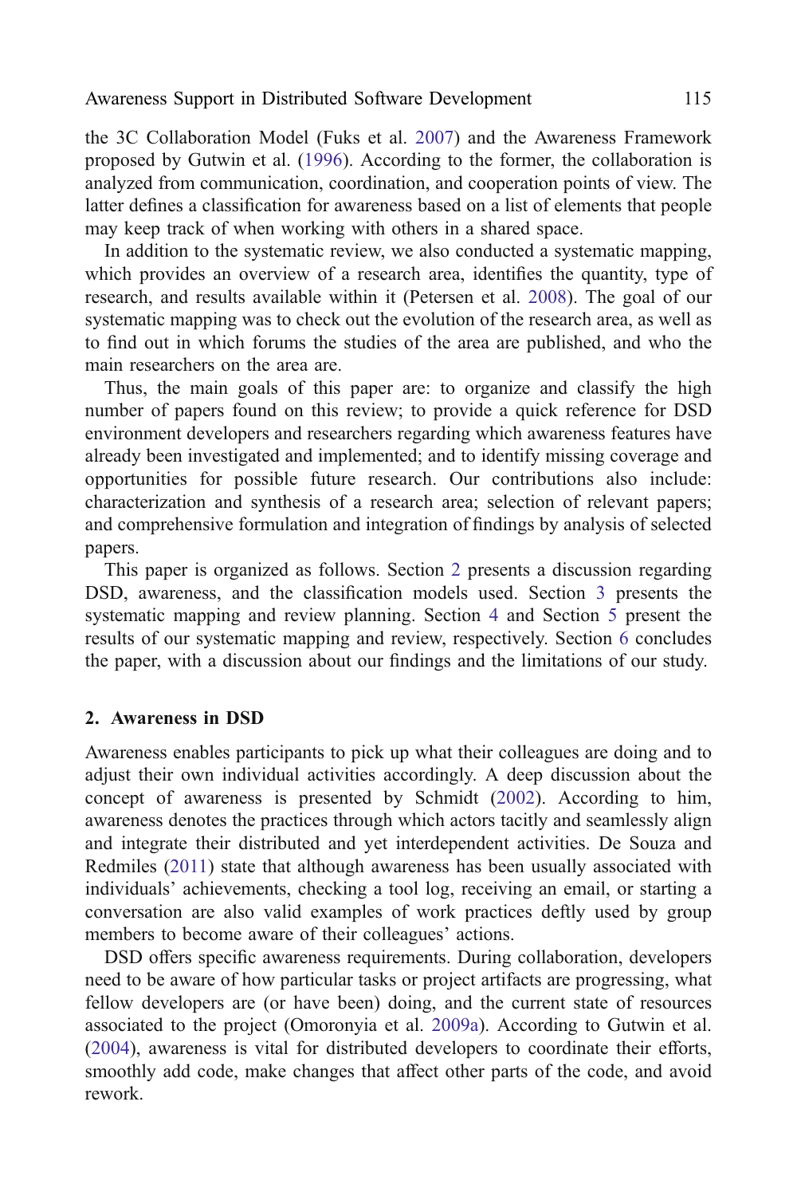the 3C Collaboration Model (Fuks et al. 2007) and the Awareness Framework proposed by Gutwin et al. (1996). According to the former, the collaboration is analyzed from communication, coordination, and cooperation points of view. The latter defines a classification for awareness based on a list of elements that people may keep track of when working with others in a shared space.

In addition to the systematic review, we also conducted a systematic mapping, which provides an overview of a research area, identifies the quantity, type of research, and results available within it (Petersen et al. 2008). The goal of our systematic mapping was to check out the evolution of the research area, as well as to find out in which forums the studies of the area are published, and who the main researchers on the area are.

Thus, the main goals of this paper are: to organize and classify the high number of papers found on this review; to provide a quick reference for DSD environment developers and researchers regarding which awareness features have already been investigated and implemented; and to identify missing coverage and opportunities for possible future research. Our contributions also include: characterization and synthesis of a research area; selection of relevant papers; and comprehensive formulation and integration of findings by analysis of selected papers.

This paper is organized as follows. Section 2 presents a discussion regarding DSD, awareness, and the classification models used. Section 3 presents the systematic mapping and review planning. Section 4 and Section 5 present the results of our systematic mapping and review, respectively. Section 6 concludes the paper, with a discussion about our findings and the limitations of our study.

## 2. Awareness in DSD

Awareness enables participants to pick up what their colleagues are doing and to adjust their own individual activities accordingly. A deep discussion about the concept of awareness is presented by Schmidt (2002). According to him, awareness denotes the practices through which actors tacitly and seamlessly align and integrate their distributed and yet interdependent activities. De Souza and Redmiles (2011) state that although awareness has been usually associated with individuals' achievements, checking a tool log, receiving an email, or starting a conversation are also valid examples of work practices deftly used by group members to become aware of their colleagues' actions.

DSD offers specific awareness requirements. During collaboration, developers need to be aware of how particular tasks or project artifacts are progressing, what fellow developers are (or have been) doing, and the current state of resources associated to the project (Omoronyia et al. 2009a). According to Gutwin et al. (2004), awareness is vital for distributed developers to coordinate their efforts, smoothly add code, make changes that affect other parts of the code, and avoid rework.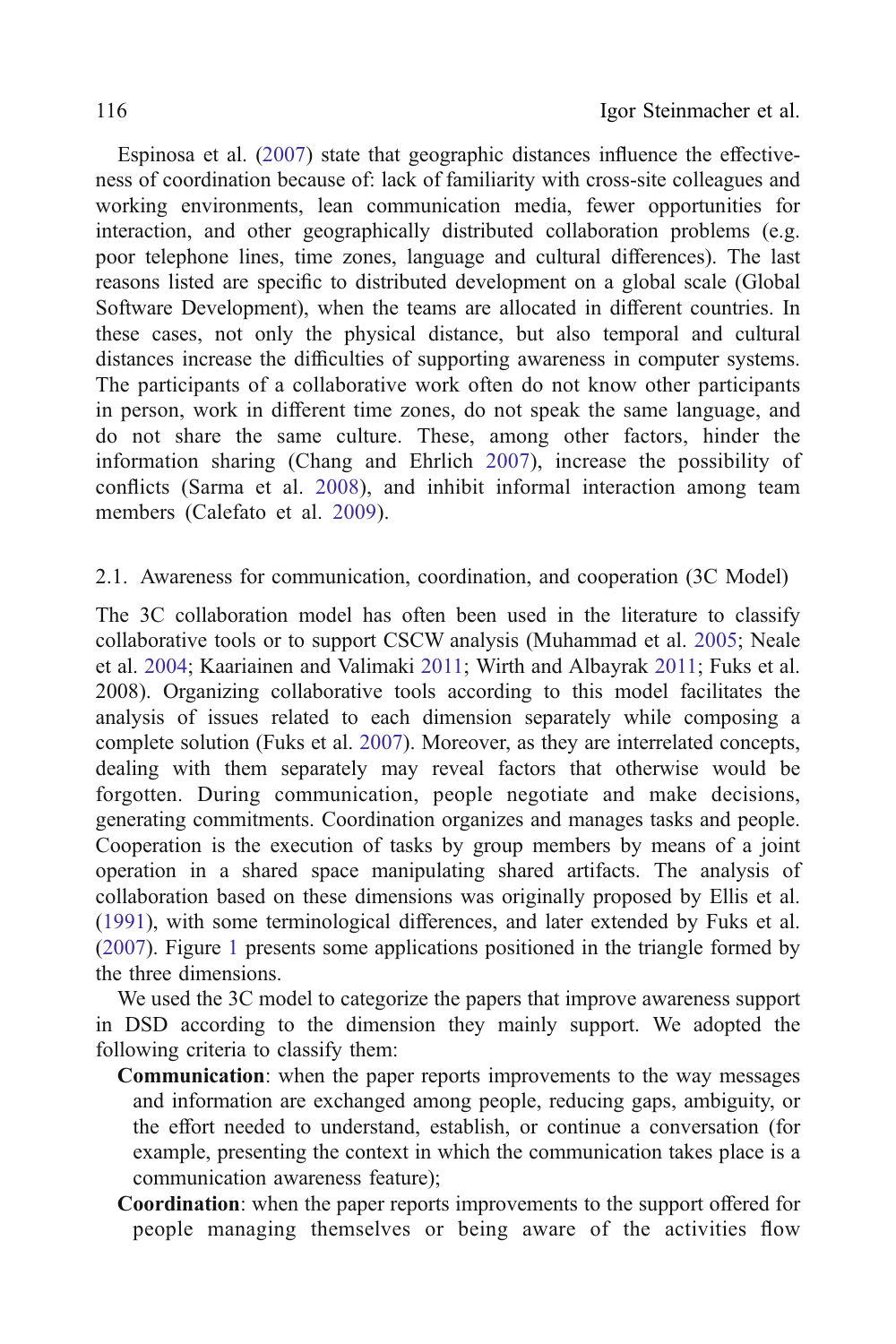Espinosa et al. (2007) state that geographic distances influence the effectiveness of coordination because of: lack of familiarity with cross-site colleagues and working environments, lean communication media, fewer opportunities for interaction, and other geographically distributed collaboration problems (e.g. poor telephone lines, time zones, language and cultural differences). The last reasons listed are specific to distributed development on a global scale (Global Software Development), when the teams are allocated in different countries. In these cases, not only the physical distance, but also temporal and cultural distances increase the difficulties of supporting awareness in computer systems. The participants of a collaborative work often do not know other participants in person, work in different time zones, do not speak the same language, and do not share the same culture. These, among other factors, hinder the information sharing (Chang and Ehrlich 2007), increase the possibility of conflicts (Sarma et al. 2008), and inhibit informal interaction among team members (Calefato et al. 2009).

### 2.1. Awareness for communication, coordination, and cooperation (3C Model)

The 3C collaboration model has often been used in the literature to classify collaborative tools or to support CSCW analysis (Muhammad et al. 2005; Neale et al. 2004; Kaariainen and Valimaki 2011; Wirth and Albayrak 2011; Fuks et al. 2008). Organizing collaborative tools according to this model facilitates the analysis of issues related to each dimension separately while composing a complete solution (Fuks et al. 2007). Moreover, as they are interrelated concepts, dealing with them separately may reveal factors that otherwise would be forgotten. During communication, people negotiate and make decisions, generating commitments. Coordination organizes and manages tasks and people. Cooperation is the execution of tasks by group members by means of a joint operation in a shared space manipulating shared artifacts. The analysis of collaboration based on these dimensions was originally proposed by Ellis et al. (1991), with some terminological differences, and later extended by Fuks et al. (2007). Figure 1 presents some applications positioned in the triangle formed by the three dimensions.

We used the 3C model to categorize the papers that improve awareness support in DSD according to the dimension they mainly support. We adopted the following criteria to classify them:

- **Communication**: when the paper reports improvements to the way messages and information are exchanged among people, reducing gaps, ambiguity, or the effort needed to understand, establish, or continue a conversation (for example, presenting the context in which the communication takes place is a communication awareness feature);
- **Coordination**: when the paper reports improvements to the support offered for people managing themselves or being aware of the activities flow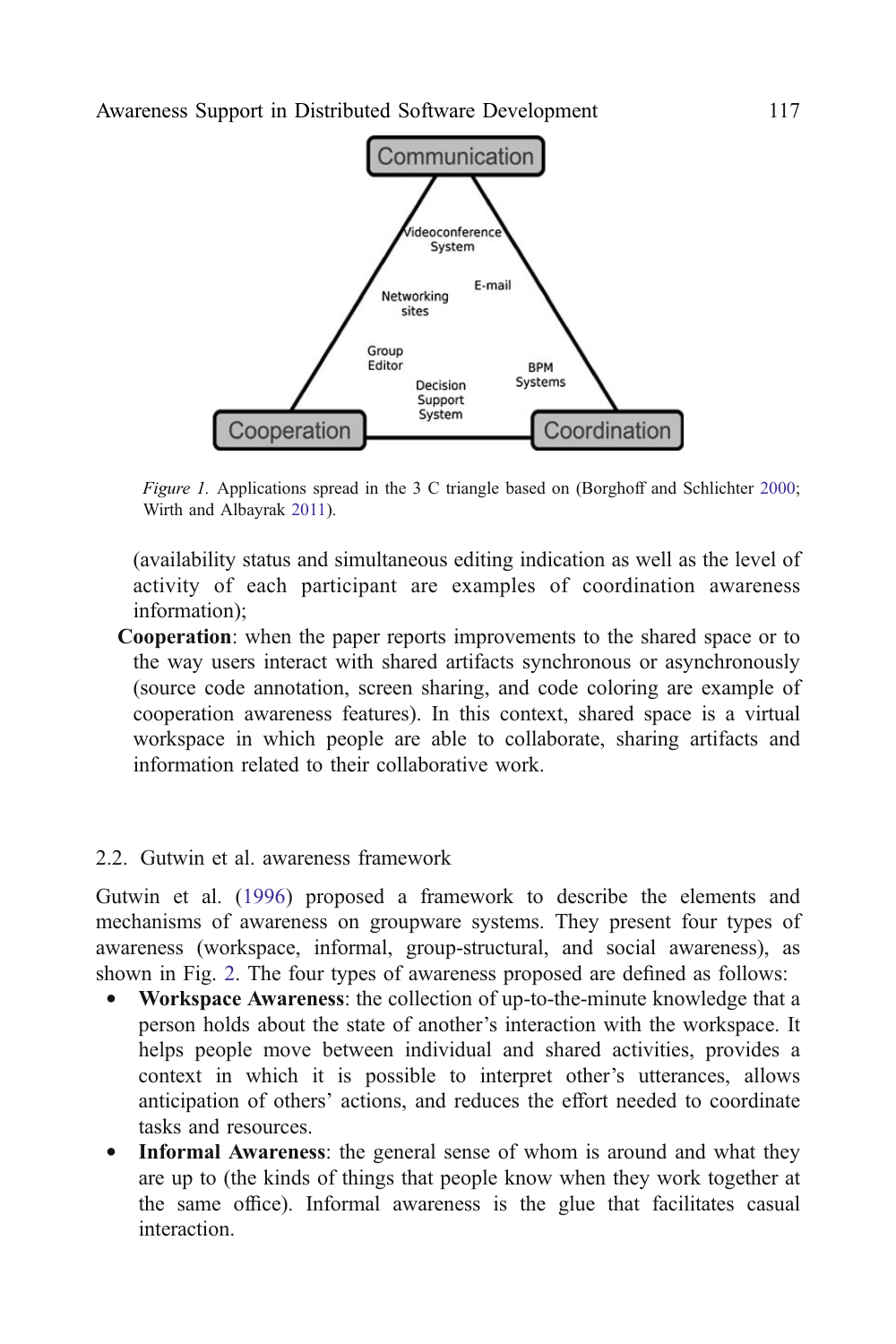*Figure 1.* Applications spread in the 3 C triangle based on (Borghoff and Schlichter 2000; Wirth and Albayrak 2011).

(availability status and simultaneous editing indication as well as the level of activity of each participant are examples of coordination awareness information);

**Cooperation**: when the paper reports improvements to the shared space or to the way users interact with shared artifacts synchronous or asynchronously (source code annotation, screen sharing, and code coloring are example of cooperation awareness features). In this context, shared space is a virtual workspace in which people are able to collaborate, sharing artifacts and information related to their collaborative work.

## 2.2. Gutwin et al. awareness framework

Gutwin et al. (1996) proposed a framework to describe the elements and mechanisms of awareness on groupware systems. They present four types of awareness (workspace, informal, group-structural, and social awareness), as shown in Fig. 2. The four types of awareness proposed are defined as follows:

- **Workspace Awareness**: the collection of up-to-the-minute knowledge that a person holds about the state of another's interaction with the workspace. It helps people move between individual and shared activities, provides a context in which it is possible to interpret other's utterances, allows anticipation of others' actions, and reduces the effort needed to coordinate tasks and resources.
- **Informal Awareness**: the general sense of whom is around and what they are up to (the kinds of things that people know when they work together at the same office). Informal awareness is the glue that facilitates casual interaction.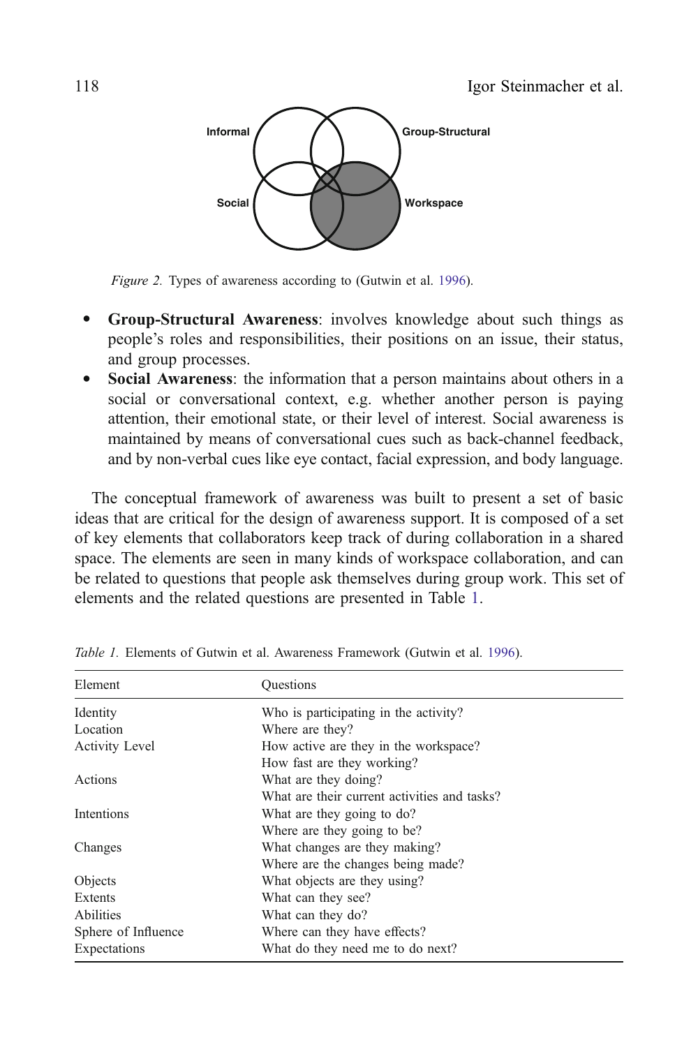*Figure 2.* Types of awareness according to (Gutwin et al. 1996).

- **Group-Structural Awareness**: involves knowledge about such things as people's roles and responsibilities, their positions on an issue, their status, and group processes.
- **Social Awareness**: the information that a person maintains about others in a social or conversational context, e.g. whether another person is paying attention, their emotional state, or their level of interest. Social awareness is maintained by means of conversational cues such as back-channel feedback, and by non-verbal cues like eye contact, facial expression, and body language.

The conceptual framework of awareness was built to present a set of basic ideas that are critical for the design of awareness support. It is composed of a set of key elements that collaborators keep track of during collaboration in a shared space. The elements are seen in many kinds of workspace collaboration, and can be related to questions that people ask themselves during group work. This set of elements and the related questions are presented in Table 1.

*Table 1.* Elements of Gutwin et al. Awareness Framework (Gutwin et al. 1996).

| Element | Questions |
|---|---|
| Identity | Who is participating in the activity? |
| Location | Where are they? |
| Activity Level | How active are they in the workspace?<br>How fast are they working? |
| Actions | What are they doing?<br>What are their current activities and tasks? |
| Intentions | What are they going to do?<br>Where are they going to be? |
| Changes | What changes are they making?<br>Where are the changes being made? |
| Objects | What objects are they using? |
| Extents | What can they see? |
| Abilities | What can they do? |
| Sphere of Influence | Where can they have effects? |
| Expectations | What do they need me to do next? |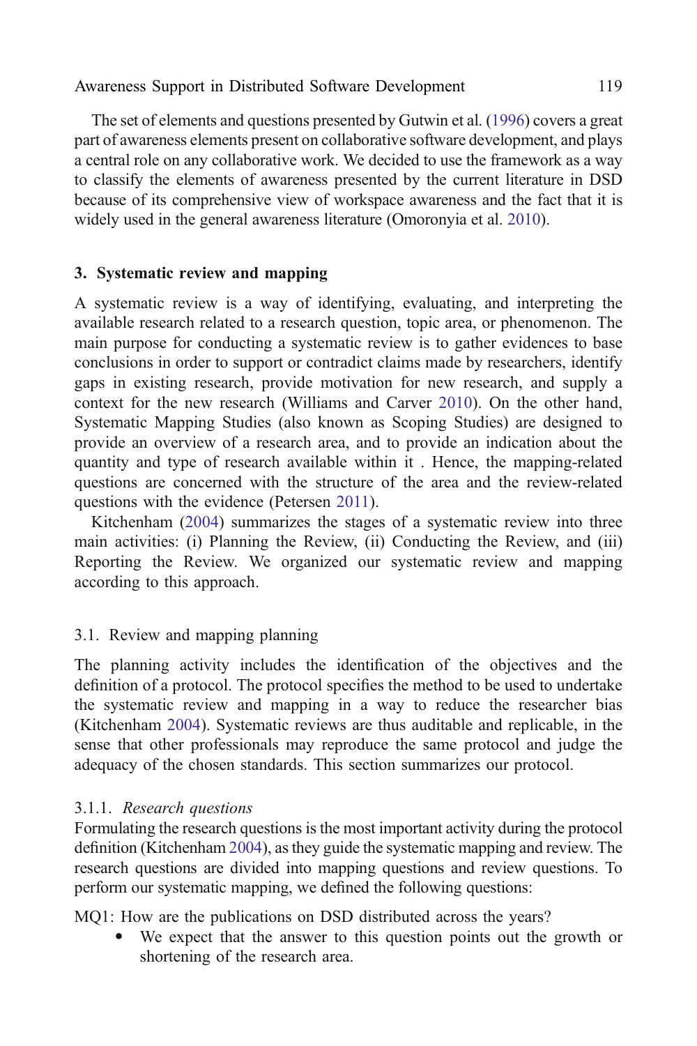The set of elements and questions presented by Gutwin et al. (1996) covers a great part of awareness elements present on collaborative software development, and plays a central role on any collaborative work. We decided to use the framework as a way to classify the elements of awareness presented by the current literature in DSD because of its comprehensive view of workspace awareness and the fact that it is widely used in the general awareness literature (Omoronyia et al. 2010).

## 3. Systematic review and mapping

A systematic review is a way of identifying, evaluating, and interpreting the available research related to a research question, topic area, or phenomenon. The main purpose for conducting a systematic review is to gather evidences to base conclusions in order to support or contradict claims made by researchers, identify gaps in existing research, provide motivation for new research, and supply a context for the new research (Williams and Carver 2010). On the other hand, Systematic Mapping Studies (also known as Scoping Studies) are designed to provide an overview of a research area, and to provide an indication about the quantity and type of research available within it . Hence, the mapping-related questions are concerned with the structure of the area and the review-related questions with the evidence (Petersen 2011).

Kitchenham (2004) summarizes the stages of a systematic review into three main activities: (i) Planning the Review, (ii) Conducting the Review, and (iii) Reporting the Review. We organized our systematic review and mapping according to this approach.

### 3.1. Review and mapping planning

The planning activity includes the identification of the objectives and the definition of a protocol. The protocol specifies the method to be used to undertake the systematic review and mapping in a way to reduce the researcher bias (Kitchenham 2004). Systematic reviews are thus auditable and replicable, in the sense that other professionals may reproduce the same protocol and judge the adequacy of the chosen standards. This section summarizes our protocol.

#### 3.1.1. *Research questions*

Formulating the research questions is the most important activity during the protocol definition (Kitchenham 2004), as they guide the systematic mapping and review. The research questions are divided into mapping questions and review questions. To perform our systematic mapping, we defined the following questions:

MQ1: How are the publications on DSD distributed across the years?

- We expect that the answer to this question points out the growth or shortening of the research area.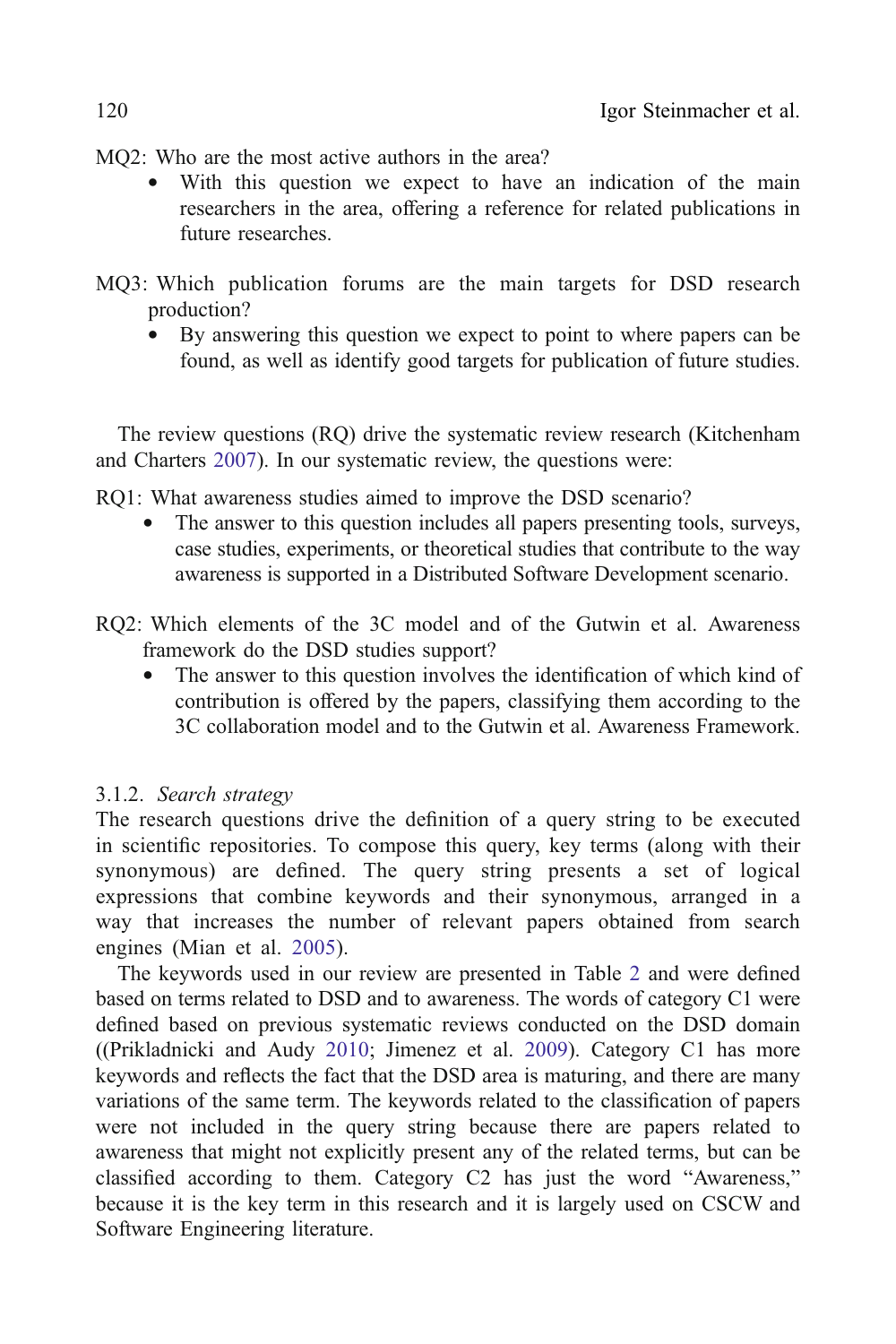MQ2: Who are the most active authors in the area?

- With this question we expect to have an indication of the main researchers in the area, offering a reference for related publications in future researches.

MQ3: Which publication forums are the main targets for DSD research production?

- By answering this question we expect to point to where papers can be found, as well as identify good targets for publication of future studies.

The review questions (RQ) drive the systematic review research (Kitchenham and Charters 2007). In our systematic review, the questions were:

RQ1: What awareness studies aimed to improve the DSD scenario?

- The answer to this question includes all papers presenting tools, surveys, case studies, experiments, or theoretical studies that contribute to the way awareness is supported in a Distributed Software Development scenario.

RQ2: Which elements of the 3C model and of the Gutwin et al. Awareness framework do the DSD studies support?

- The answer to this question involves the identification of which kind of contribution is offered by the papers, classifying them according to the 3C collaboration model and to the Gutwin et al. Awareness Framework.

### 3.1.2. *Search strategy*

The research questions drive the definition of a query string to be executed in scientific repositories. To compose this query, key terms (along with their synonymous) are defined. The query string presents a set of logical expressions that combine keywords and their synonymous, arranged in a way that increases the number of relevant papers obtained from search engines (Mian et al. 2005).

The keywords used in our review are presented in Table 2 and were defined based on terms related to DSD and to awareness. The words of category C1 were defined based on previous systematic reviews conducted on the DSD domain ((Prikladnicki and Audy 2010; Jimenez et al. 2009). Category C1 has more keywords and reflects the fact that the DSD area is maturing, and there are many variations of the same term. The keywords related to the classification of papers were not included in the query string because there are papers related to awareness that might not explicitly present any of the related terms, but can be classified according to them. Category C2 has just the word "Awareness," because it is the key term in this research and it is largely used on CSCW and Software Engineering literature.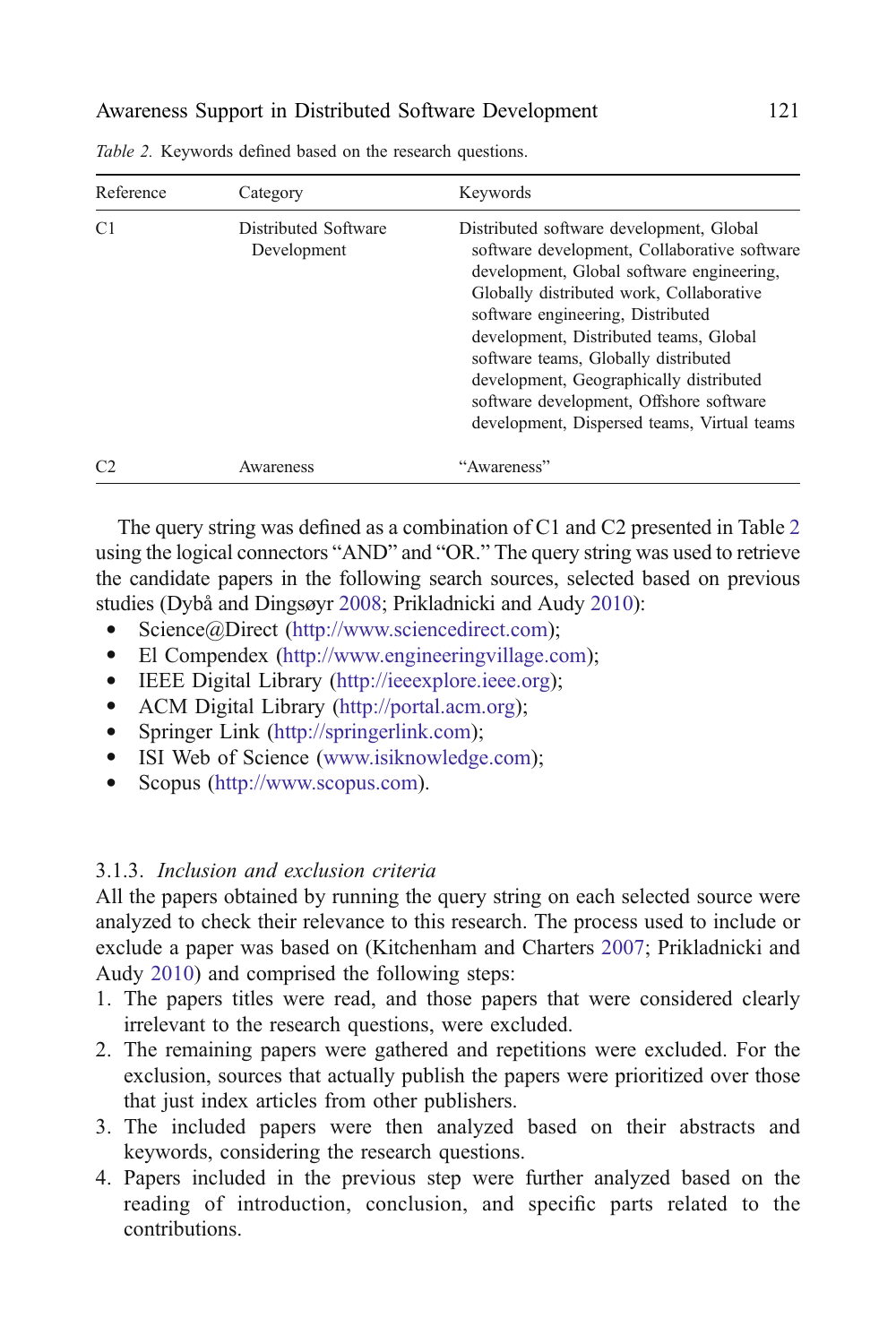*Table 2.* Keywords defined based on the research questions.

| Reference | Category | Keywords |
|---|---|---|
| C1 | Distributed Software Development | Distributed software development, Global software development, Collaborative software development, Global software engineering, Globally distributed work, Collaborative software engineering, Distributed development, Distributed teams, Global software teams, Globally distributed development, Geographically distributed software development, Offshore software development, Dispersed teams, Virtual teams |
| C2 | Awareness | "Awareness" |

The query string was defined as a combination of C1 and C2 presented in Table 2 using the logical connectors "AND" and "OR." The query string was used to retrieve the candidate papers in the following search sources, selected based on previous studies (Dybå and Dingsøyr 2008; Prikladnicki and Audy 2010):

- Science@Direct (http://www.sciencedirect.com);
- El Compendex (http://www.engineeringvillage.com);
- IEEE Digital Library (http://ieeexplore.ieee.org);
- ACM Digital Library (http://portal.acm.org);
- Springer Link (http://springerlink.com);
- ISI Web of Science (www.isiknowledge.com);
- Scopus (http://www.scopus.com).

### 3.1.3. *Inclusion and exclusion criteria*

All the papers obtained by running the query string on each selected source were analyzed to check their relevance to this research. The process used to include or exclude a paper was based on (Kitchenham and Charters 2007; Prikladnicki and Audy 2010) and comprised the following steps:

1. The papers titles were read, and those papers that were considered clearly irrelevant to the research questions, were excluded.
2. The remaining papers were gathered and repetitions were excluded. For the exclusion, sources that actually publish the papers were prioritized over those that just index articles from other publishers.
3. The included papers were then analyzed based on their abstracts and keywords, considering the research questions.
4. Papers included in the previous step were further analyzed based on the reading of introduction, conclusion, and specific parts related to the contributions.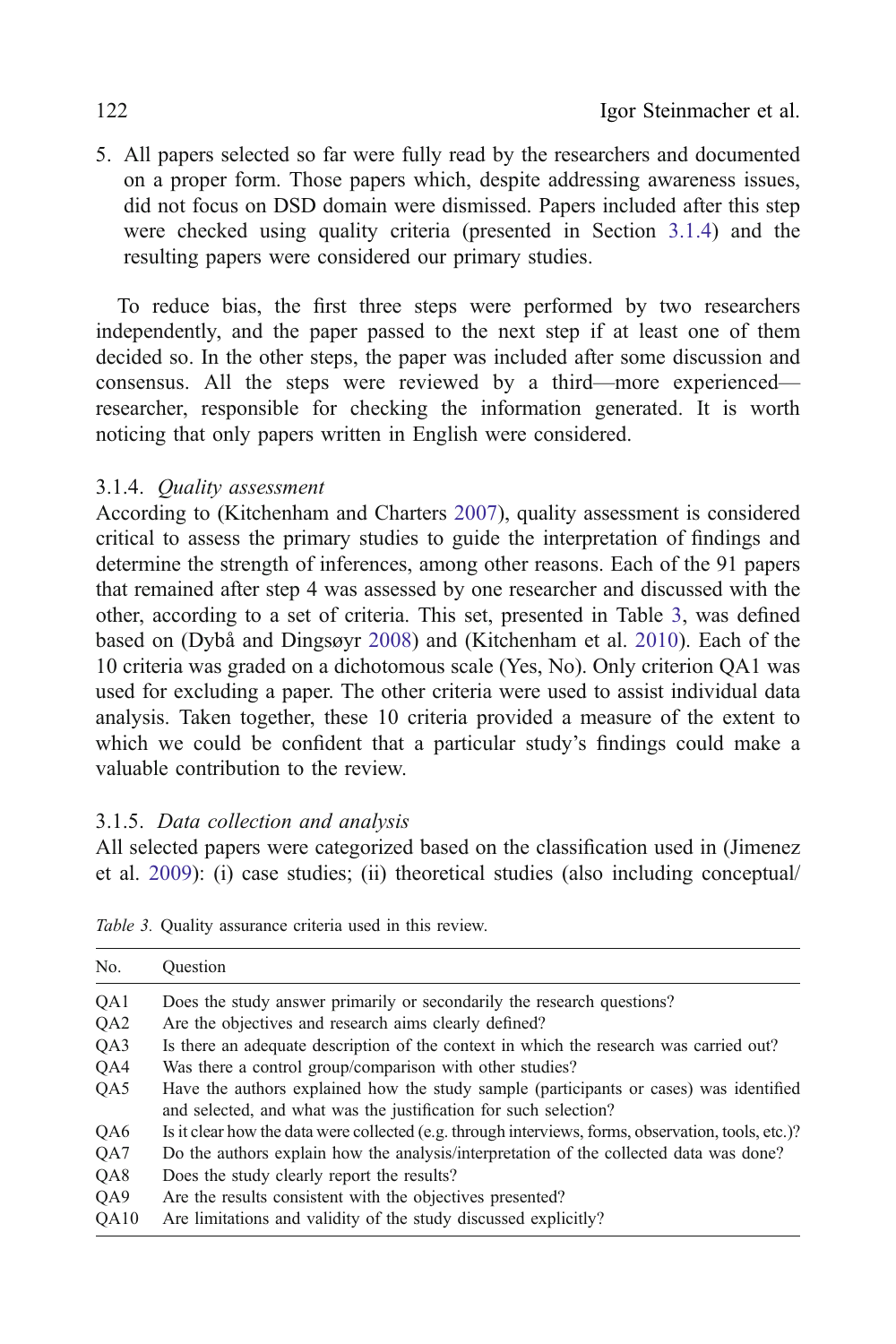5. All papers selected so far were fully read by the researchers and documented on a proper form. Those papers which, despite addressing awareness issues, did not focus on DSD domain were dismissed. Papers included after this step were checked using quality criteria (presented in Section 3.1.4) and the resulting papers were considered our primary studies.

To reduce bias, the first three steps were performed by two researchers independently, and the paper passed to the next step if at least one of them decided so. In the other steps, the paper was included after some discussion and consensus. All the steps were reviewed by a third—more experienced—researcher, responsible for checking the information generated. It is worth noticing that only papers written in English were considered.

### 3.1.4. *Quality assessment*

According to (Kitchenham and Charters 2007), quality assessment is considered critical to assess the primary studies to guide the interpretation of findings and determine the strength of inferences, among other reasons. Each of the 91 papers that remained after step 4 was assessed by one researcher and discussed with the other, according to a set of criteria. This set, presented in Table 3, was defined based on (Dybå and Dingsøyr 2008) and (Kitchenham et al. 2010). Each of the 10 criteria was graded on a dichotomous scale (Yes, No). Only criterion QA1 was used for excluding a paper. The other criteria were used to assist individual data analysis. Taken together, these 10 criteria provided a measure of the extent to which we could be confident that a particular study's findings could make a valuable contribution to the review.

### 3.1.5. *Data collection and analysis*

All selected papers were categorized based on the classification used in (Jimenez et al. 2009): (i) case studies; (ii) theoretical studies (also including conceptual/

*Table 3.* Quality assurance criteria used in this review.

| No. | Question |
|---|---|
| QA1 | Does the study answer primarily or secondarily the research questions? |
| QA2 | Are the objectives and research aims clearly defined? |
| QA3 | Is there an adequate description of the context in which the research was carried out? |
| QA4 | Was there a control group/comparison with other studies? |
| QA5 | Have the authors explained how the study sample (participants or cases) was identified and selected, and what was the justification for such selection? |
| QA6 | Is it clear how the data were collected (e.g. through interviews, forms, observation, tools, etc.)? |
| QA7 | Do the authors explain how the analysis/interpretation of the collected data was done? |
| QA8 | Does the study clearly report the results? |
| QA9 | Are the results consistent with the objectives presented? |
| QA10 | Are limitations and validity of the study discussed explicitly? |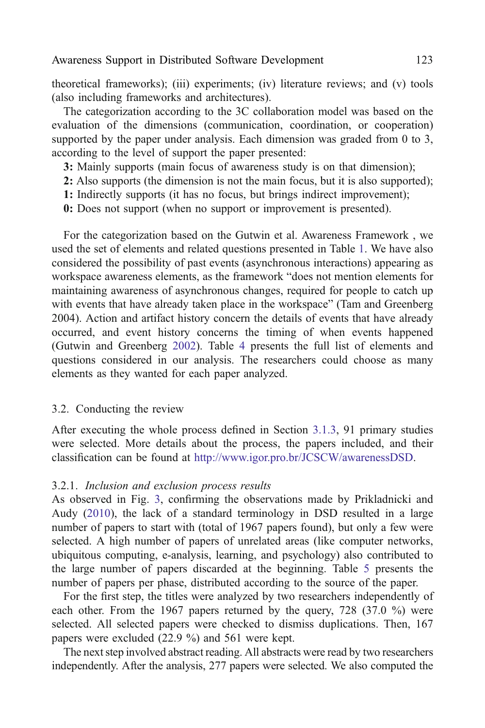theoretical frameworks); (iii) experiments; (iv) literature reviews; and (v) tools (also including frameworks and architectures).

The categorization according to the 3C collaboration model was based on the evaluation of the dimensions (communication, coordination, or cooperation) supported by the paper under analysis. Each dimension was graded from 0 to 3, according to the level of support the paper presented:

**3:** Mainly supports (main focus of awareness study is on that dimension);
**2:** Also supports (the dimension is not the main focus, but it is also supported);
**1:** Indirectly supports (it has no focus, but brings indirect improvement);
**0:** Does not support (when no support or improvement is presented).

For the categorization based on the Gutwin et al. Awareness Framework , we used the set of elements and related questions presented in Table 1. We have also considered the possibility of past events (asynchronous interactions) appearing as workspace awareness elements, as the framework "does not mention elements for maintaining awareness of asynchronous changes, required for people to catch up with events that have already taken place in the workspace" (Tam and Greenberg 2004). Action and artifact history concern the details of events that have already occurred, and event history concerns the timing of when events happened (Gutwin and Greenberg 2002). Table 4 presents the full list of elements and questions considered in our analysis. The researchers could choose as many elements as they wanted for each paper analyzed.

## 3.2. Conducting the review

After executing the whole process defined in Section 3.1.3, 91 primary studies were selected. More details about the process, the papers included, and their classification can be found at http://www.igor.pro.br/JCSCW/awarenessDSD.

### 3.2.1. *Inclusion and exclusion process results*

As observed in Fig. 3, confirming the observations made by Prikladnicki and Audy (2010), the lack of a standard terminology in DSD resulted in a large number of papers to start with (total of 1967 papers found), but only a few were selected. A high number of papers of unrelated areas (like computer networks, ubiquitous computing, e-analysis, learning, and psychology) also contributed to the large number of papers discarded at the beginning. Table 5 presents the number of papers per phase, distributed according to the source of the paper.

For the first step, the titles were analyzed by two researchers independently of each other. From the 1967 papers returned by the query, 728 (37.0 %) were selected. All selected papers were checked to dismiss duplications. Then, 167 papers were excluded (22.9 %) and 561 were kept.

The next step involved abstract reading. All abstracts were read by two researchers independently. After the analysis, 277 papers were selected. We also computed the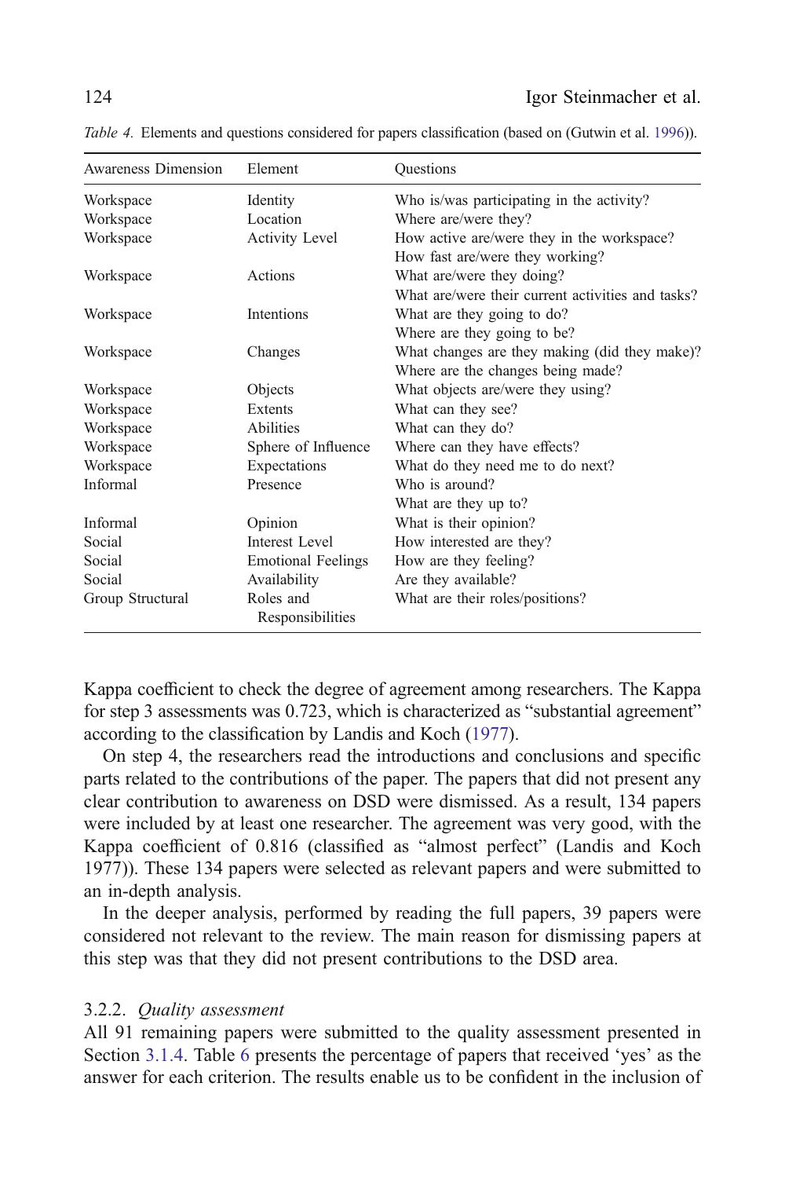*Table 4.* Elements and questions considered for papers classification (based on (Gutwin et al. 1996)).

| Awareness Dimension | Element | Questions |
|---|---|---|
| Workspace | Identity | Who is/was participating in the activity? |
| Workspace | Location | Where are/were they? |
| Workspace | Activity Level | How active are/were they in the workspace? How fast are/were they working? |
| Workspace | Actions | What are/were they doing? What are/were their current activities and tasks? |
| Workspace | Intentions | What are they going to do? Where are they going to be? |
| Workspace | Changes | What changes are they making (did they make)? Where are the changes being made? |
| Workspace | Objects | What objects are/were they using? |
| Workspace | Extents | What can they see? |
| Workspace | Abilities | What can they do? |
| Workspace | Sphere of Influence | Where can they have effects? |
| Workspace | Expectations | What do they need me to do next? |
| Informal | Presence | Who is around? What are they up to? |
| Informal | Opinion | What is their opinion? |
| Social | Interest Level | How interested are they? |
| Social | Emotional Feelings | How are they feeling? |
| Social | Availability | Are they available? |
| Group Structural | Roles and Responsibilities | What are their roles/positions? |

Kappa coefficient to check the degree of agreement among researchers. The Kappa for step 3 assessments was 0.723, which is characterized as "substantial agreement" according to the classification by Landis and Koch (1977).

On step 4, the researchers read the introductions and conclusions and specific parts related to the contributions of the paper. The papers that did not present any clear contribution to awareness on DSD were dismissed. As a result, 134 papers were included by at least one researcher. The agreement was very good, with the Kappa coefficient of 0.816 (classified as "almost perfect" (Landis and Koch 1977)). These 134 papers were selected as relevant papers and were submitted to an in-depth analysis.

In the deeper analysis, performed by reading the full papers, 39 papers were considered not relevant to the review. The main reason for dismissing papers at this step was that they did not present contributions to the DSD area.

### 3.2.2. *Quality assessment*

All 91 remaining papers were submitted to the quality assessment presented in Section 3.1.4. Table 6 presents the percentage of papers that received 'yes' as the answer for each criterion. The results enable us to be confident in the inclusion of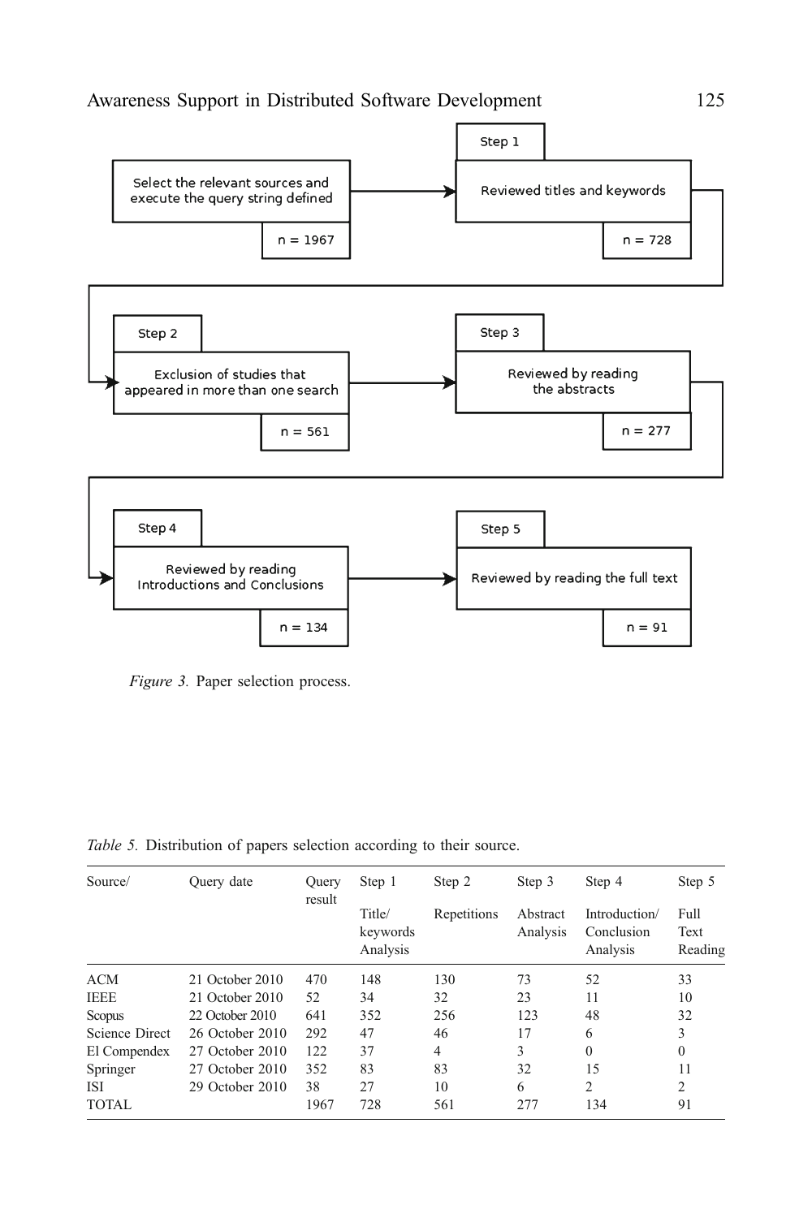Select the relevant sources and execute the query string defined — n = 1967

Step 1: Reviewed titles and keywords — n = 728

Step 2: Exclusion of studies that appeared in more than one search — n = 561

Step 3: Reviewed by reading the abstracts — n = 277

Step 4: Reviewed by reading Introductions and Conclusions — n = 134

Step 5: Reviewed by reading the full text — n = 91

*Figure 3.* Paper selection process.

*Table 5.* Distribution of papers selection according to their source.

| Source/ | Query date | Query result | Step 1 Title/ keywords Analysis | Step 2 Repetitions | Step 3 Abstract Analysis | Step 4 Introduction/ Conclusion Analysis | Step 5 Full Text Reading |
|---|---|---|---|---|---|---|---|
| ACM | 21 October 2010 | 470 | 148 | 130 | 73 | 52 | 33 |
| IEEE | 21 October 2010 | 52 | 34 | 32 | 23 | 11 | 10 |
| Scopus | 22 October 2010 | 641 | 352 | 256 | 123 | 48 | 32 |
| Science Direct | 26 October 2010 | 292 | 47 | 46 | 17 | 6 | 3 |
| El Compendex | 27 October 2010 | 122 | 37 | 4 | 3 | 0 | 0 |
| Springer | 27 October 2010 | 352 | 83 | 83 | 32 | 15 | 11 |
| ISI | 29 October 2010 | 38 | 27 | 10 | 6 | 2 | 2 |
| TOTAL | | 1967 | 728 | 561 | 277 | 134 | 91 |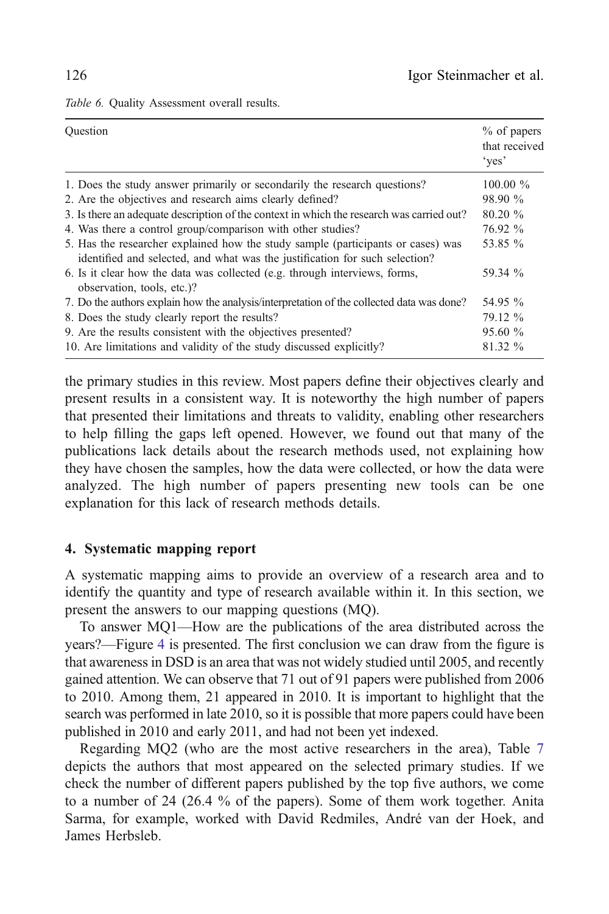*Table 6.* Quality Assessment overall results.

| Question | % of papers that received 'yes' |
|---|---|
| 1. Does the study answer primarily or secondarily the research questions? | 100.00 % |
| 2. Are the objectives and research aims clearly defined? | 98.90 % |
| 3. Is there an adequate description of the context in which the research was carried out? | 80.20 % |
| 4. Was there a control group/comparison with other studies? | 76.92 % |
| 5. Has the researcher explained how the study sample (participants or cases) was identified and selected, and what was the justification for such selection? | 53.85 % |
| 6. Is it clear how the data was collected (e.g. through interviews, forms, observation, tools, etc.)? | 59.34 % |
| 7. Do the authors explain how the analysis/interpretation of the collected data was done? | 54.95 % |
| 8. Does the study clearly report the results? | 79.12 % |
| 9. Are the results consistent with the objectives presented? | 95.60 % |
| 10. Are limitations and validity of the study discussed explicitly? | 81.32 % |

the primary studies in this review. Most papers define their objectives clearly and present results in a consistent way. It is noteworthy the high number of papers that presented their limitations and threats to validity, enabling other researchers to help filling the gaps left opened. However, we found out that many of the publications lack details about the research methods used, not explaining how they have chosen the samples, how the data were collected, or how the data were analyzed. The high number of papers presenting new tools can be one explanation for this lack of research methods details.

## 4. Systematic mapping report

A systematic mapping aims to provide an overview of a research area and to identify the quantity and type of research available within it. In this section, we present the answers to our mapping questions (MQ).

To answer MQ1—How are the publications of the area distributed across the years?—Figure 4 is presented. The first conclusion we can draw from the figure is that awareness in DSD is an area that was not widely studied until 2005, and recently gained attention. We can observe that 71 out of 91 papers were published from 2006 to 2010. Among them, 21 appeared in 2010. It is important to highlight that the search was performed in late 2010, so it is possible that more papers could have been published in 2010 and early 2011, and had not been yet indexed.

Regarding MQ2 (who are the most active researchers in the area), Table 7 depicts the authors that most appeared on the selected primary studies. If we check the number of different papers published by the top five authors, we come to a number of 24 (26.4 % of the papers). Some of them work together. Anita Sarma, for example, worked with David Redmiles, André van der Hoek, and James Herbsleb.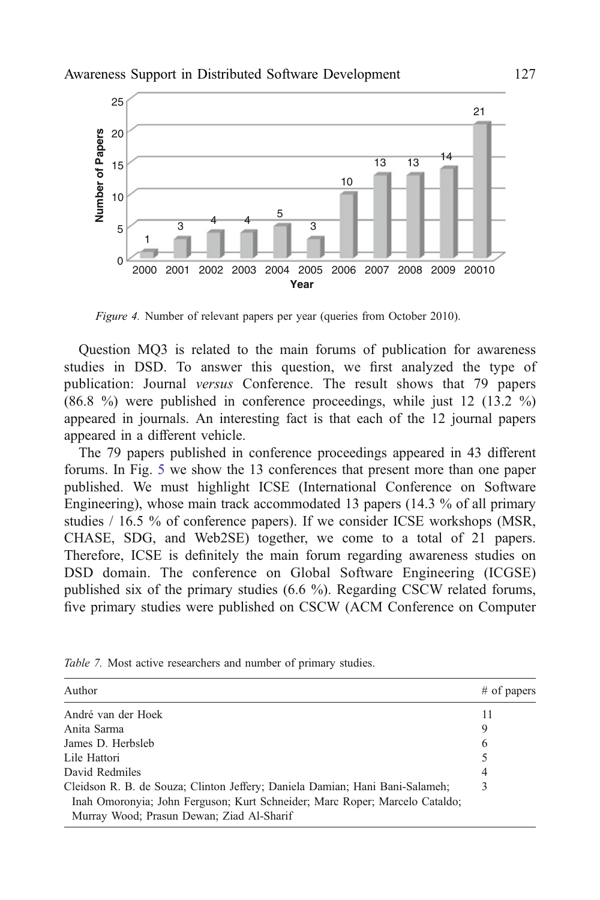Figure 4. Number of relevant papers per year (queries from October 2010).

Question MQ3 is related to the main forums of publication for awareness studies in DSD. To answer this question, we first analyzed the type of publication: Journal *versus* Conference. The result shows that 79 papers (86.8 %) were published in conference proceedings, while just 12 (13.2 %) appeared in journals. An interesting fact is that each of the 12 journal papers appeared in a different vehicle.

The 79 papers published in conference proceedings appeared in 43 different forums. In Fig. 5 we show the 13 conferences that present more than one paper published. We must highlight ICSE (International Conference on Software Engineering), whose main track accommodated 13 papers (14.3 % of all primary studies / 16.5 % of conference papers). If we consider ICSE workshops (MSR, CHASE, SDG, and Web2SE) together, we come to a total of 21 papers. Therefore, ICSE is definitely the main forum regarding awareness studies on DSD domain. The conference on Global Software Engineering (ICGSE) published six of the primary studies (6.6 %). Regarding CSCW related forums, five primary studies were published on CSCW (ACM Conference on Computer

*Table 7.* Most active researchers and number of primary studies.

| Author | # of papers |
|---|---|
| André van der Hoek | 11 |
| Anita Sarma | 9 |
| James D. Herbsleb | 6 |
| Lile Hattori | 5 |
| David Redmiles | 4 |
| Cleidson R. B. de Souza; Clinton Jeffery; Daniela Damian; Hani Bani-Salameh; Inah Omoronyia; John Ferguson; Kurt Schneider; Marc Roper; Marcelo Cataldo; Murray Wood; Prasun Dewan; Ziad Al-Sharif | 3 |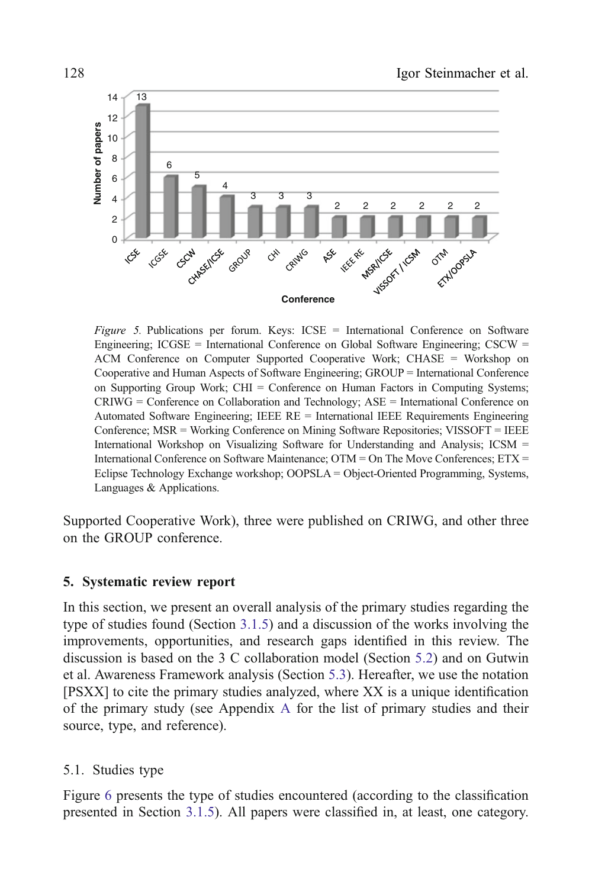*Figure 5.* Publications per forum. Keys: ICSE = International Conference on Software Engineering; ICGSE = International Conference on Global Software Engineering; CSCW = ACM Conference on Computer Supported Cooperative Work; CHASE = Workshop on Cooperative and Human Aspects of Software Engineering; GROUP = International Conference on Supporting Group Work; CHI = Conference on Human Factors in Computing Systems; CRIWG = Conference on Collaboration and Technology; ASE = International Conference on Automated Software Engineering; IEEE RE = International IEEE Requirements Engineering Conference; MSR = Working Conference on Mining Software Repositories; VISSOFT = IEEE International Workshop on Visualizing Software for Understanding and Analysis; ICSM = International Conference on Software Maintenance; OTM = On The Move Conferences; ETX = Eclipse Technology Exchange workshop; OOPSLA = Object-Oriented Programming, Systems, Languages & Applications.

Supported Cooperative Work), three were published on CRIWG, and other three on the GROUP conference.

## 5. Systematic review report

In this section, we present an overall analysis of the primary studies regarding the type of studies found (Section 3.1.5) and a discussion of the works involving the improvements, opportunities, and research gaps identified in this review. The discussion is based on the 3 C collaboration model (Section 5.2) and on Gutwin et al. Awareness Framework analysis (Section 5.3). Hereafter, we use the notation [PSXX] to cite the primary studies analyzed, where XX is a unique identification of the primary study (see Appendix A for the list of primary studies and their source, type, and reference).

### 5.1. Studies type

Figure 6 presents the type of studies encountered (according to the classification presented in Section 3.1.5). All papers were classified in, at least, one category.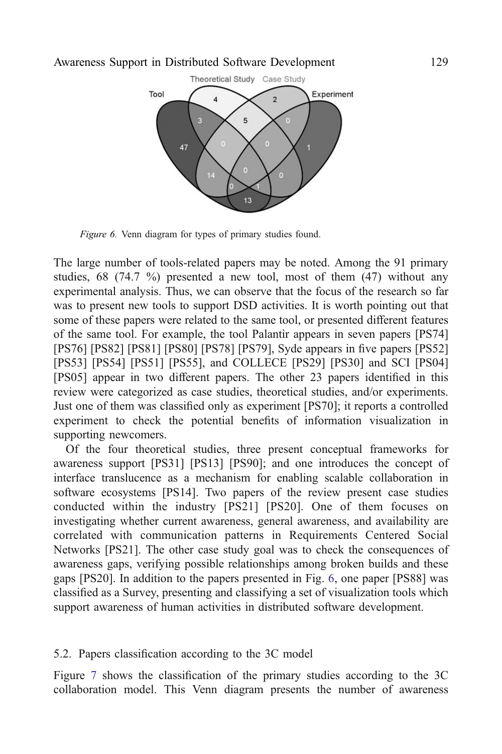*Figure 6.* Venn diagram for types of primary studies found.

The large number of tools-related papers may be noted. Among the 91 primary studies, 68 (74.7 %) presented a new tool, most of them (47) without any experimental analysis. Thus, we can observe that the focus of the research so far was to present new tools to support DSD activities. It is worth pointing out that some of these papers were related to the same tool, or presented different features of the same tool. For example, the tool Palantìr appears in seven papers [PS74] [PS76] [PS82] [PS81] [PS80] [PS78] [PS79], Syde appears in five papers [PS52] [PS53] [PS54] [PS51] [PS55], and COLLECE [PS29] [PS30] and SCI [PS04] [PS05] appear in two different papers. The other 23 papers identified in this review were categorized as case studies, theoretical studies, and/or experiments. Just one of them was classified only as experiment [PS70]; it reports a controlled experiment to check the potential benefits of information visualization in supporting newcomers.

Of the four theoretical studies, three present conceptual frameworks for awareness support [PS31] [PS13] [PS90]; and one introduces the concept of interface translucence as a mechanism for enabling scalable collaboration in software ecosystems [PS14]. Two papers of the review present case studies conducted within the industry [PS21] [PS20]. One of them focuses on investigating whether current awareness, general awareness, and availability are correlated with communication patterns in Requirements Centered Social Networks [PS21]. The other case study goal was to check the consequences of awareness gaps, verifying possible relationships among broken builds and these gaps [PS20]. In addition to the papers presented in Fig. 6, one paper [PS88] was classified as a Survey, presenting and classifying a set of visualization tools which support awareness of human activities in distributed software development.

### 5.2. Papers classification according to the 3C model

Figure 7 shows the classification of the primary studies according to the 3C collaboration model. This Venn diagram presents the number of awareness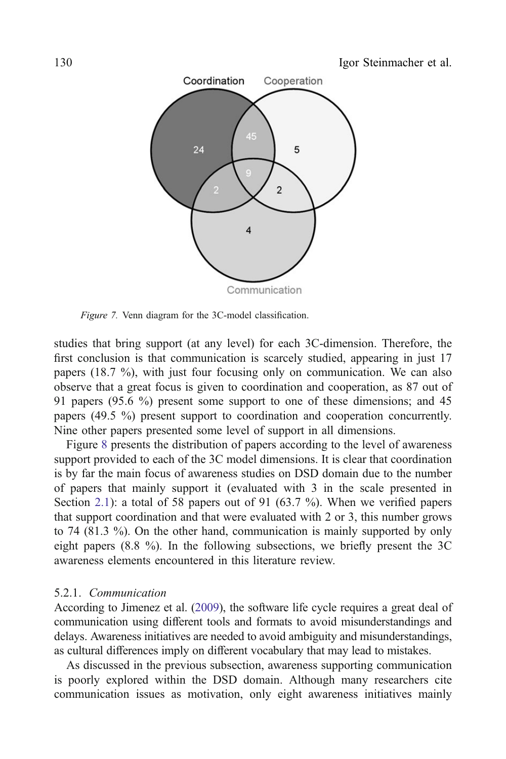*Figure 7.* Venn diagram for the 3C-model classification.

studies that bring support (at any level) for each 3C-dimension. Therefore, the first conclusion is that communication is scarcely studied, appearing in just 17 papers (18.7 %), with just four focusing only on communication. We can also observe that a great focus is given to coordination and cooperation, as 87 out of 91 papers (95.6 %) present some support to one of these dimensions; and 45 papers (49.5 %) present support to coordination and cooperation concurrently. Nine other papers presented some level of support in all dimensions.

Figure 8 presents the distribution of papers according to the level of awareness support provided to each of the 3C model dimensions. It is clear that coordination is by far the main focus of awareness studies on DSD domain due to the number of papers that mainly support it (evaluated with 3 in the scale presented in Section 2.1): a total of 58 papers out of 91 (63.7 %). When we verified papers that support coordination and that were evaluated with 2 or 3, this number grows to 74 (81.3 %). On the other hand, communication is mainly supported by only eight papers (8.8 %). In the following subsections, we briefly present the 3C awareness elements encountered in this literature review.

### 5.2.1. *Communication*

According to Jimenez et al. (2009), the software life cycle requires a great deal of communication using different tools and formats to avoid misunderstandings and delays. Awareness initiatives are needed to avoid ambiguity and misunderstandings, as cultural differences imply on different vocabulary that may lead to mistakes.

As discussed in the previous subsection, awareness supporting communication is poorly explored within the DSD domain. Although many researchers cite communication issues as motivation, only eight awareness initiatives mainly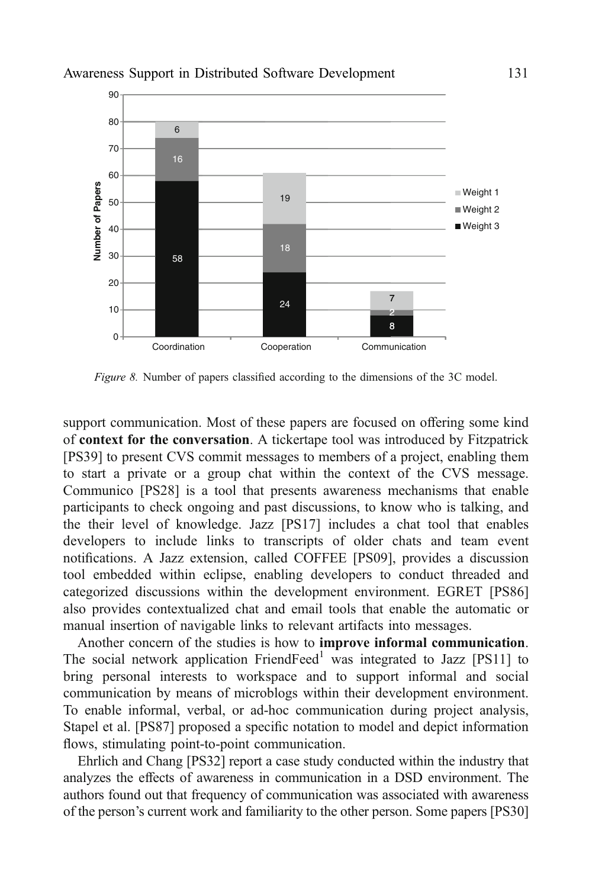*Figure 8.* Number of papers classified according to the dimensions of the 3C model.

support communication. Most of these papers are focused on offering some kind of **context for the conversation**. A tickertape tool was introduced by Fitzpatrick [PS39] to present CVS commit messages to members of a project, enabling them to start a private or a group chat within the context of the CVS message. Communico [PS28] is a tool that presents awareness mechanisms that enable participants to check ongoing and past discussions, to know who is talking, and the their level of knowledge. Jazz [PS17] includes a chat tool that enables developers to include links to transcripts of older chats and team event notifications. A Jazz extension, called COFFEE [PS09], provides a discussion tool embedded within eclipse, enabling developers to conduct threaded and categorized discussions within the development environment. EGRET [PS86] also provides contextualized chat and email tools that enable the automatic or manual insertion of navigable links to relevant artifacts into messages.

Another concern of the studies is how to **improve informal communication**. The social network application FriendFeed[1] was integrated to Jazz [PS11] to bring personal interests to workspace and to support informal and social communication by means of microblogs within their development environment. To enable informal, verbal, or ad-hoc communication during project analysis, Stapel et al. [PS87] proposed a specific notation to model and depict information flows, stimulating point-to-point communication.

Ehrlich and Chang [PS32] report a case study conducted within the industry that analyzes the effects of awareness in communication in a DSD environment. The authors found out that frequency of communication was associated with awareness of the person's current work and familiarity to the other person. Some papers [PS30]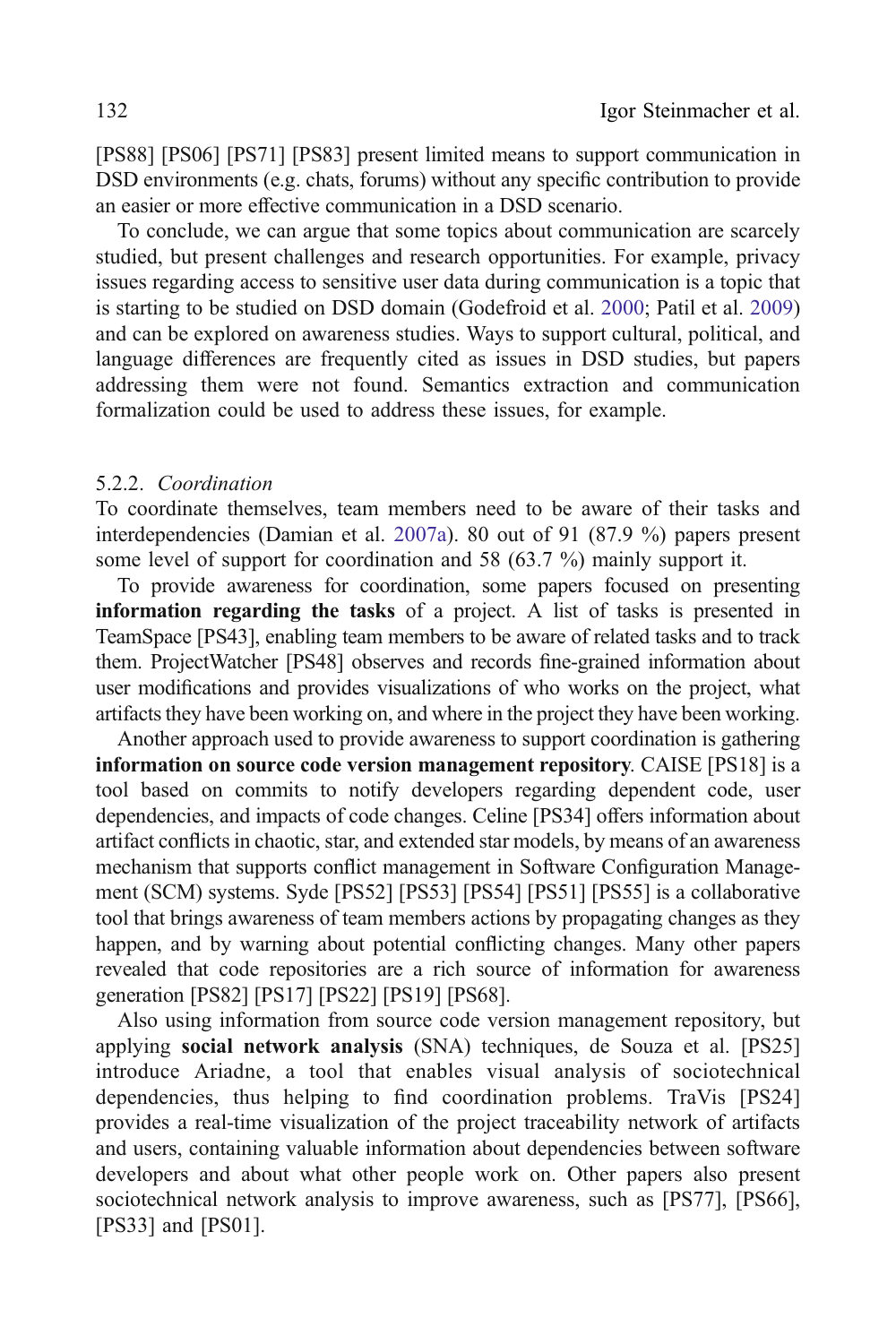[PS88] [PS06] [PS71] [PS83] present limited means to support communication in DSD environments (e.g. chats, forums) without any specific contribution to provide an easier or more effective communication in a DSD scenario.

To conclude, we can argue that some topics about communication are scarcely studied, but present challenges and research opportunities. For example, privacy issues regarding access to sensitive user data during communication is a topic that is starting to be studied on DSD domain (Godefroid et al. 2000; Patil et al. 2009) and can be explored on awareness studies. Ways to support cultural, political, and language differences are frequently cited as issues in DSD studies, but papers addressing them were not found. Semantics extraction and communication formalization could be used to address these issues, for example.

#### 5.2.2. *Coordination*

To coordinate themselves, team members need to be aware of their tasks and interdependencies (Damian et al. 2007a). 80 out of 91 (87.9 %) papers present some level of support for coordination and 58 (63.7 %) mainly support it.

To provide awareness for coordination, some papers focused on presenting **information regarding the tasks** of a project. A list of tasks is presented in TeamSpace [PS43], enabling team members to be aware of related tasks and to track them. ProjectWatcher [PS48] observes and records fine-grained information about user modifications and provides visualizations of who works on the project, what artifacts they have been working on, and where in the project they have been working.

Another approach used to provide awareness to support coordination is gathering **information on source code version management repository**. CAISE [PS18] is a tool based on commits to notify developers regarding dependent code, user dependencies, and impacts of code changes. Celine [PS34] offers information about artifact conflicts in chaotic, star, and extended star models, by means of an awareness mechanism that supports conflict management in Software Configuration Management (SCM) systems. Syde [PS52] [PS53] [PS54] [PS51] [PS55] is a collaborative tool that brings awareness of team members actions by propagating changes as they happen, and by warning about potential conflicting changes. Many other papers revealed that code repositories are a rich source of information for awareness generation [PS82] [PS17] [PS22] [PS19] [PS68].

Also using information from source code version management repository, but applying **social network analysis** (SNA) techniques, de Souza et al. [PS25] introduce Ariadne, a tool that enables visual analysis of sociotechnical dependencies, thus helping to find coordination problems. TraVis [PS24] provides a real-time visualization of the project traceability network of artifacts and users, containing valuable information about dependencies between software developers and about what other people work on. Other papers also present sociotechnical network analysis to improve awareness, such as [PS77], [PS66], [PS33] and [PS01].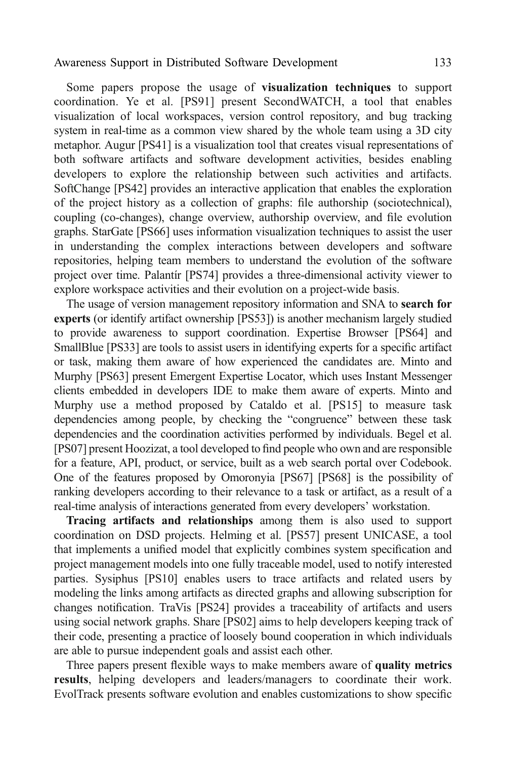Some papers propose the usage of **visualization techniques** to support coordination. Ye et al. [PS91] present SecondWATCH, a tool that enables visualization of local workspaces, version control repository, and bug tracking system in real-time as a common view shared by the whole team using a 3D city metaphor. Augur [PS41] is a visualization tool that creates visual representations of both software artifacts and software development activities, besides enabling developers to explore the relationship between such activities and artifacts. SoftChange [PS42] provides an interactive application that enables the exploration of the project history as a collection of graphs: file authorship (sociotechnical), coupling (co-changes), change overview, authorship overview, and file evolution graphs. StarGate [PS66] uses information visualization techniques to assist the user in understanding the complex interactions between developers and software repositories, helping team members to understand the evolution of the software project over time. Palantír [PS74] provides a three-dimensional activity viewer to explore workspace activities and their evolution on a project-wide basis.

The usage of version management repository information and SNA to **search for experts** (or identify artifact ownership [PS53]) is another mechanism largely studied to provide awareness to support coordination. Expertise Browser [PS64] and SmallBlue [PS33] are tools to assist users in identifying experts for a specific artifact or task, making them aware of how experienced the candidates are. Minto and Murphy [PS63] present Emergent Expertise Locator, which uses Instant Messenger clients embedded in developers IDE to make them aware of experts. Minto and Murphy use a method proposed by Cataldo et al. [PS15] to measure task dependencies among people, by checking the "congruence" between these task dependencies and the coordination activities performed by individuals. Begel et al. [PS07] present Hoozizat, a tool developed to find people who own and are responsible for a feature, API, product, or service, built as a web search portal over Codebook. One of the features proposed by Omoronyia [PS67] [PS68] is the possibility of ranking developers according to their relevance to a task or artifact, as a result of a real-time analysis of interactions generated from every developers' workstation.

**Tracing artifacts and relationships** among them is also used to support coordination on DSD projects. Helming et al. [PS57] present UNICASE, a tool that implements a unified model that explicitly combines system specification and project management models into one fully traceable model, used to notify interested parties. Sysiphus [PS10] enables users to trace artifacts and related users by modeling the links among artifacts as directed graphs and allowing subscription for changes notification. TraVis [PS24] provides a traceability of artifacts and users using social network graphs. Share [PS02] aims to help developers keeping track of their code, presenting a practice of loosely bound cooperation in which individuals are able to pursue independent goals and assist each other.

Three papers present flexible ways to make members aware of **quality metrics results**, helping developers and leaders/managers to coordinate their work. EvolTrack presents software evolution and enables customizations to show specific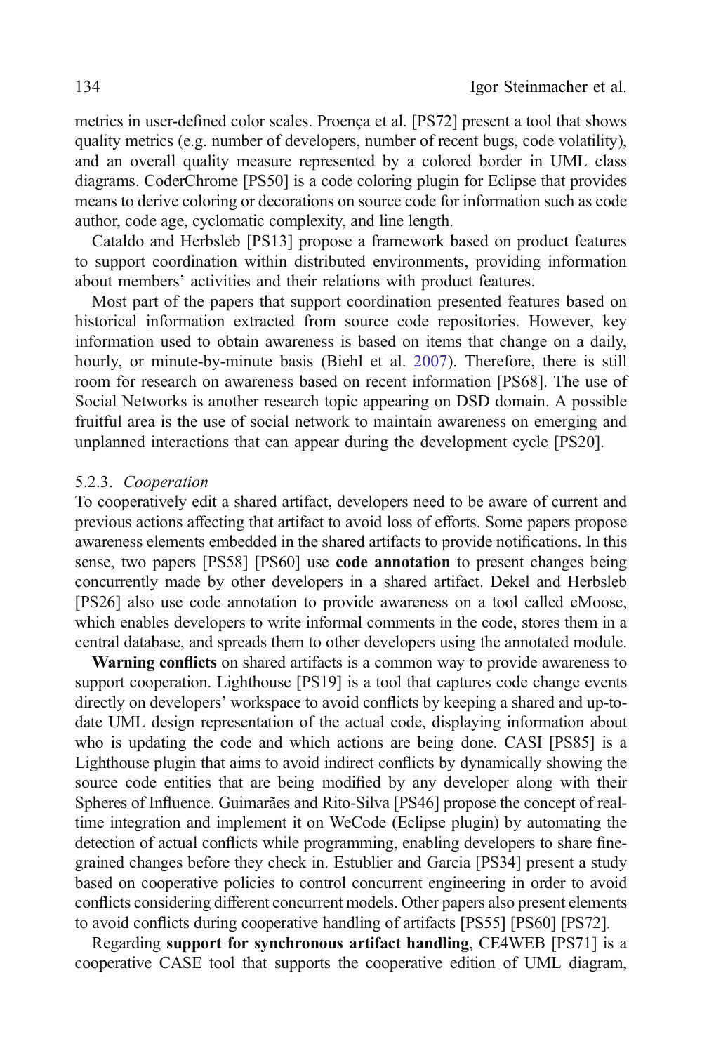metrics in user-defined color scales. Proença et al. [PS72] present a tool that shows quality metrics (e.g. number of developers, number of recent bugs, code volatility), and an overall quality measure represented by a colored border in UML class diagrams. CoderChrome [PS50] is a code coloring plugin for Eclipse that provides means to derive coloring or decorations on source code for information such as code author, code age, cyclomatic complexity, and line length.

Cataldo and Herbsleb [PS13] propose a framework based on product features to support coordination within distributed environments, providing information about members' activities and their relations with product features.

Most part of the papers that support coordination presented features based on historical information extracted from source code repositories. However, key information used to obtain awareness is based on items that change on a daily, hourly, or minute-by-minute basis (Biehl et al. 2007). Therefore, there is still room for research on awareness based on recent information [PS68]. The use of Social Networks is another research topic appearing on DSD domain. A possible fruitful area is the use of social network to maintain awareness on emerging and unplanned interactions that can appear during the development cycle [PS20].

#### 5.2.3. *Cooperation*

To cooperatively edit a shared artifact, developers need to be aware of current and previous actions affecting that artifact to avoid loss of efforts. Some papers propose awareness elements embedded in the shared artifacts to provide notifications. In this sense, two papers [PS58] [PS60] use **code annotation** to present changes being concurrently made by other developers in a shared artifact. Dekel and Herbsleb [PS26] also use code annotation to provide awareness on a tool called eMoose, which enables developers to write informal comments in the code, stores them in a central database, and spreads them to other developers using the annotated module.

**Warning conflicts** on shared artifacts is a common way to provide awareness to support cooperation. Lighthouse [PS19] is a tool that captures code change events directly on developers' workspace to avoid conflicts by keeping a shared and up-to-date UML design representation of the actual code, displaying information about who is updating the code and which actions are being done. CASI [PS85] is a Lighthouse plugin that aims to avoid indirect conflicts by dynamically showing the source code entities that are being modified by any developer along with their Spheres of Influence. Guimarães and Rito-Silva [PS46] propose the concept of real-time integration and implement it on WeCode (Eclipse plugin) by automating the detection of actual conflicts while programming, enabling developers to share fine-grained changes before they check in. Estublier and Garcia [PS34] present a study based on cooperative policies to control concurrent engineering in order to avoid conflicts considering different concurrent models. Other papers also present elements to avoid conflicts during cooperative handling of artifacts [PS55] [PS60] [PS72].

Regarding **support for synchronous artifact handling**, CE4WEB [PS71] is a cooperative CASE tool that supports the cooperative edition of UML diagram,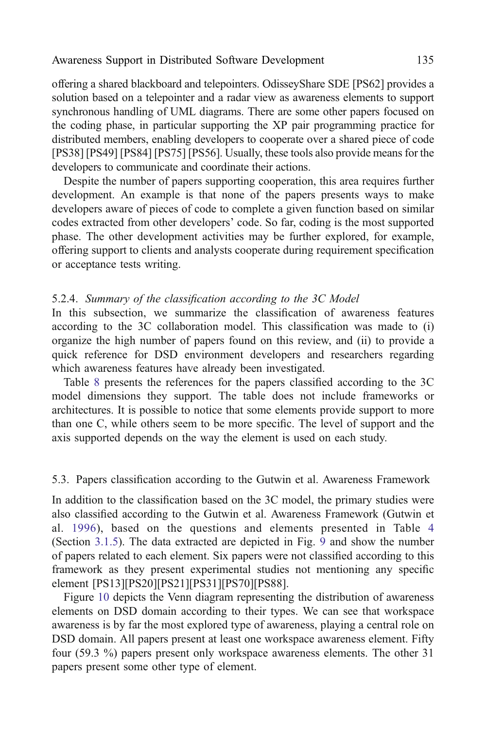offering a shared blackboard and telepointers. OdisseyShare SDE [PS62] provides a solution based on a telepointer and a radar view as awareness elements to support synchronous handling of UML diagrams. There are some other papers focused on the coding phase, in particular supporting the XP pair programming practice for distributed members, enabling developers to cooperate over a shared piece of code [PS38] [PS49] [PS84] [PS75] [PS56]. Usually, these tools also provide means for the developers to communicate and coordinate their actions.

Despite the number of papers supporting cooperation, this area requires further development. An example is that none of the papers presents ways to make developers aware of pieces of code to complete a given function based on similar codes extracted from other developers' code. So far, coding is the most supported phase. The other development activities may be further explored, for example, offering support to clients and analysts cooperate during requirement specification or acceptance tests writing.

#### 5.2.4. *Summary of the classification according to the 3C Model*

In this subsection, we summarize the classification of awareness features according to the 3C collaboration model. This classification was made to (i) organize the high number of papers found on this review, and (ii) to provide a quick reference for DSD environment developers and researchers regarding which awareness features have already been investigated.

Table 8 presents the references for the papers classified according to the 3C model dimensions they support. The table does not include frameworks or architectures. It is possible to notice that some elements provide support to more than one C, while others seem to be more specific. The level of support and the axis supported depends on the way the element is used on each study.

### 5.3. Papers classification according to the Gutwin et al. Awareness Framework

In addition to the classification based on the 3C model, the primary studies were also classified according to the Gutwin et al. Awareness Framework (Gutwin et al. 1996), based on the questions and elements presented in Table 4 (Section 3.1.5). The data extracted are depicted in Fig. 9 and show the number of papers related to each element. Six papers were not classified according to this framework as they present experimental studies not mentioning any specific element [PS13][PS20][PS21][PS31][PS70][PS88].

Figure 10 depicts the Venn diagram representing the distribution of awareness elements on DSD domain according to their types. We can see that workspace awareness is by far the most explored type of awareness, playing a central role on DSD domain. All papers present at least one workspace awareness element. Fifty four (59.3 %) papers present only workspace awareness elements. The other 31 papers present some other type of element.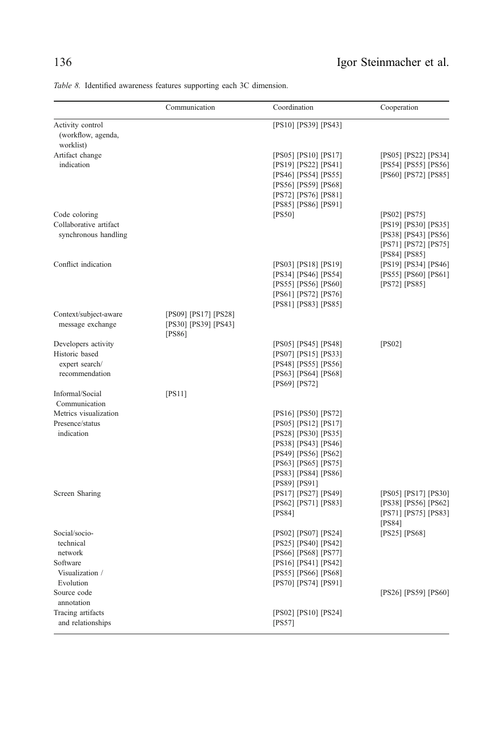*Table 8.* Identified awareness features supporting each 3C dimension.

| | Communication | Coordination | Cooperation |
|---|---|---|---|
| Activity control (workflow, agenda, worklist) | | [PS10] [PS39] [PS43] | |
| Artifact change indication | | [PS05] [PS10] [PS17] [PS19] [PS22] [PS41] [PS46] [PS54] [PS55] [PS56] [PS59] [PS68] [PS72] [PS76] [PS81] [PS85] [PS86] [PS91] | [PS05] [PS22] [PS34] [PS54] [PS55] [PS56] [PS60] [PS72] [PS85] |
| Code coloring | | [PS50] | [PS02] [PS75] |
| Collaborative artifact synchronous handling | | | [PS19] [PS30] [PS35] [PS38] [PS43] [PS56] [PS71] [PS72] [PS75] [PS84] [PS85] |
| Conflict indication | | [PS03] [PS18] [PS19] [PS34] [PS46] [PS54] [PS55] [PS56] [PS60] [PS61] [PS72] [PS76] [PS81] [PS83] [PS85] | [PS19] [PS34] [PS46] [PS55] [PS60] [PS61] [PS72] [PS85] |
| Context/subject-aware message exchange | [PS09] [PS17] [PS28] [PS30] [PS39] [PS43] [PS86] | | |
| Developers activity | | [PS05] [PS45] [PS48] | [PS02] |
| Historic based expert search/ recommendation | | [PS07] [PS15] [PS33] [PS48] [PS55] [PS56] [PS63] [PS64] [PS68] [PS69] [PS72] | |
| Informal/Social Communication | [PS11] | | |
| Metrics visualization | | [PS16] [PS50] [PS72] | |
| Presence/status indication | | [PS05] [PS12] [PS17] [PS28] [PS30] [PS35] [PS38] [PS43] [PS46] [PS49] [PS56] [PS62] [PS63] [PS65] [PS75] [PS83] [PS84] [PS86] [PS89] [PS91] | |
| Screen Sharing | | [PS17] [PS27] [PS49] [PS62] [PS71] [PS83] [PS84] | [PS05] [PS17] [PS30] [PS38] [PS56] [PS62] [PS71] [PS75] [PS83] [PS84] |
| Social/socio-technical network | | [PS02] [PS07] [PS24] [PS25] [PS40] [PS42] [PS66] [PS68] [PS77] | [PS25] [PS68] |
| Software Visualization / Evolution | | [PS16] [PS41] [PS42] [PS55] [PS66] [PS68] [PS70] [PS74] [PS91] | |
| Source code annotation | | | [PS26] [PS59] [PS60] |
| Tracing artifacts and relationships | | [PS02] [PS10] [PS24] [PS57] | |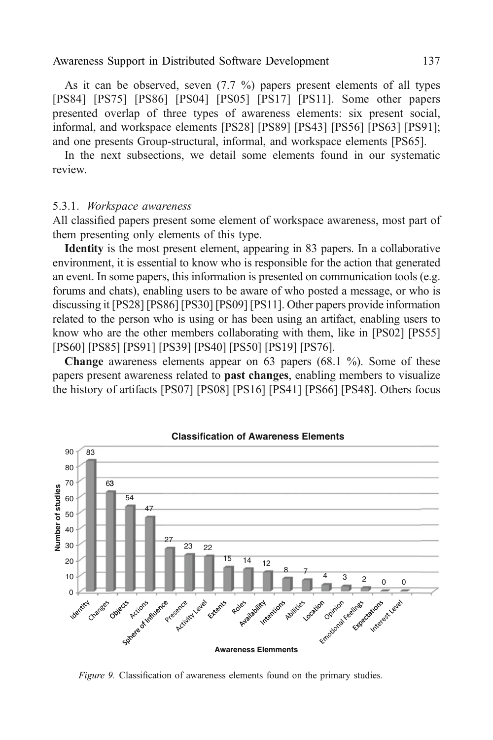As it can be observed, seven (7.7 %) papers present elements of all types [PS84] [PS75] [PS86] [PS04] [PS05] [PS17] [PS11]. Some other papers presented overlap of three types of awareness elements: six present social, informal, and workspace elements [PS28] [PS89] [PS43] [PS56] [PS63] [PS91]; and one presents Group-structural, informal, and workspace elements [PS65].

In the next subsections, we detail some elements found in our systematic review.

### 5.3.1. *Workspace awareness*

All classified papers present some element of workspace awareness, most part of them presenting only elements of this type.

**Identity** is the most present element, appearing in 83 papers. In a collaborative environment, it is essential to know who is responsible for the action that generated an event. In some papers, this information is presented on communication tools (e.g. forums and chats), enabling users to be aware of who posted a message, or who is discussing it [PS28] [PS86] [PS30] [PS09] [PS11]. Other papers provide information related to the person who is using or has been using an artifact, enabling users to know who are the other members collaborating with them, like in [PS02] [PS55] [PS60] [PS85] [PS91] [PS39] [PS40] [PS50] [PS19] [PS76].

**Change** awareness elements appear on 63 papers (68.1 %). Some of these papers present awareness related to **past changes**, enabling members to visualize the history of artifacts [PS07] [PS08] [PS16] [PS41] [PS66] [PS48]. Others focus

**Classification of Awareness Elements**

| Awareness Elemments | Number of studies |
|---|---|
| Identity | 83 |
| Changes | 63 |
| Objects | 54 |
| Actions | 47 |
| Sphere of Influence | 27 |
| Presence | 23 |
| Activity Level | 22 |
| Extents | 15 |
| Roles | 14 |
| Availability | 12 |
| Intentions | 8 |
| Abilities | 7 |
| Location | 4 |
| Opinion | 3 |
| Emotional Feelings | 2 |
| Expectations | 0 |
| Interest Level | 0 |

*Figure 9.* Classification of awareness elements found on the primary studies.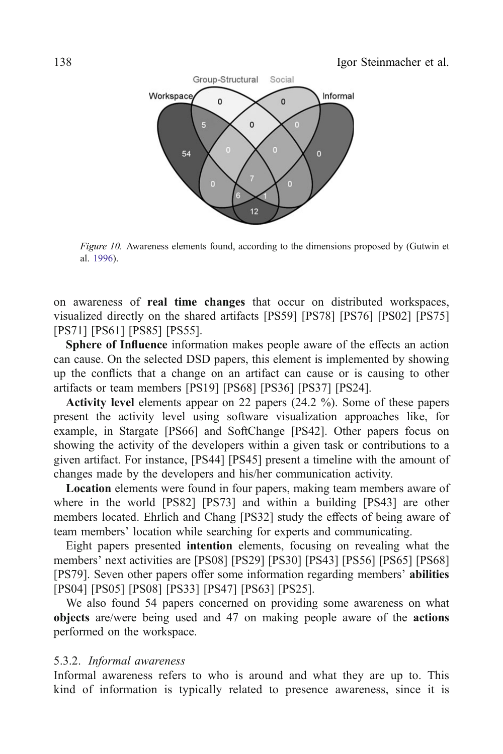*Figure 10.* Awareness elements found, according to the dimensions proposed by (Gutwin et al. 1996).

on awareness of **real time changes** that occur on distributed workspaces, visualized directly on the shared artifacts [PS59] [PS78] [PS76] [PS02] [PS75] [PS71] [PS61] [PS85] [PS55].

**Sphere of Influence** information makes people aware of the effects an action can cause. On the selected DSD papers, this element is implemented by showing up the conflicts that a change on an artifact can cause or is causing to other artifacts or team members [PS19] [PS68] [PS36] [PS37] [PS24].

**Activity level** elements appear on 22 papers (24.2 %). Some of these papers present the activity level using software visualization approaches like, for example, in Stargate [PS66] and SoftChange [PS42]. Other papers focus on showing the activity of the developers within a given task or contributions to a given artifact. For instance, [PS44] [PS45] present a timeline with the amount of changes made by the developers and his/her communication activity.

**Location** elements were found in four papers, making team members aware of where in the world [PS82] [PS73] and within a building [PS43] are other members located. Ehrlich and Chang [PS32] study the effects of being aware of team members' location while searching for experts and communicating.

Eight papers presented **intention** elements, focusing on revealing what the members' next activities are [PS08] [PS29] [PS30] [PS43] [PS56] [PS65] [PS68] [PS79]. Seven other papers offer some information regarding members' **abilities** [PS04] [PS05] [PS08] [PS33] [PS47] [PS63] [PS25].

We also found 54 papers concerned on providing some awareness on what **objects** are/were being used and 47 on making people aware of the **actions** performed on the workspace.

### 5.3.2. *Informal awareness*

Informal awareness refers to who is around and what they are up to. This kind of information is typically related to presence awareness, since it is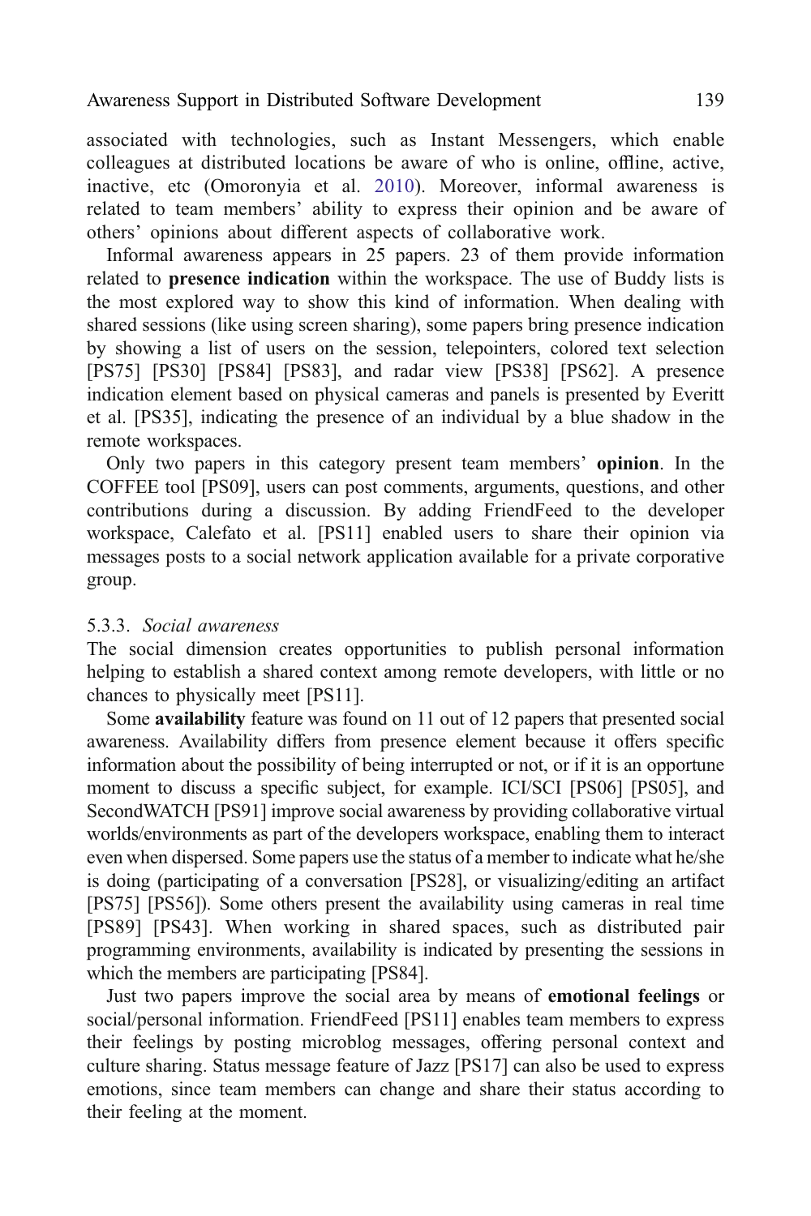associated with technologies, such as Instant Messengers, which enable colleagues at distributed locations be aware of who is online, offline, active, inactive, etc (Omoronyia et al. 2010). Moreover, informal awareness is related to team members' ability to express their opinion and be aware of others' opinions about different aspects of collaborative work.

Informal awareness appears in 25 papers. 23 of them provide information related to **presence indication** within the workspace. The use of Buddy lists is the most explored way to show this kind of information. When dealing with shared sessions (like using screen sharing), some papers bring presence indication by showing a list of users on the session, telepointers, colored text selection [PS75] [PS30] [PS84] [PS83], and radar view [PS38] [PS62]. A presence indication element based on physical cameras and panels is presented by Everitt et al. [PS35], indicating the presence of an individual by a blue shadow in the remote workspaces.

Only two papers in this category present team members' **opinion**. In the COFFEE tool [PS09], users can post comments, arguments, questions, and other contributions during a discussion. By adding FriendFeed to the developer workspace, Calefato et al. [PS11] enabled users to share their opinion via messages posts to a social network application available for a private corporative group.

#### 5.3.3. *Social awareness*

The social dimension creates opportunities to publish personal information helping to establish a shared context among remote developers, with little or no chances to physically meet [PS11].

Some **availability** feature was found on 11 out of 12 papers that presented social awareness. Availability differs from presence element because it offers specific information about the possibility of being interrupted or not, or if it is an opportune moment to discuss a specific subject, for example. ICI/SCI [PS06] [PS05], and SecondWATCH [PS91] improve social awareness by providing collaborative virtual worlds/environments as part of the developers workspace, enabling them to interact even when dispersed. Some papers use the status of a member to indicate what he/she is doing (participating of a conversation [PS28], or visualizing/editing an artifact [PS75] [PS56]). Some others present the availability using cameras in real time [PS89] [PS43]. When working in shared spaces, such as distributed pair programming environments, availability is indicated by presenting the sessions in which the members are participating [PS84].

Just two papers improve the social area by means of **emotional feelings** or social/personal information. FriendFeed [PS11] enables team members to express their feelings by posting microblog messages, offering personal context and culture sharing. Status message feature of Jazz [PS17] can also be used to express emotions, since team members can change and share their status according to their feeling at the moment.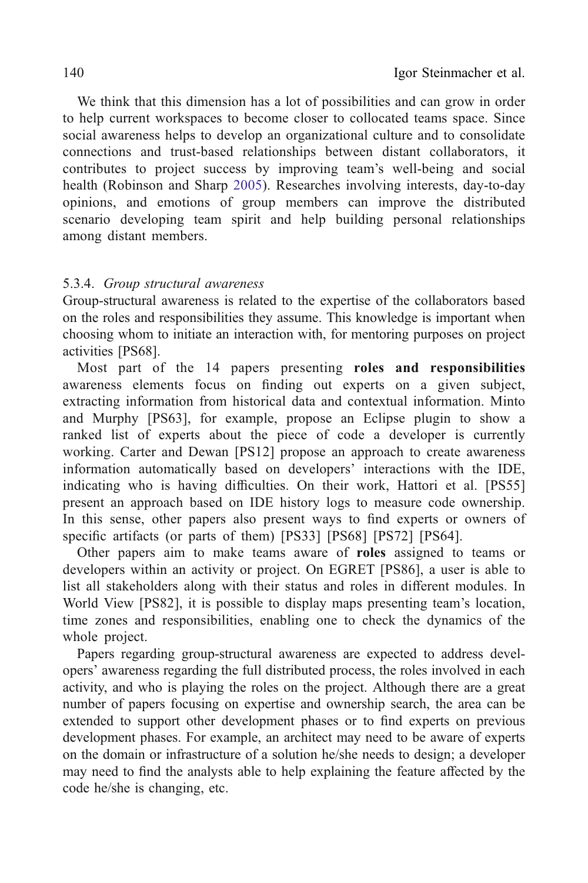We think that this dimension has a lot of possibilities and can grow in order to help current workspaces to become closer to collocated teams space. Since social awareness helps to develop an organizational culture and to consolidate connections and trust-based relationships between distant collaborators, it contributes to project success by improving team's well-being and social health (Robinson and Sharp 2005). Researches involving interests, day-to-day opinions, and emotions of group members can improve the distributed scenario developing team spirit and help building personal relationships among distant members.

5.3.4. *Group structural awareness*

Group-structural awareness is related to the expertise of the collaborators based on the roles and responsibilities they assume. This knowledge is important when choosing whom to initiate an interaction with, for mentoring purposes on project activities [PS68].

Most part of the 14 papers presenting **roles and responsibilities** awareness elements focus on finding out experts on a given subject, extracting information from historical data and contextual information. Minto and Murphy [PS63], for example, propose an Eclipse plugin to show a ranked list of experts about the piece of code a developer is currently working. Carter and Dewan [PS12] propose an approach to create awareness information automatically based on developers' interactions with the IDE, indicating who is having difficulties. On their work, Hattori et al. [PS55] present an approach based on IDE history logs to measure code ownership. In this sense, other papers also present ways to find experts or owners of specific artifacts (or parts of them) [PS33] [PS68] [PS72] [PS64].

Other papers aim to make teams aware of **roles** assigned to teams or developers within an activity or project. On EGRET [PS86], a user is able to list all stakeholders along with their status and roles in different modules. In World View [PS82], it is possible to display maps presenting team's location, time zones and responsibilities, enabling one to check the dynamics of the whole project.

Papers regarding group-structural awareness are expected to address developers' awareness regarding the full distributed process, the roles involved in each activity, and who is playing the roles on the project. Although there are a great number of papers focusing on expertise and ownership search, the area can be extended to support other development phases or to find experts on previous development phases. For example, an architect may need to be aware of experts on the domain or infrastructure of a solution he/she needs to design; a developer may need to find the analysts able to help explaining the feature affected by the code he/she is changing, etc.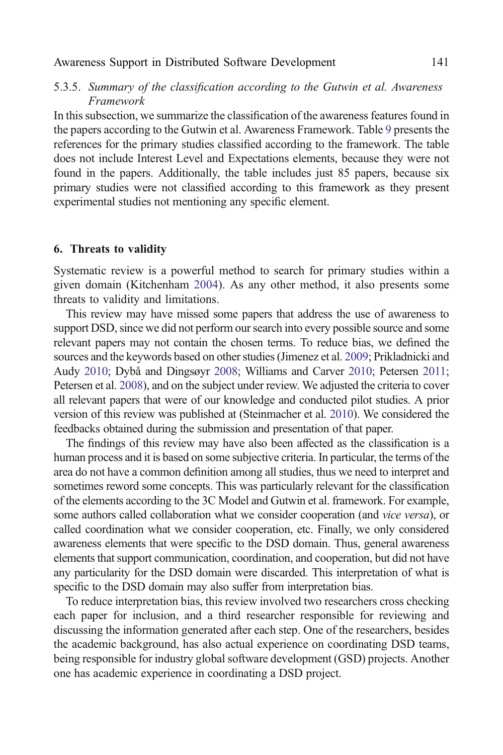#### 5.3.5. *Summary of the classification according to the Gutwin et al. Awareness Framework*

In this subsection, we summarize the classification of the awareness features found in the papers according to the Gutwin et al. Awareness Framework. Table 9 presents the references for the primary studies classified according to the framework. The table does not include Interest Level and Expectations elements, because they were not found in the papers. Additionally, the table includes just 85 papers, because six primary studies were not classified according to this framework as they present experimental studies not mentioning any specific element.

## 6. Threats to validity

Systematic review is a powerful method to search for primary studies within a given domain (Kitchenham 2004). As any other method, it also presents some threats to validity and limitations.

This review may have missed some papers that address the use of awareness to support DSD, since we did not perform our search into every possible source and some relevant papers may not contain the chosen terms. To reduce bias, we defined the sources and the keywords based on other studies (Jimenez et al. 2009; Prikladnicki and Audy 2010; Dybå and Dingsøyr 2008; Williams and Carver 2010; Petersen 2011; Petersen et al. 2008), and on the subject under review. We adjusted the criteria to cover all relevant papers that were of our knowledge and conducted pilot studies. A prior version of this review was published at (Steinmacher et al. 2010). We considered the feedbacks obtained during the submission and presentation of that paper.

The findings of this review may have also been affected as the classification is a human process and it is based on some subjective criteria. In particular, the terms of the area do not have a common definition among all studies, thus we need to interpret and sometimes reword some concepts. This was particularly relevant for the classification of the elements according to the 3C Model and Gutwin et al. framework. For example, some authors called collaboration what we consider cooperation (and *vice versa*), or called coordination what we consider cooperation, etc. Finally, we only considered awareness elements that were specific to the DSD domain. Thus, general awareness elements that support communication, coordination, and cooperation, but did not have any particularity for the DSD domain were discarded. This interpretation of what is specific to the DSD domain may also suffer from interpretation bias.

To reduce interpretation bias, this review involved two researchers cross checking each paper for inclusion, and a third researcher responsible for reviewing and discussing the information generated after each step. One of the researchers, besides the academic background, has also actual experience on coordinating DSD teams, being responsible for industry global software development (GSD) projects. Another one has academic experience in coordinating a DSD project.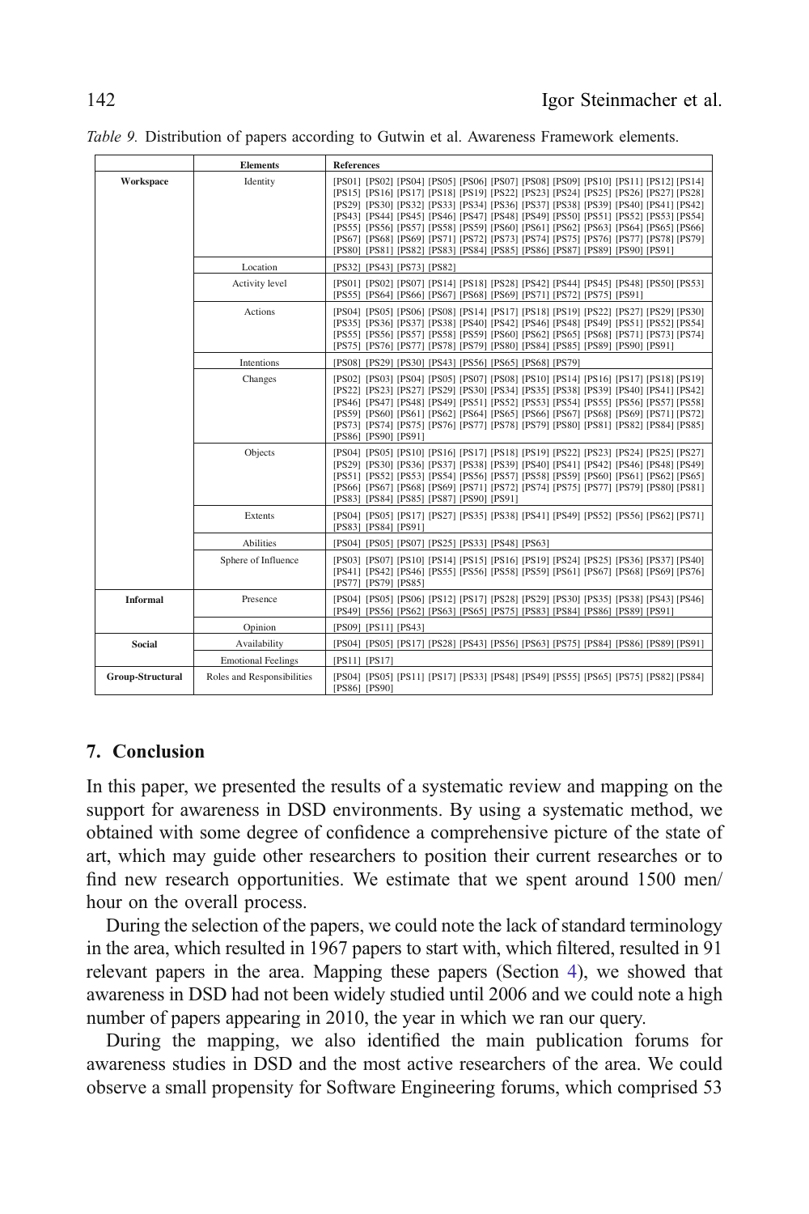*Table 9.* Distribution of papers according to Gutwin et al. Awareness Framework elements.

| | Elements | References |
|---|---|---|
| **Workspace** | Identity | [PS01] [PS02] [PS04] [PS05] [PS06] [PS07] [PS08] [PS09] [PS10] [PS11] [PS12] [PS14] [PS15] [PS16] [PS17] [PS18] [PS19] [PS22] [PS23] [PS24] [PS25] [PS26] [PS27] [PS28] [PS29] [PS30] [PS32] [PS33] [PS34] [PS36] [PS37] [PS38] [PS39] [PS40] [PS41] [PS42] [PS43] [PS44] [PS45] [PS46] [PS47] [PS48] [PS49] [PS50] [PS51] [PS52] [PS53] [PS54] [PS55] [PS56] [PS57] [PS58] [PS59] [PS60] [PS61] [PS62] [PS63] [PS64] [PS65] [PS66] [PS67] [PS68] [PS69] [PS71] [PS72] [PS73] [PS74] [PS75] [PS76] [PS77] [PS78] [PS79] [PS80] [PS81] [PS82] [PS83] [PS84] [PS85] [PS86] [PS87] [PS89] [PS90] [PS91] |
| | Location | [PS32] [PS43] [PS73] [PS82] |
| | Activity level | [PS01] [PS02] [PS07] [PS14] [PS18] [PS28] [PS42] [PS44] [PS45] [PS48] [PS50] [PS53] [PS55] [PS64] [PS66] [PS67] [PS68] [PS69] [PS71] [PS72] [PS75] [PS91] |
| | Actions | [PS04] [PS05] [PS06] [PS08] [PS14] [PS17] [PS18] [PS19] [PS22] [PS27] [PS29] [PS30] [PS35] [PS36] [PS37] [PS38] [PS40] [PS42] [PS46] [PS48] [PS49] [PS51] [PS52] [PS54] [PS55] [PS56] [PS57] [PS58] [PS59] [PS60] [PS62] [PS65] [PS68] [PS71] [PS73] [PS74] [PS75] [PS76] [PS77] [PS78] [PS79] [PS80] [PS84] [PS85] [PS89] [PS90] [PS91] |
| | Intentions | [PS08] [PS29] [PS30] [PS43] [PS56] [PS65] [PS68] [PS79] |
| | Changes | [PS02] [PS03] [PS04] [PS05] [PS07] [PS08] [PS10] [PS14] [PS16] [PS17] [PS18] [PS19] [PS22] [PS23] [PS27] [PS29] [PS30] [PS34] [PS35] [PS38] [PS39] [PS40] [PS41] [PS42] [PS46] [PS47] [PS48] [PS49] [PS51] [PS52] [PS53] [PS54] [PS55] [PS56] [PS57] [PS58] [PS59] [PS60] [PS61] [PS62] [PS64] [PS65] [PS66] [PS67] [PS68] [PS69] [PS71] [PS72] [PS73] [PS74] [PS75] [PS76] [PS77] [PS78] [PS79] [PS80] [PS81] [PS82] [PS84] [PS85] [PS86] [PS90] [PS91] |
| | Objects | [PS04] [PS05] [PS10] [PS16] [PS17] [PS18] [PS19] [PS22] [PS23] [PS24] [PS25] [PS27] [PS29] [PS30] [PS36] [PS37] [PS38] [PS39] [PS40] [PS41] [PS42] [PS46] [PS48] [PS49] [PS51] [PS52] [PS53] [PS54] [PS56] [PS57] [PS58] [PS59] [PS60] [PS61] [PS62] [PS65] [PS66] [PS67] [PS68] [PS69] [PS71] [PS72] [PS74] [PS75] [PS77] [PS79] [PS80] [PS81] [PS83] [PS84] [PS85] [PS87] [PS90] [PS91] |
| | Extents | [PS04] [PS05] [PS17] [PS27] [PS35] [PS38] [PS41] [PS49] [PS52] [PS56] [PS62] [PS71] [PS83] [PS84] [PS91] |
| | Abilities | [PS04] [PS05] [PS07] [PS25] [PS33] [PS48] [PS63] |
| | Sphere of Influence | [PS03] [PS07] [PS10] [PS14] [PS15] [PS16] [PS19] [PS24] [PS25] [PS36] [PS37] [PS40] [PS41] [PS42] [PS46] [PS55] [PS56] [PS58] [PS59] [PS61] [PS67] [PS68] [PS69] [PS76] [PS77] [PS79] [PS85] |
| **Informal** | Presence | [PS04] [PS05] [PS06] [PS12] [PS17] [PS28] [PS29] [PS30] [PS35] [PS38] [PS43] [PS46] [PS49] [PS56] [PS62] [PS63] [PS65] [PS75] [PS83] [PS84] [PS86] [PS89] [PS91] |
| | Opinion | [PS09] [PS11] [PS43] |
| **Social** | Availability | [PS04] [PS05] [PS17] [PS28] [PS43] [PS56] [PS63] [PS75] [PS84] [PS86] [PS89] [PS91] |
| | Emotional Feelings | [PS11] [PS17] |
| **Group-Structural** | Roles and Responsibilities | [PS04] [PS05] [PS11] [PS17] [PS33] [PS48] [PS49] [PS55] [PS65] [PS75] [PS82] [PS84] [PS86] [PS90] |

## 7. Conclusion

In this paper, we presented the results of a systematic review and mapping on the support for awareness in DSD environments. By using a systematic method, we obtained with some degree of confidence a comprehensive picture of the state of art, which may guide other researchers to position their current researches or to find new research opportunities. We estimate that we spent around 1500 men/hour on the overall process.

During the selection of the papers, we could note the lack of standard terminology in the area, which resulted in 1967 papers to start with, which filtered, resulted in 91 relevant papers in the area. Mapping these papers (Section 4), we showed that awareness in DSD had not been widely studied until 2006 and we could note a high number of papers appearing in 2010, the year in which we ran our query.

During the mapping, we also identified the main publication forums for awareness studies in DSD and the most active researchers of the area. We could observe a small propensity for Software Engineering forums, which comprised 53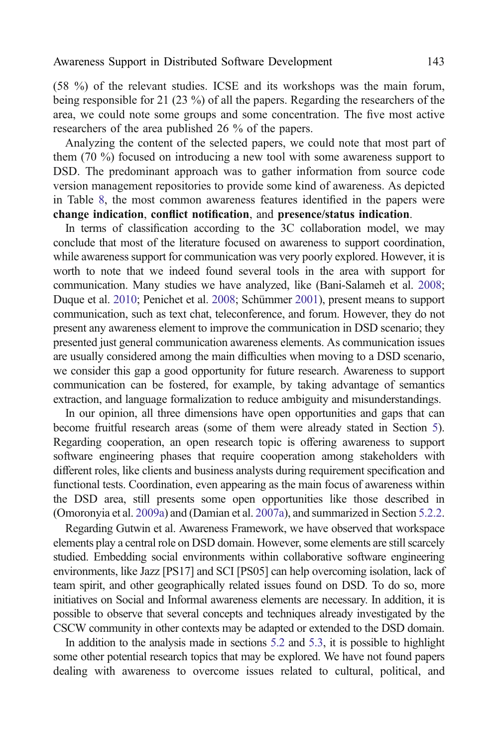(58 %) of the relevant studies. ICSE and its workshops was the main forum, being responsible for 21 (23 %) of all the papers. Regarding the researchers of the area, we could note some groups and some concentration. The five most active researchers of the area published 26 % of the papers.

Analyzing the content of the selected papers, we could note that most part of them (70 %) focused on introducing a new tool with some awareness support to DSD. The predominant approach was to gather information from source code version management repositories to provide some kind of awareness. As depicted in Table 8, the most common awareness features identified in the papers were **change indication**, **conflict notification**, and **presence/status indication**.

In terms of classification according to the 3C collaboration model, we may conclude that most of the literature focused on awareness to support coordination, while awareness support for communication was very poorly explored. However, it is worth to note that we indeed found several tools in the area with support for communication. Many studies we have analyzed, like (Bani-Salameh et al. 2008; Duque et al. 2010; Penichet et al. 2008; Schümmer 2001), present means to support communication, such as text chat, teleconference, and forum. However, they do not present any awareness element to improve the communication in DSD scenario; they presented just general communication awareness elements. As communication issues are usually considered among the main difficulties when moving to a DSD scenario, we consider this gap a good opportunity for future research. Awareness to support communication can be fostered, for example, by taking advantage of semantics extraction, and language formalization to reduce ambiguity and misunderstandings.

In our opinion, all three dimensions have open opportunities and gaps that can become fruitful research areas (some of them were already stated in Section 5). Regarding cooperation, an open research topic is offering awareness to support software engineering phases that require cooperation among stakeholders with different roles, like clients and business analysts during requirement specification and functional tests. Coordination, even appearing as the main focus of awareness within the DSD area, still presents some open opportunities like those described in (Omoronyia et al. 2009a) and (Damian et al. 2007a), and summarized in Section 5.2.2.

Regarding Gutwin et al. Awareness Framework, we have observed that workspace elements play a central role on DSD domain. However, some elements are still scarcely studied. Embedding social environments within collaborative software engineering environments, like Jazz [PS17] and SCI [PS05] can help overcoming isolation, lack of team spirit, and other geographically related issues found on DSD. To do so, more initiatives on Social and Informal awareness elements are necessary. In addition, it is possible to observe that several concepts and techniques already investigated by the CSCW community in other contexts may be adapted or extended to the DSD domain.

In addition to the analysis made in sections 5.2 and 5.3, it is possible to highlight some other potential research topics that may be explored. We have not found papers dealing with awareness to overcome issues related to cultural, political, and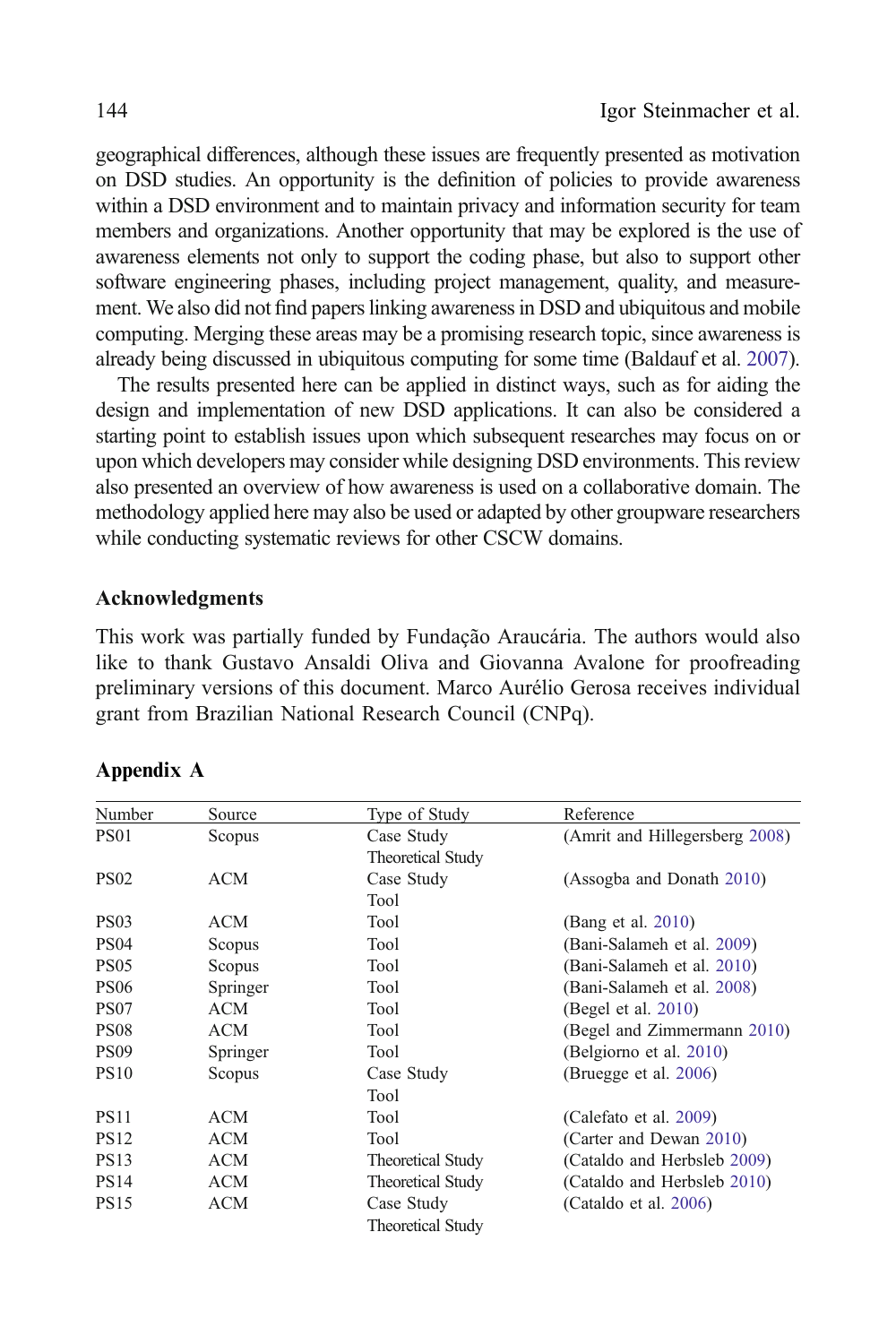geographical differences, although these issues are frequently presented as motivation on DSD studies. An opportunity is the definition of policies to provide awareness within a DSD environment and to maintain privacy and information security for team members and organizations. Another opportunity that may be explored is the use of awareness elements not only to support the coding phase, but also to support other software engineering phases, including project management, quality, and measurement. We also did not find papers linking awareness in DSD and ubiquitous and mobile computing. Merging these areas may be a promising research topic, since awareness is already being discussed in ubiquitous computing for some time (Baldauf et al. 2007).

The results presented here can be applied in distinct ways, such as for aiding the design and implementation of new DSD applications. It can also be considered a starting point to establish issues upon which subsequent researches may focus on or upon which developers may consider while designing DSD environments. This review also presented an overview of how awareness is used on a collaborative domain. The methodology applied here may also be used or adapted by other groupware researchers while conducting systematic reviews for other CSCW domains.

### Acknowledgments

This work was partially funded by Fundação Araucária. The authors would also like to thank Gustavo Ansaldi Oliva and Giovanna Avalone for proofreading preliminary versions of this document. Marco Aurélio Gerosa receives individual grant from Brazilian National Research Council (CNPq).

## Appendix A

| Number | Source | Type of Study | Reference |
|---|---|---|---|
| PS01 | Scopus | Case Study<br>Theoretical Study | (Amrit and Hillegersberg 2008) |
| PS02 | ACM | Case Study<br>Tool | (Assogba and Donath 2010) |
| PS03 | ACM | Tool | (Bang et al. 2010) |
| PS04 | Scopus | Tool | (Bani-Salameh et al. 2009) |
| PS05 | Scopus | Tool | (Bani-Salameh et al. 2010) |
| PS06 | Springer | Tool | (Bani-Salameh et al. 2008) |
| PS07 | ACM | Tool | (Begel et al. 2010) |
| PS08 | ACM | Tool | (Begel and Zimmermann 2010) |
| PS09 | Springer | Tool | (Belgiorno et al. 2010) |
| PS10 | Scopus | Case Study<br>Tool | (Bruegge et al. 2006) |
| PS11 | ACM | Tool | (Calefato et al. 2009) |
| PS12 | ACM | Tool | (Carter and Dewan 2010) |
| PS13 | ACM | Theoretical Study | (Cataldo and Herbsleb 2009) |
| PS14 | ACM | Theoretical Study | (Cataldo and Herbsleb 2010) |
| PS15 | ACM | Case Study<br>Theoretical Study | (Cataldo et al. 2006) |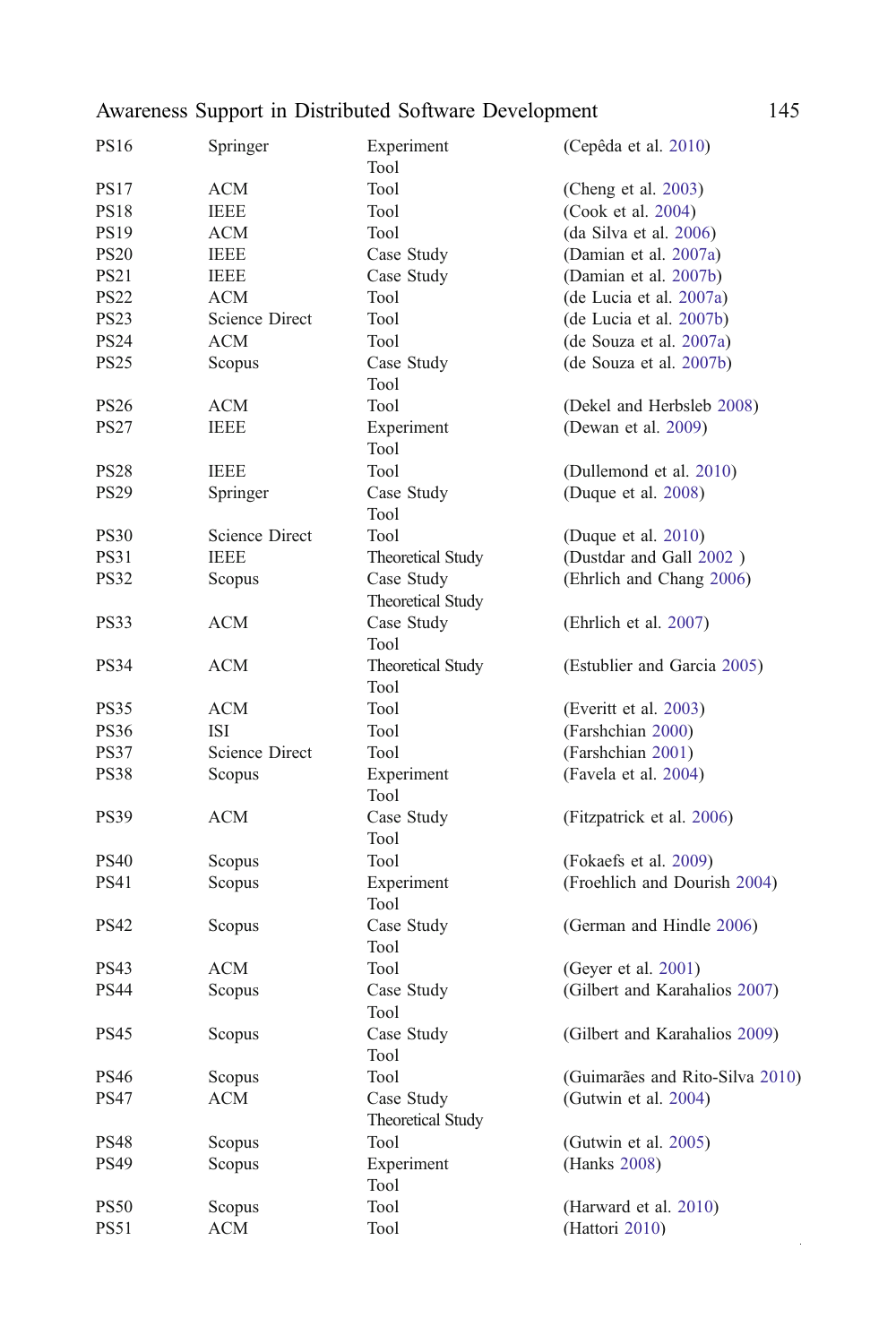| | | | |
|---|---|---|---|
| PS16 | Springer | Experiment<br>Tool | (Cepêda et al. 2010) |
| PS17 | ACM | Tool | (Cheng et al. 2003) |
| PS18 | IEEE | Tool | (Cook et al. 2004) |
| PS19 | ACM | Tool | (da Silva et al. 2006) |
| PS20 | IEEE | Case Study | (Damian et al. 2007a) |
| PS21 | IEEE | Case Study | (Damian et al. 2007b) |
| PS22 | ACM | Tool | (de Lucia et al. 2007a) |
| PS23 | Science Direct | Tool | (de Lucia et al. 2007b) |
| PS24 | ACM | Tool | (de Souza et al. 2007a) |
| PS25 | Scopus | Case Study<br>Tool | (de Souza et al. 2007b) |
| PS26 | ACM | Tool | (Dekel and Herbsleb 2008) |
| PS27 | IEEE | Experiment<br>Tool | (Dewan et al. 2009) |
| PS28 | IEEE | Tool | (Dullemond et al. 2010) |
| PS29 | Springer | Case Study<br>Tool | (Duque et al. 2008) |
| PS30 | Science Direct | Tool | (Duque et al. 2010) |
| PS31 | IEEE | Theoretical Study | (Dustdar and Gall 2002 ) |
| PS32 | Scopus | Case Study<br>Theoretical Study | (Ehrlich and Chang 2006) |
| PS33 | ACM | Case Study<br>Tool | (Ehrlich et al. 2007) |
| PS34 | ACM | Theoretical Study<br>Tool | (Estublier and Garcia 2005) |
| PS35 | ACM | Tool | (Everitt et al. 2003) |
| PS36 | ISI | Tool | (Farshchian 2000) |
| PS37 | Science Direct | Tool | (Farshchian 2001) |
| PS38 | Scopus | Experiment<br>Tool | (Favela et al. 2004) |
| PS39 | ACM | Case Study<br>Tool | (Fitzpatrick et al. 2006) |
| PS40 | Scopus | Tool | (Fokaefs et al. 2009) |
| PS41 | Scopus | Experiment<br>Tool | (Froehlich and Dourish 2004) |
| PS42 | Scopus | Case Study<br>Tool | (German and Hindle 2006) |
| PS43 | ACM | Tool | (Geyer et al. 2001) |
| PS44 | Scopus | Case Study<br>Tool | (Gilbert and Karahalios 2007) |
| PS45 | Scopus | Case Study<br>Tool | (Gilbert and Karahalios 2009) |
| PS46 | Scopus | Tool | (Guimarães and Rito-Silva 2010) |
| PS47 | ACM | Case Study<br>Theoretical Study | (Gutwin et al. 2004) |
| PS48 | Scopus | Tool | (Gutwin et al. 2005) |
| PS49 | Scopus | Experiment<br>Tool | (Hanks 2008) |
| PS50 | Scopus | Tool | (Harward et al. 2010) |
| PS51 | ACM | Tool | (Hattori 2010) |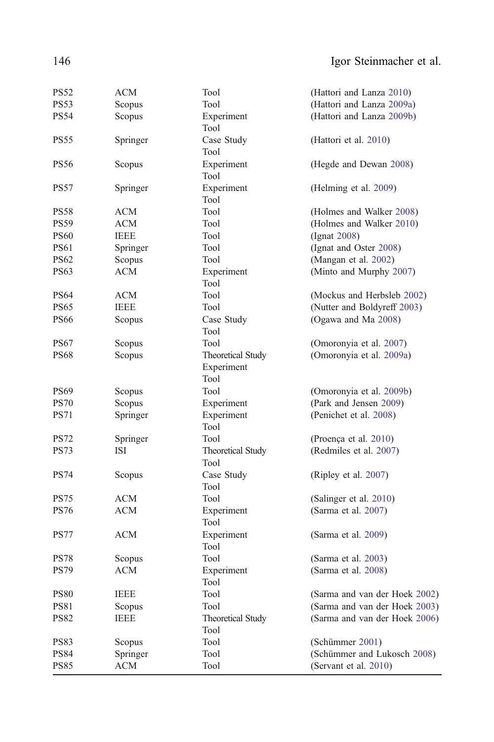| | | | |
|---|---|---|---|
| PS52 | ACM | Tool | (Hattori and Lanza 2010) |
| PS53 | Scopus | Tool | (Hattori and Lanza 2009a) |
| PS54 | Scopus | Experiment<br>Tool | (Hattori and Lanza 2009b) |
| PS55 | Springer | Case Study<br>Tool | (Hattori et al. 2010) |
| PS56 | Scopus | Experiment<br>Tool | (Hegde and Dewan 2008) |
| PS57 | Springer | Experiment<br>Tool | (Helming et al. 2009) |
| PS58 | ACM | Tool | (Holmes and Walker 2008) |
| PS59 | ACM | Tool | (Holmes and Walker 2010) |
| PS60 | IEEE | Tool | (Ignat 2008) |
| PS61 | Springer | Tool | (Ignat and Oster 2008) |
| PS62 | Scopus | Tool | (Mangan et al. 2002) |
| PS63 | ACM | Experiment<br>Tool | (Minto and Murphy 2007) |
| PS64 | ACM | Tool | (Mockus and Herbsleb 2002) |
| PS65 | IEEE | Tool | (Nutter and Boldyreff 2003) |
| PS66 | Scopus | Case Study<br>Tool | (Ogawa and Ma 2008) |
| PS67 | Scopus | Tool | (Omoronyia et al. 2007) |
| PS68 | Scopus | Theoretical Study<br>Experiment<br>Tool | (Omoronyia et al. 2009a) |
| PS69 | Scopus | Tool | (Omoronyia et al. 2009b) |
| PS70 | Scopus | Experiment | (Park and Jensen 2009) |
| PS71 | Springer | Experiment<br>Tool | (Penichet et al. 2008) |
| PS72 | Springer | Tool | (Proença et al. 2010) |
| PS73 | ISI | Theoretical Study<br>Tool | (Redmiles et al. 2007) |
| PS74 | Scopus | Case Study<br>Tool | (Ripley et al. 2007) |
| PS75 | ACM | Tool | (Salinger et al. 2010) |
| PS76 | ACM | Experiment<br>Tool | (Sarma et al. 2007) |
| PS77 | ACM | Experiment<br>Tool | (Sarma et al. 2009) |
| PS78 | Scopus | Tool | (Sarma et al. 2003) |
| PS79 | ACM | Experiment<br>Tool | (Sarma et al. 2008) |
| PS80 | IEEE | Tool | (Sarma and van der Hoek 2002) |
| PS81 | Scopus | Tool | (Sarma and van der Hoek 2003) |
| PS82 | IEEE | Theoretical Study<br>Tool | (Sarma and van der Hoek 2006) |
| PS83 | Scopus | Tool | (Schümmer 2001) |
| PS84 | Springer | Tool | (Schümmer and Lukosch 2008) |
| PS85 | ACM | Tool | (Servant et al. 2010) |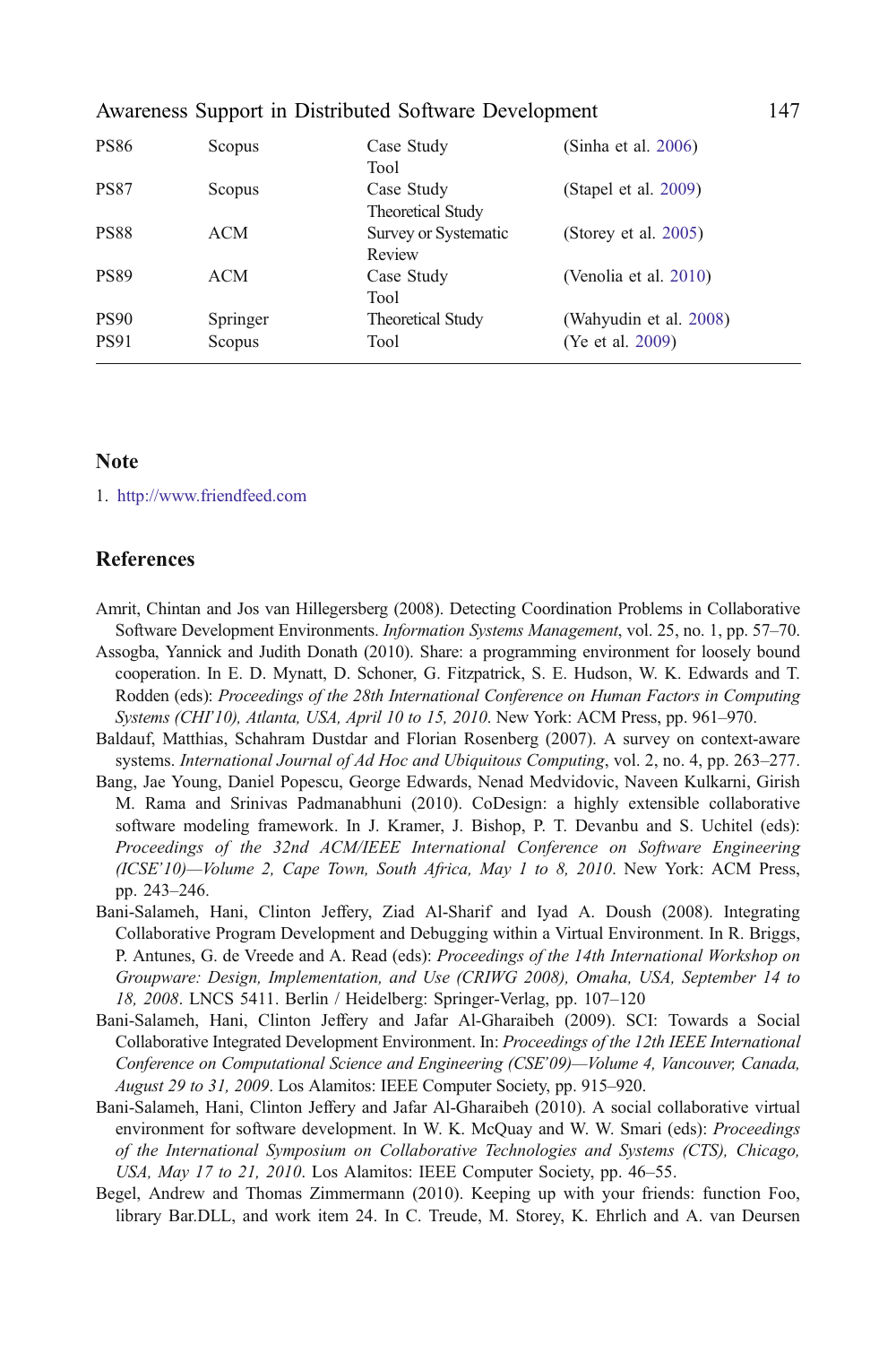| PS86 | Scopus | Case Study<br>Tool | (Sinha et al. 2006) |
|---|---|---|---|
| PS87 | Scopus | Case Study<br>Theoretical Study | (Stapel et al. 2009) |
| PS88 | ACM | Survey or Systematic Review | (Storey et al. 2005) |
| PS89 | ACM | Case Study<br>Tool | (Venolia et al. 2010) |
| PS90 | Springer | Theoretical Study | (Wahyudin et al. 2008) |
| PS91 | Scopus | Tool | (Ye et al. 2009) |

## Note

1. http://www.friendfeed.com

## References

Amrit, Chintan and Jos van Hillegersberg (2008). Detecting Coordination Problems in Collaborative Software Development Environments. *Information Systems Management*, vol. 25, no. 1, pp. 57–70.

Assogba, Yannick and Judith Donath (2010). Share: a programming environment for loosely bound cooperation. In E. D. Mynatt, D. Schoner, G. Fitzpatrick, S. E. Hudson, W. K. Edwards and T. Rodden (eds): *Proceedings of the 28th International Conference on Human Factors in Computing Systems (CHI'10), Atlanta, USA, April 10 to 15, 2010*. New York: ACM Press, pp. 961–970.

Baldauf, Matthias, Schahram Dustdar and Florian Rosenberg (2007). A survey on context-aware systems. *International Journal of Ad Hoc and Ubiquitous Computing*, vol. 2, no. 4, pp. 263–277.

Bang, Jae Young, Daniel Popescu, George Edwards, Nenad Medvidovic, Naveen Kulkarni, Girish M. Rama and Srinivas Padmanabhuni (2010). CoDesign: a highly extensible collaborative software modeling framework. In J. Kramer, J. Bishop, P. T. Devanbu and S. Uchitel (eds): *Proceedings of the 32nd ACM/IEEE International Conference on Software Engineering (ICSE'10)—Volume 2, Cape Town, South Africa, May 1 to 8, 2010*. New York: ACM Press, pp. 243–246.

Bani-Salameh, Hani, Clinton Jeffery, Ziad Al-Sharif and Iyad A. Doush (2008). Integrating Collaborative Program Development and Debugging within a Virtual Environment. In R. Briggs, P. Antunes, G. de Vreede and A. Read (eds): *Proceedings of the 14th International Workshop on Groupware: Design, Implementation, and Use (CRIWG 2008), Omaha, USA, September 14 to 18, 2008*. LNCS 5411. Berlin / Heidelberg: Springer-Verlag, pp. 107–120

Bani-Salameh, Hani, Clinton Jeffery and Jafar Al-Gharaibeh (2009). SCI: Towards a Social Collaborative Integrated Development Environment. In: *Proceedings of the 12th IEEE International Conference on Computational Science and Engineering (CSE'09)—Volume 4, Vancouver, Canada, August 29 to 31, 2009*. Los Alamitos: IEEE Computer Society, pp. 915–920.

Bani-Salameh, Hani, Clinton Jeffery and Jafar Al-Gharaibeh (2010). A social collaborative virtual environment for software development. In W. K. McQuay and W. W. Smari (eds): *Proceedings of the International Symposium on Collaborative Technologies and Systems (CTS), Chicago, USA, May 17 to 21, 2010*. Los Alamitos: IEEE Computer Society, pp. 46–55.

Begel, Andrew and Thomas Zimmermann (2010). Keeping up with your friends: function Foo, library Bar.DLL, and work item 24. In C. Treude, M. Storey, K. Ehrlich and A. van Deursen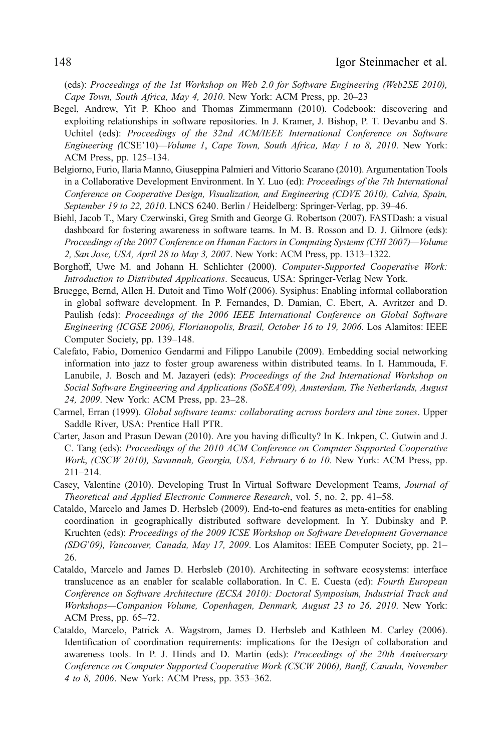(eds): *Proceedings of the 1st Workshop on Web 2.0 for Software Engineering (Web2SE 2010), Cape Town, South Africa, May 4, 2010*. New York: ACM Press, pp. 20–23

Begel, Andrew, Yit P. Khoo and Thomas Zimmermann (2010). Codebook: discovering and exploiting relationships in software repositories. In J. Kramer, J. Bishop, P. T. Devanbu and S. Uchitel (eds): *Proceedings of the 32nd ACM/IEEE International Conference on Software Engineering (*ICSE'10)*—Volume 1*, *Cape Town, South Africa, May 1 to 8, 2010*. New York: ACM Press, pp. 125–134.

Belgiorno, Furio, Ilaria Manno, Giuseppina Palmieri and Vittorio Scarano (2010). Argumentation Tools in a Collaborative Development Environment. In Y. Luo (ed): *Proceedings of the 7th International Conference on Cooperative Design, Visualization, and Engineering (CDVE 2010), Calvia, Spain, September 19 to 22, 2010*. LNCS 6240. Berlin / Heidelberg: Springer-Verlag, pp. 39–46.

Biehl, Jacob T., Mary Czerwinski, Greg Smith and George G. Robertson (2007). FASTDash: a visual dashboard for fostering awareness in software teams. In M. B. Rosson and D. J. Gilmore (eds): *Proceedings of the 2007 Conference on Human Factors in Computing Systems (CHI 2007)—Volume 2, San Jose, USA, April 28 to May 3, 2007*. New York: ACM Press, pp. 1313–1322.

Borghoff, Uwe M. and Johann H. Schlichter (2000). *Computer-Supported Cooperative Work: Introduction to Distributed Applications*. Secaucus, USA: Springer-Verlag New York.

Bruegge, Bernd, Allen H. Dutoit and Timo Wolf (2006). Sysiphus: Enabling informal collaboration in global software development. In P. Fernandes, D. Damian, C. Ebert, A. Avritzer and D. Paulish (eds): *Proceedings of the 2006 IEEE International Conference on Global Software Engineering (ICGSE 2006), Florianopolis, Brazil, October 16 to 19, 2006*. Los Alamitos: IEEE Computer Society, pp. 139–148.

Calefato, Fabio, Domenico Gendarmi and Filippo Lanubile (2009). Embedding social networking information into jazz to foster group awareness within distributed teams. In I. Hammouda, F. Lanubile, J. Bosch and M. Jazayeri (eds): *Proceedings of the 2nd International Workshop on Social Software Engineering and Applications (SoSEA'09), Amsterdam, The Netherlands, August 24, 2009*. New York: ACM Press, pp. 23–28.

Carmel, Erran (1999). *Global software teams: collaborating across borders and time zones*. Upper Saddle River, USA: Prentice Hall PTR.

Carter, Jason and Prasun Dewan (2010). Are you having difficulty? In K. Inkpen, C. Gutwin and J. C. Tang (eds): *Proceedings of the 2010 ACM Conference on Computer Supported Cooperative Work*, *(CSCW 2010), Savannah, Georgia, USA, February 6 to 10.* New York: ACM Press, pp. 211–214.

Casey, Valentine (2010). Developing Trust In Virtual Software Development Teams, *Journal of Theoretical and Applied Electronic Commerce Research*, vol. 5, no. 2, pp. 41–58.

Cataldo, Marcelo and James D. Herbsleb (2009). End-to-end features as meta-entities for enabling coordination in geographically distributed software development. In Y. Dubinsky and P. Kruchten (eds): *Proceedings of the 2009 ICSE Workshop on Software Development Governance (SDG'09), Vancouver, Canada, May 17, 2009*. Los Alamitos: IEEE Computer Society, pp. 21–26.

Cataldo, Marcelo and James D. Herbsleb (2010). Architecting in software ecosystems: interface translucence as an enabler for scalable collaboration. In C. E. Cuesta (ed): *Fourth European Conference on Software Architecture (ECSA 2010): Doctoral Symposium, Industrial Track and Workshops—Companion Volume, Copenhagen, Denmark, August 23 to 26, 2010*. New York: ACM Press, pp. 65–72.

Cataldo, Marcelo, Patrick A. Wagstrom, James D. Herbsleb and Kathleen M. Carley (2006). Identification of coordination requirements: implications for the Design of collaboration and awareness tools. In P. J. Hinds and D. Martin (eds): *Proceedings of the 20th Anniversary Conference on Computer Supported Cooperative Work (CSCW 2006), Banff, Canada, November 4 to 8, 2006*. New York: ACM Press, pp. 353–362.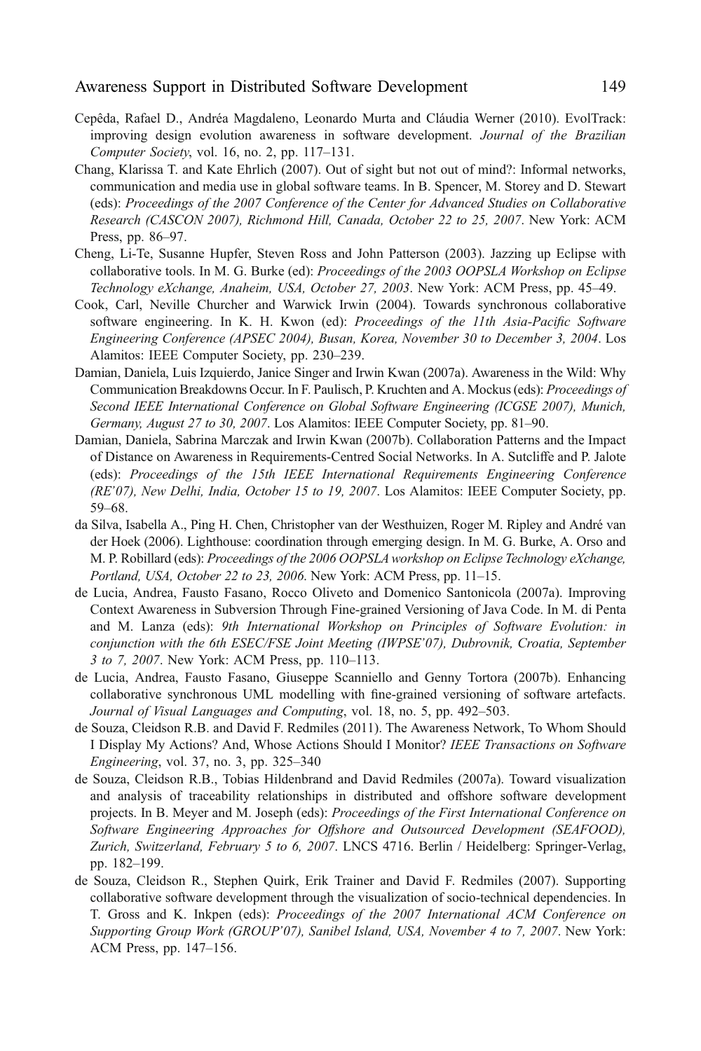Cepêda, Rafael D., Andréa Magdaleno, Leonardo Murta and Cláudia Werner (2010). EvolTrack: improving design evolution awareness in software development. *Journal of the Brazilian Computer Society*, vol. 16, no. 2, pp. 117–131.

Chang, Klarissa T. and Kate Ehrlich (2007). Out of sight but not out of mind?: Informal networks, communication and media use in global software teams. In B. Spencer, M. Storey and D. Stewart (eds): *Proceedings of the 2007 Conference of the Center for Advanced Studies on Collaborative Research (CASCON 2007), Richmond Hill, Canada, October 22 to 25, 2007*. New York: ACM Press, pp. 86–97.

Cheng, Li-Te, Susanne Hupfer, Steven Ross and John Patterson (2003). Jazzing up Eclipse with collaborative tools. In M. G. Burke (ed): *Proceedings of the 2003 OOPSLA Workshop on Eclipse Technology eXchange, Anaheim, USA, October 27, 2003*. New York: ACM Press, pp. 45–49.

Cook, Carl, Neville Churcher and Warwick Irwin (2004). Towards synchronous collaborative software engineering. In K. H. Kwon (ed): *Proceedings of the 11th Asia-Pacific Software Engineering Conference (APSEC 2004), Busan, Korea, November 30 to December 3, 2004*. Los Alamitos: IEEE Computer Society, pp. 230–239.

Damian, Daniela, Luis Izquierdo, Janice Singer and Irwin Kwan (2007a). Awareness in the Wild: Why Communication Breakdowns Occur. In F. Paulisch, P. Kruchten and A. Mockus (eds): *Proceedings of Second IEEE International Conference on Global Software Engineering (ICGSE 2007), Munich, Germany, August 27 to 30, 2007*. Los Alamitos: IEEE Computer Society, pp. 81–90.

Damian, Daniela, Sabrina Marczak and Irwin Kwan (2007b). Collaboration Patterns and the Impact of Distance on Awareness in Requirements-Centred Social Networks. In A. Sutcliffe and P. Jalote (eds): *Proceedings of the 15th IEEE International Requirements Engineering Conference (RE'07), New Delhi, India, October 15 to 19, 2007*. Los Alamitos: IEEE Computer Society, pp. 59–68.

da Silva, Isabella A., Ping H. Chen, Christopher van der Westhuizen, Roger M. Ripley and André van der Hoek (2006). Lighthouse: coordination through emerging design. In M. G. Burke, A. Orso and M. P. Robillard (eds): *Proceedings of the 2006 OOPSLA workshop on Eclipse Technology eXchange, Portland, USA, October 22 to 23, 2006*. New York: ACM Press, pp. 11–15.

de Lucia, Andrea, Fausto Fasano, Rocco Oliveto and Domenico Santonicola (2007a). Improving Context Awareness in Subversion Through Fine-grained Versioning of Java Code. In M. di Penta and M. Lanza (eds): *9th International Workshop on Principles of Software Evolution: in conjunction with the 6th ESEC/FSE Joint Meeting (IWPSE'07), Dubrovnik, Croatia, September 3 to 7, 2007*. New York: ACM Press, pp. 110–113.

de Lucia, Andrea, Fausto Fasano, Giuseppe Scanniello and Genny Tortora (2007b). Enhancing collaborative synchronous UML modelling with fine-grained versioning of software artefacts. *Journal of Visual Languages and Computing*, vol. 18, no. 5, pp. 492–503.

de Souza, Cleidson R.B. and David F. Redmiles (2011). The Awareness Network, To Whom Should I Display My Actions? And, Whose Actions Should I Monitor? *IEEE Transactions on Software Engineering*, vol. 37, no. 3, pp. 325–340

de Souza, Cleidson R.B., Tobias Hildenbrand and David Redmiles (2007a). Toward visualization and analysis of traceability relationships in distributed and offshore software development projects. In B. Meyer and M. Joseph (eds): *Proceedings of the First International Conference on Software Engineering Approaches for Offshore and Outsourced Development (SEAFOOD), Zurich, Switzerland, February 5 to 6, 2007*. LNCS 4716. Berlin / Heidelberg: Springer-Verlag, pp. 182–199.

de Souza, Cleidson R., Stephen Quirk, Erik Trainer and David F. Redmiles (2007). Supporting collaborative software development through the visualization of socio-technical dependencies. In T. Gross and K. Inkpen (eds): *Proceedings of the 2007 International ACM Conference on Supporting Group Work (GROUP'07), Sanibel Island, USA, November 4 to 7, 2007*. New York: ACM Press, pp. 147–156.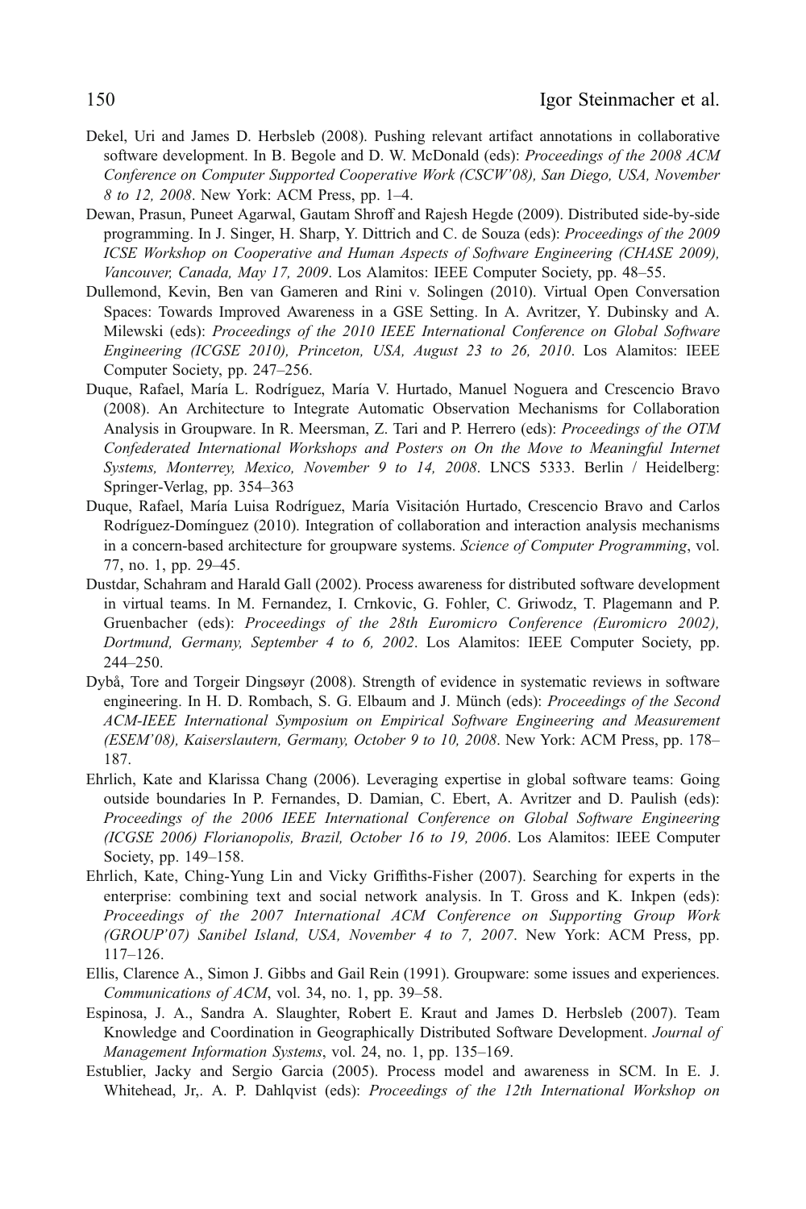Dekel, Uri and James D. Herbsleb (2008). Pushing relevant artifact annotations in collaborative software development. In B. Begole and D. W. McDonald (eds): *Proceedings of the 2008 ACM Conference on Computer Supported Cooperative Work (CSCW'08), San Diego, USA, November 8 to 12, 2008*. New York: ACM Press, pp. 1–4.

Dewan, Prasun, Puneet Agarwal, Gautam Shroff and Rajesh Hegde (2009). Distributed side-by-side programming. In J. Singer, H. Sharp, Y. Dittrich and C. de Souza (eds): *Proceedings of the 2009 ICSE Workshop on Cooperative and Human Aspects of Software Engineering (CHASE 2009), Vancouver, Canada, May 17, 2009*. Los Alamitos: IEEE Computer Society, pp. 48–55.

Dullemond, Kevin, Ben van Gameren and Rini v. Solingen (2010). Virtual Open Conversation Spaces: Towards Improved Awareness in a GSE Setting. In A. Avritzer, Y. Dubinsky and A. Milewski (eds): *Proceedings of the 2010 IEEE International Conference on Global Software Engineering (ICGSE 2010), Princeton, USA, August 23 to 26, 2010*. Los Alamitos: IEEE Computer Society, pp. 247–256.

Duque, Rafael, María L. Rodríguez, María V. Hurtado, Manuel Noguera and Crescencio Bravo (2008). An Architecture to Integrate Automatic Observation Mechanisms for Collaboration Analysis in Groupware. In R. Meersman, Z. Tari and P. Herrero (eds): *Proceedings of the OTM Confederated International Workshops and Posters on On the Move to Meaningful Internet Systems, Monterrey, Mexico, November 9 to 14, 2008*. LNCS 5333. Berlin / Heidelberg: Springer-Verlag, pp. 354–363

Duque, Rafael, María Luisa Rodríguez, María Visitación Hurtado, Crescencio Bravo and Carlos Rodríguez-Domínguez (2010). Integration of collaboration and interaction analysis mechanisms in a concern-based architecture for groupware systems. *Science of Computer Programming*, vol. 77, no. 1, pp. 29–45.

Dustdar, Schahram and Harald Gall (2002). Process awareness for distributed software development in virtual teams. In M. Fernandez, I. Crnkovic, G. Fohler, C. Griwodz, T. Plagemann and P. Gruenbacher (eds): *Proceedings of the 28th Euromicro Conference (Euromicro 2002), Dortmund, Germany, September 4 to 6, 2002*. Los Alamitos: IEEE Computer Society, pp. 244–250.

Dybå, Tore and Torgeir Dingsøyr (2008). Strength of evidence in systematic reviews in software engineering. In H. D. Rombach, S. G. Elbaum and J. Münch (eds): *Proceedings of the Second ACM-IEEE International Symposium on Empirical Software Engineering and Measurement (ESEM'08), Kaiserslautern, Germany, October 9 to 10, 2008*. New York: ACM Press, pp. 178–187.

Ehrlich, Kate and Klarissa Chang (2006). Leveraging expertise in global software teams: Going outside boundaries In P. Fernandes, D. Damian, C. Ebert, A. Avritzer and D. Paulish (eds): *Proceedings of the 2006 IEEE International Conference on Global Software Engineering (ICGSE 2006) Florianopolis, Brazil, October 16 to 19, 2006*. Los Alamitos: IEEE Computer Society, pp. 149–158.

Ehrlich, Kate, Ching-Yung Lin and Vicky Griffiths-Fisher (2007). Searching for experts in the enterprise: combining text and social network analysis. In T. Gross and K. Inkpen (eds): *Proceedings of the 2007 International ACM Conference on Supporting Group Work (GROUP'07) Sanibel Island, USA, November 4 to 7, 2007*. New York: ACM Press, pp. 117–126.

Ellis, Clarence A., Simon J. Gibbs and Gail Rein (1991). Groupware: some issues and experiences. *Communications of ACM*, vol. 34, no. 1, pp. 39–58.

Espinosa, J. A., Sandra A. Slaughter, Robert E. Kraut and James D. Herbsleb (2007). Team Knowledge and Coordination in Geographically Distributed Software Development. *Journal of Management Information Systems*, vol. 24, no. 1, pp. 135–169.

Estublier, Jacky and Sergio Garcia (2005). Process model and awareness in SCM. In E. J. Whitehead, Jr,. A. P. Dahlqvist (eds): *Proceedings of the 12th International Workshop on*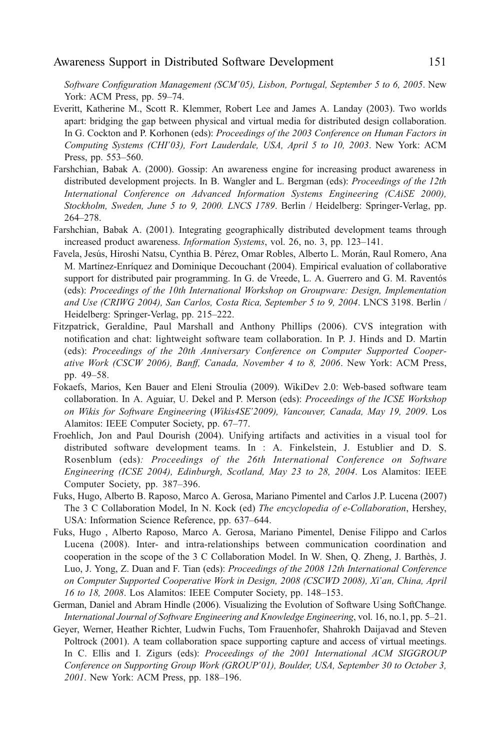*Software Configuration Management (SCM'05), Lisbon, Portugal, September 5 to 6, 2005*. New York: ACM Press, pp. 59–74.

Everitt, Katherine M., Scott R. Klemmer, Robert Lee and James A. Landay (2003). Two worlds apart: bridging the gap between physical and virtual media for distributed design collaboration. In G. Cockton and P. Korhonen (eds): *Proceedings of the 2003 Conference on Human Factors in Computing Systems (CHI'03), Fort Lauderdale, USA, April 5 to 10, 2003*. New York: ACM Press, pp. 553–560.

Farshchian, Babak A. (2000). Gossip: An awareness engine for increasing product awareness in distributed development projects. In B. Wangler and L. Bergman (eds): *Proceedings of the 12th International Conference on Advanced Information Systems Engineering (CAiSE 2000), Stockholm, Sweden, June 5 to 9, 2000. LNCS 1789*. Berlin / Heidelberg: Springer-Verlag, pp. 264–278.

Farshchian, Babak A. (2001). Integrating geographically distributed development teams through increased product awareness. *Information Systems*, vol. 26, no. 3, pp. 123–141.

Favela, Jesús, Hiroshi Natsu, Cynthia B. Pérez, Omar Robles, Alberto L. Morán, Raul Romero, Ana M. Martínez-Enríquez and Dominique Decouchant (2004). Empirical evaluation of collaborative support for distributed pair programming. In G. de Vreede, L. A. Guerrero and G. M. Raventós (eds): *Proceedings of the 10th International Workshop on Groupware: Design, Implementation and Use (CRIWG 2004), San Carlos, Costa Rica, September 5 to 9, 2004*. LNCS 3198. Berlin / Heidelberg: Springer-Verlag, pp. 215–222.

Fitzpatrick, Geraldine, Paul Marshall and Anthony Phillips (2006). CVS integration with notification and chat: lightweight software team collaboration. In P. J. Hinds and D. Martin (eds): *Proceedings of the 20th Anniversary Conference on Computer Supported Cooperative Work (CSCW 2006), Banff, Canada, November 4 to 8, 2006*. New York: ACM Press, pp. 49–58.

Fokaefs, Marios, Ken Bauer and Eleni Stroulia (2009). WikiDev 2.0: Web-based software team collaboration. In A. Aguiar, U. Dekel and P. Merson (eds): *Proceedings of the ICSE Workshop on Wikis for Software Engineering* (*Wikis4SE'2009), Vancouver, Canada, May 19, 2009*. Los Alamitos: IEEE Computer Society, pp. 67–77.

Froehlich, Jon and Paul Dourish (2004). Unifying artifacts and activities in a visual tool for distributed software development teams. In : A. Finkelstein, J. Estublier and D. S. Rosenblum (eds)*: Proceedings of the 26th International Conference on Software Engineering (ICSE 2004), Edinburgh, Scotland, May 23 to 28, 2004*. Los Alamitos: IEEE Computer Society, pp. 387–396.

Fuks, Hugo, Alberto B. Raposo, Marco A. Gerosa, Mariano Pimentel and Carlos J.P. Lucena (2007) The 3 C Collaboration Model, In N. Kock (ed) *The encyclopedia of e-Collaboration*, Hershey, USA: Information Science Reference, pp. 637–644.

Fuks, Hugo , Alberto Raposo, Marco A. Gerosa, Mariano Pimentel, Denise Filippo and Carlos Lucena (2008). Inter- and intra-relationships between communication coordination and cooperation in the scope of the 3 C Collaboration Model. In W. Shen, Q. Zheng, J. Barthès, J. Luo, J. Yong, Z. Duan and F. Tian (eds): *Proceedings of the 2008 12th International Conference on Computer Supported Cooperative Work in Design, 2008 (CSCWD 2008), Xi'an, China, April 16 to 18, 2008*. Los Alamitos: IEEE Computer Society, pp. 148–153.

German, Daniel and Abram Hindle (2006). Visualizing the Evolution of Software Using SoftChange. *International Journal of Software Engineering and Knowledge Engineering*, vol. 16, no.1, pp. 5–21.

Geyer, Werner, Heather Richter, Ludwin Fuchs, Tom Frauenhofer, Shahrokh Daijavad and Steven Poltrock (2001). A team collaboration space supporting capture and access of virtual meetings. In C. Ellis and I. Zigurs (eds): *Proceedings of the 2001 International ACM SIGGROUP Conference on Supporting Group Work (GROUP'01), Boulder, USA, September 30 to October 3, 2001*. New York: ACM Press, pp. 188–196.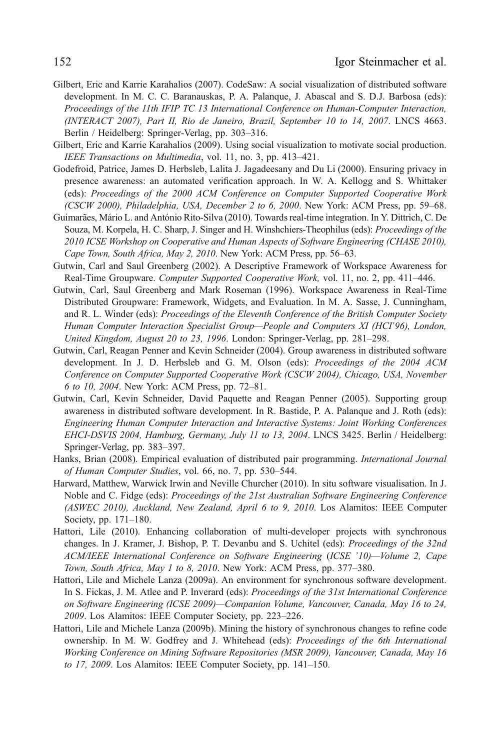Gilbert, Eric and Karrie Karahalios (2007). CodeSaw: A social visualization of distributed software development. In M. C. C. Baranauskas, P. A. Palanque, J. Abascal and S. D.J. Barbosa (eds): *Proceedings of the 11th IFIP TC 13 International Conference on Human-Computer Interaction, (INTERACT 2007), Part II, Rio de Janeiro, Brazil, September 10 to 14, 2007*. LNCS 4663. Berlin / Heidelberg: Springer-Verlag, pp. 303–316.

Gilbert, Eric and Karrie Karahalios (2009). Using social visualization to motivate social production. *IEEE Transactions on Multimedia*, vol. 11, no. 3, pp. 413–421.

Godefroid, Patrice, James D. Herbsleb, Lalita J. Jagadeesany and Du Li (2000). Ensuring privacy in presence awareness: an automated verification approach. In W. A. Kellogg and S. Whittaker (eds): *Proceedings of the 2000 ACM Conference on Computer Supported Cooperative Work (CSCW 2000), Philadelphia, USA, December 2 to 6, 2000*. New York: ACM Press, pp. 59–68.

Guimarães, Mário L. and António Rito-Silva (2010). Towards real-time integration. In Y. Dittrich, C. De Souza, M. Korpela, H. C. Sharp, J. Singer and H. Winshchiers-Theophilus (eds): *Proceedings of the 2010 ICSE Workshop on Cooperative and Human Aspects of Software Engineering (CHASE 2010), Cape Town, South Africa, May 2, 2010*. New York: ACM Press, pp. 56–63.

Gutwin, Carl and Saul Greenberg (2002). A Descriptive Framework of Workspace Awareness for Real-Time Groupware. *Computer Supported Cooperative Work,* vol. 11, no. 2, pp. 411–446.

Gutwin, Carl, Saul Greenberg and Mark Roseman (1996). Workspace Awareness in Real-Time Distributed Groupware: Framework, Widgets, and Evaluation. In M. A. Sasse, J. Cunningham, and R. L. Winder (eds): *Proceedings of the Eleventh Conference of the British Computer Society Human Computer Interaction Specialist Group—People and Computers XI (HCI'96), London, United Kingdom, August 20 to 23, 1996*. London: Springer-Verlag, pp. 281–298.

Gutwin, Carl, Reagan Penner and Kevin Schneider (2004). Group awareness in distributed software development. In J. D. Herbsleb and G. M. Olson (eds): *Proceedings of the 2004 ACM Conference on Computer Supported Cooperative Work (CSCW 2004), Chicago, USA, November 6 to 10, 2004*. New York: ACM Press, pp. 72–81.

Gutwin, Carl, Kevin Schneider, David Paquette and Reagan Penner (2005). Supporting group awareness in distributed software development. In R. Bastide, P. A. Palanque and J. Roth (eds): *Engineering Human Computer Interaction and Interactive Systems: Joint Working Conferences EHCI-DSVIS 2004, Hamburg, Germany, July 11 to 13, 2004*. LNCS 3425. Berlin / Heidelberg: Springer-Verlag, pp. 383–397.

Hanks, Brian (2008). Empirical evaluation of distributed pair programming. *International Journal of Human Computer Studies*, vol. 66, no. 7, pp. 530–544.

Harward, Matthew, Warwick Irwin and Neville Churcher (2010). In situ software visualisation. In J. Noble and C. Fidge (eds): *Proceedings of the 21st Australian Software Engineering Conference (ASWEC 2010), Auckland, New Zealand, April 6 to 9, 2010*. Los Alamitos: IEEE Computer Society, pp. 171–180.

Hattori, Lile (2010). Enhancing collaboration of multi-developer projects with synchronous changes. In J. Kramer, J. Bishop, P. T. Devanbu and S. Uchitel (eds): *Proceedings of the 32nd ACM/IEEE International Conference on Software Engineering* (*ICSE '10)—Volume 2, Cape Town, South Africa, May 1 to 8, 2010*. New York: ACM Press, pp. 377–380.

Hattori, Lile and Michele Lanza (2009a). An environment for synchronous software development. In S. Fickas, J. M. Atlee and P. Inverard (eds): *Proceedings of the 31st International Conference on Software Engineering (ICSE 2009)—Companion Volume, Vancouver, Canada, May 16 to 24, 2009*. Los Alamitos: IEEE Computer Society, pp. 223–226.

Hattori, Lile and Michele Lanza (2009b). Mining the history of synchronous changes to refine code ownership. In M. W. Godfrey and J. Whitehead (eds): *Proceedings of the 6th International Working Conference on Mining Software Repositories (MSR 2009), Vancouver, Canada, May 16 to 17, 2009*. Los Alamitos: IEEE Computer Society, pp. 141–150.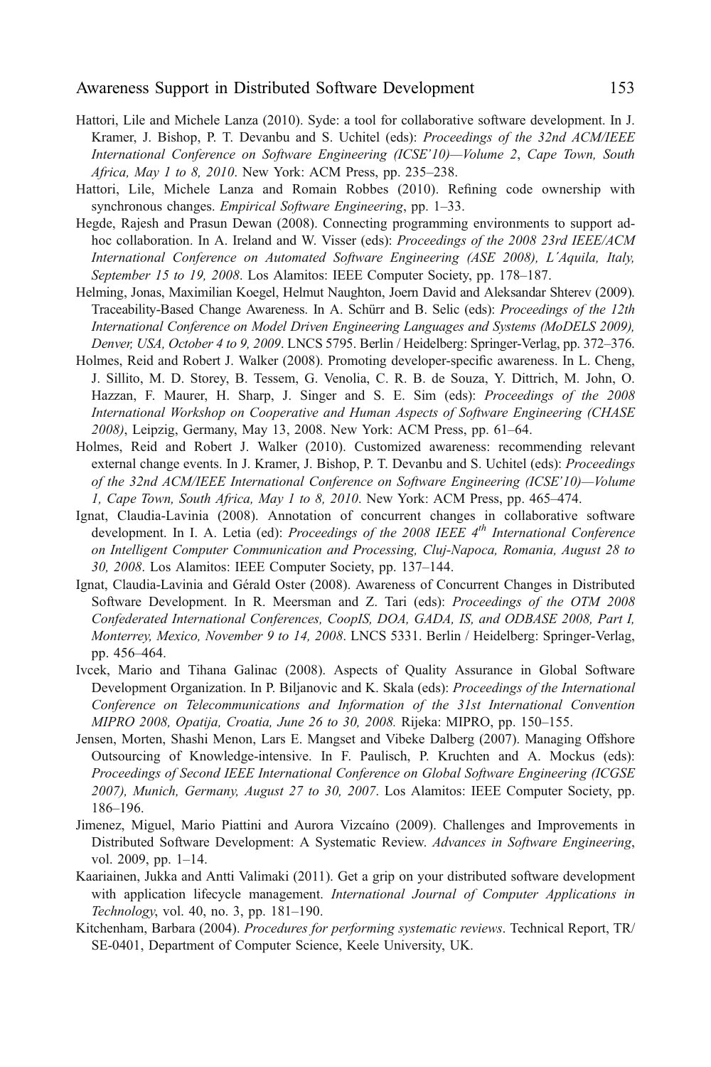Hattori, Lile and Michele Lanza (2010). Syde: a tool for collaborative software development. In J. Kramer, J. Bishop, P. T. Devanbu and S. Uchitel (eds): *Proceedings of the 32nd ACM/IEEE International Conference on Software Engineering (ICSE'10)—Volume 2, Cape Town, South Africa, May 1 to 8, 2010*. New York: ACM Press, pp. 235–238.

Hattori, Lile, Michele Lanza and Romain Robbes (2010). Refining code ownership with synchronous changes. *Empirical Software Engineering*, pp. 1–33.

Hegde, Rajesh and Prasun Dewan (2008). Connecting programming environments to support ad-hoc collaboration. In A. Ireland and W. Visser (eds): *Proceedings of the 2008 23rd IEEE/ACM International Conference on Automated Software Engineering (ASE 2008), L'Aquila, Italy, September 15 to 19, 2008*. Los Alamitos: IEEE Computer Society, pp. 178–187.

Helming, Jonas, Maximilian Koegel, Helmut Naughton, Joern David and Aleksandar Shterev (2009). Traceability-Based Change Awareness. In A. Schürr and B. Selic (eds): *Proceedings of the 12th International Conference on Model Driven Engineering Languages and Systems (MoDELS 2009), Denver, USA, October 4 to 9, 2009*. LNCS 5795. Berlin / Heidelberg: Springer-Verlag, pp. 372–376.

Holmes, Reid and Robert J. Walker (2008). Promoting developer-specific awareness. In L. Cheng, J. Sillito, M. D. Storey, B. Tessem, G. Venolia, C. R. B. de Souza, Y. Dittrich, M. John, O. Hazzan, F. Maurer, H. Sharp, J. Singer and S. E. Sim (eds): *Proceedings of the 2008 International Workshop on Cooperative and Human Aspects of Software Engineering (CHASE 2008)*, Leipzig, Germany, May 13, 2008. New York: ACM Press, pp. 61–64.

Holmes, Reid and Robert J. Walker (2010). Customized awareness: recommending relevant external change events. In J. Kramer, J. Bishop, P. T. Devanbu and S. Uchitel (eds): *Proceedings of the 32nd ACM/IEEE International Conference on Software Engineering (ICSE'10)—Volume 1, Cape Town, South Africa, May 1 to 8, 2010*. New York: ACM Press, pp. 465–474.

Ignat, Claudia-Lavinia (2008). Annotation of concurrent changes in collaborative software development. In I. A. Letia (ed): *Proceedings of the 2008 IEEE 4th International Conference on Intelligent Computer Communication and Processing, Cluj-Napoca, Romania, August 28 to 30, 2008*. Los Alamitos: IEEE Computer Society, pp. 137–144.

Ignat, Claudia-Lavinia and Gérald Oster (2008). Awareness of Concurrent Changes in Distributed Software Development. In R. Meersman and Z. Tari (eds): *Proceedings of the OTM 2008 Confederated International Conferences, CoopIS, DOA, GADA, IS, and ODBASE 2008, Part I, Monterrey, Mexico, November 9 to 14, 2008*. LNCS 5331. Berlin / Heidelberg: Springer-Verlag, pp. 456–464.

Ivcek, Mario and Tihana Galinac (2008). Aspects of Quality Assurance in Global Software Development Organization. In P. Biljanovic and K. Skala (eds): *Proceedings of the International Conference on Telecommunications and Information of the 31st International Convention MIPRO 2008, Opatija, Croatia, June 26 to 30, 2008.* Rijeka: MIPRO, pp. 150–155.

Jensen, Morten, Shashi Menon, Lars E. Mangset and Vibeke Dalberg (2007). Managing Offshore Outsourcing of Knowledge-intensive. In F. Paulisch, P. Kruchten and A. Mockus (eds): *Proceedings of Second IEEE International Conference on Global Software Engineering (ICGSE 2007), Munich, Germany, August 27 to 30, 2007*. Los Alamitos: IEEE Computer Society, pp. 186–196.

Jimenez, Miguel, Mario Piattini and Aurora Vizcaíno (2009). Challenges and Improvements in Distributed Software Development: A Systematic Review. *Advances in Software Engineering*, vol. 2009, pp. 1–14.

Kaariainen, Jukka and Antti Valimaki (2011). Get a grip on your distributed software development with application lifecycle management. *International Journal of Computer Applications in Technology*, vol. 40, no. 3, pp. 181–190.

Kitchenham, Barbara (2004). *Procedures for performing systematic reviews*. Technical Report, TR/SE-0401, Department of Computer Science, Keele University, UK.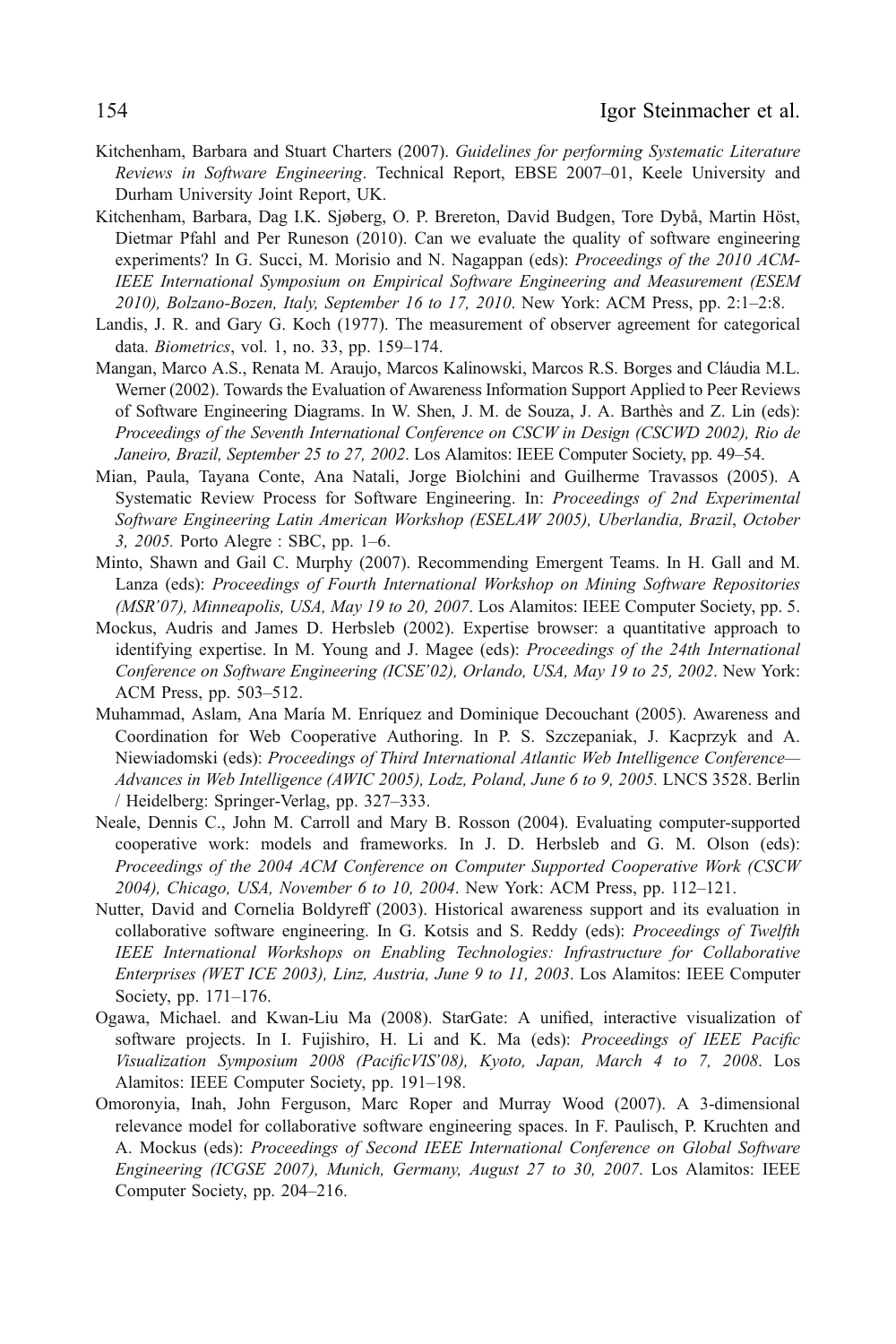Kitchenham, Barbara and Stuart Charters (2007). *Guidelines for performing Systematic Literature Reviews in Software Engineering*. Technical Report, EBSE 2007–01, Keele University and Durham University Joint Report, UK.

Kitchenham, Barbara, Dag I.K. Sjøberg, O. P. Brereton, David Budgen, Tore Dybå, Martin Höst, Dietmar Pfahl and Per Runeson (2010). Can we evaluate the quality of software engineering experiments? In G. Succi, M. Morisio and N. Nagappan (eds): *Proceedings of the 2010 ACM-IEEE International Symposium on Empirical Software Engineering and Measurement (ESEM 2010), Bolzano-Bozen, Italy, September 16 to 17, 2010*. New York: ACM Press, pp. 2:1–2:8.

Landis, J. R. and Gary G. Koch (1977). The measurement of observer agreement for categorical data. *Biometrics*, vol. 1, no. 33, pp. 159–174.

Mangan, Marco A.S., Renata M. Araujo, Marcos Kalinowski, Marcos R.S. Borges and Cláudia M.L. Werner (2002). Towards the Evaluation of Awareness Information Support Applied to Peer Reviews of Software Engineering Diagrams. In W. Shen, J. M. de Souza, J. A. Barthès and Z. Lin (eds): *Proceedings of the Seventh International Conference on CSCW in Design (CSCWD 2002), Rio de Janeiro, Brazil, September 25 to 27, 2002*. Los Alamitos: IEEE Computer Society, pp. 49–54.

Mian, Paula, Tayana Conte, Ana Natali, Jorge Biolchini and Guilherme Travassos (2005). A Systematic Review Process for Software Engineering. In: *Proceedings of 2nd Experimental Software Engineering Latin American Workshop (ESELAW 2005), Uberlandia, Brazil, October 3, 2005.* Porto Alegre : SBC, pp. 1–6.

Minto, Shawn and Gail C. Murphy (2007). Recommending Emergent Teams. In H. Gall and M. Lanza (eds): *Proceedings of Fourth International Workshop on Mining Software Repositories (MSR'07), Minneapolis, USA, May 19 to 20, 2007*. Los Alamitos: IEEE Computer Society, pp. 5.

Mockus, Audris and James D. Herbsleb (2002). Expertise browser: a quantitative approach to identifying expertise. In M. Young and J. Magee (eds): *Proceedings of the 24th International Conference on Software Engineering (ICSE'02), Orlando, USA, May 19 to 25, 2002*. New York: ACM Press, pp. 503–512.

Muhammad, Aslam, Ana María M. Enríquez and Dominique Decouchant (2005). Awareness and Coordination for Web Cooperative Authoring. In P. S. Szczepaniak, J. Kacprzyk and A. Niewiadomski (eds): *Proceedings of Third International Atlantic Web Intelligence Conference—Advances in Web Intelligence (AWIC 2005), Lodz, Poland, June 6 to 9, 2005.* LNCS 3528. Berlin / Heidelberg: Springer-Verlag, pp. 327–333.

Neale, Dennis C., John M. Carroll and Mary B. Rosson (2004). Evaluating computer-supported cooperative work: models and frameworks. In J. D. Herbsleb and G. M. Olson (eds): *Proceedings of the 2004 ACM Conference on Computer Supported Cooperative Work (CSCW 2004), Chicago, USA, November 6 to 10, 2004*. New York: ACM Press, pp. 112–121.

Nutter, David and Cornelia Boldyreff (2003). Historical awareness support and its evaluation in collaborative software engineering. In G. Kotsis and S. Reddy (eds): *Proceedings of Twelfth IEEE International Workshops on Enabling Technologies: Infrastructure for Collaborative Enterprises (WET ICE 2003), Linz, Austria, June 9 to 11, 2003*. Los Alamitos: IEEE Computer Society, pp. 171–176.

Ogawa, Michael. and Kwan-Liu Ma (2008). StarGate: A unified, interactive visualization of software projects. In I. Fujishiro, H. Li and K. Ma (eds): *Proceedings of IEEE Pacific Visualization Symposium 2008 (PacificVIS'08), Kyoto, Japan, March 4 to 7, 2008*. Los Alamitos: IEEE Computer Society, pp. 191–198.

Omoronyia, Inah, John Ferguson, Marc Roper and Murray Wood (2007). A 3-dimensional relevance model for collaborative software engineering spaces. In F. Paulisch, P. Kruchten and A. Mockus (eds): *Proceedings of Second IEEE International Conference on Global Software Engineering (ICGSE 2007), Munich, Germany, August 27 to 30, 2007*. Los Alamitos: IEEE Computer Society, pp. 204–216.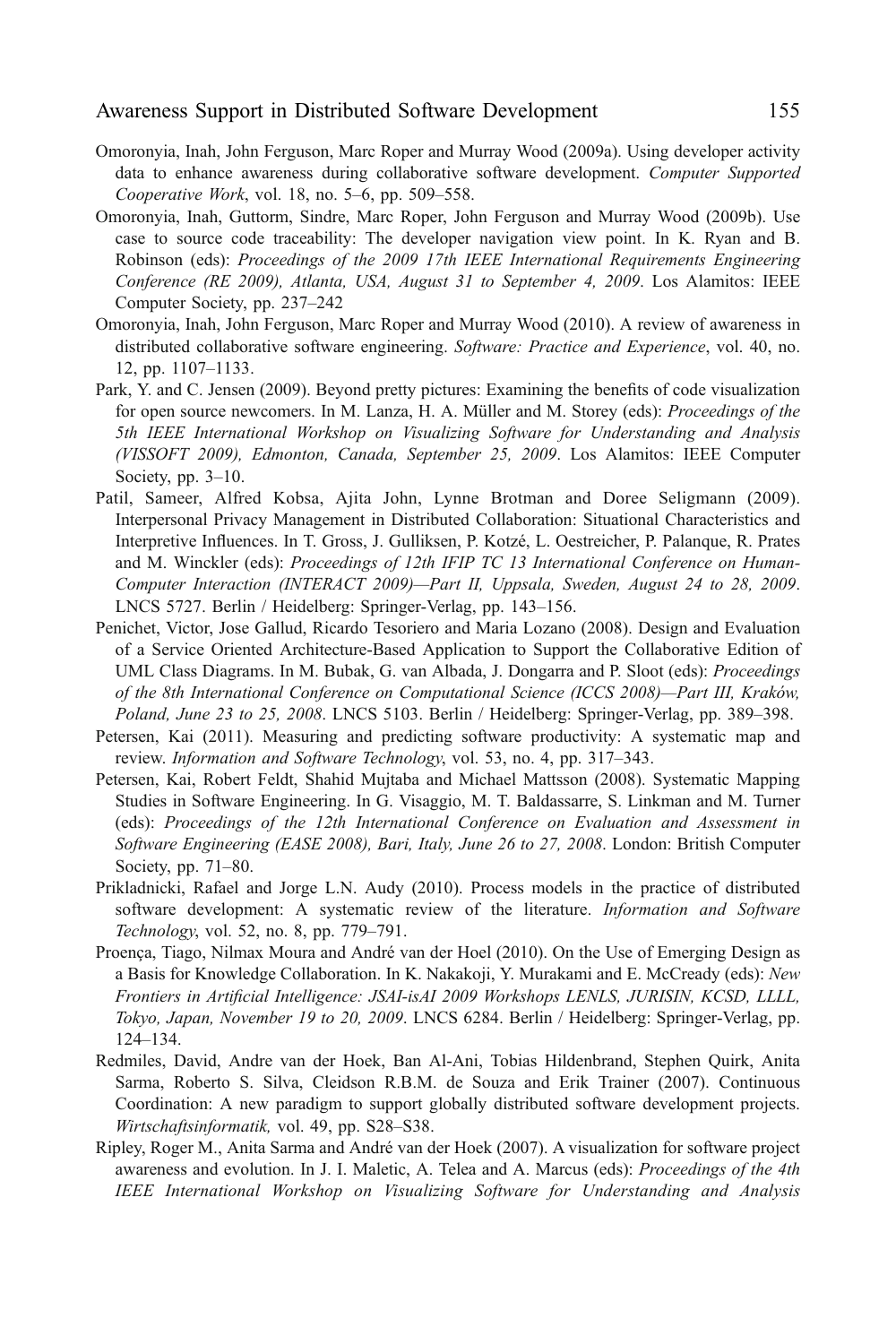Omoronyia, Inah, John Ferguson, Marc Roper and Murray Wood (2009a). Using developer activity data to enhance awareness during collaborative software development. *Computer Supported Cooperative Work*, vol. 18, no. 5–6, pp. 509–558.

Omoronyia, Inah, Guttorm, Sindre, Marc Roper, John Ferguson and Murray Wood (2009b). Use case to source code traceability: The developer navigation view point. In K. Ryan and B. Robinson (eds): *Proceedings of the 2009 17th IEEE International Requirements Engineering Conference (RE 2009), Atlanta, USA, August 31 to September 4, 2009*. Los Alamitos: IEEE Computer Society, pp. 237–242

Omoronyia, Inah, John Ferguson, Marc Roper and Murray Wood (2010). A review of awareness in distributed collaborative software engineering. *Software: Practice and Experience*, vol. 40, no. 12, pp. 1107–1133.

Park, Y. and C. Jensen (2009). Beyond pretty pictures: Examining the benefits of code visualization for open source newcomers. In M. Lanza, H. A. Müller and M. Storey (eds): *Proceedings of the 5th IEEE International Workshop on Visualizing Software for Understanding and Analysis (VISSOFT 2009), Edmonton, Canada, September 25, 2009*. Los Alamitos: IEEE Computer Society, pp. 3–10.

Patil, Sameer, Alfred Kobsa, Ajita John, Lynne Brotman and Doree Seligmann (2009). Interpersonal Privacy Management in Distributed Collaboration: Situational Characteristics and Interpretive Influences. In T. Gross, J. Gulliksen, P. Kotzé, L. Oestreicher, P. Palanque, R. Prates and M. Winckler (eds): *Proceedings of 12th IFIP TC 13 International Conference on Human-Computer Interaction (INTERACT 2009)—Part II, Uppsala, Sweden, August 24 to 28, 2009*. LNCS 5727. Berlin / Heidelberg: Springer-Verlag, pp. 143–156.

Penichet, Victor, Jose Gallud, Ricardo Tesoriero and Maria Lozano (2008). Design and Evaluation of a Service Oriented Architecture-Based Application to Support the Collaborative Edition of UML Class Diagrams. In M. Bubak, G. van Albada, J. Dongarra and P. Sloot (eds): *Proceedings of the 8th International Conference on Computational Science (ICCS 2008)—Part III, Kraków, Poland, June 23 to 25, 2008*. LNCS 5103. Berlin / Heidelberg: Springer-Verlag, pp. 389–398.

Petersen, Kai (2011). Measuring and predicting software productivity: A systematic map and review. *Information and Software Technology*, vol. 53, no. 4, pp. 317–343.

Petersen, Kai, Robert Feldt, Shahid Mujtaba and Michael Mattsson (2008). Systematic Mapping Studies in Software Engineering. In G. Visaggio, M. T. Baldassarre, S. Linkman and M. Turner (eds): *Proceedings of the 12th International Conference on Evaluation and Assessment in Software Engineering (EASE 2008), Bari, Italy, June 26 to 27, 2008*. London: British Computer Society, pp. 71–80.

Prikladnicki, Rafael and Jorge L.N. Audy (2010). Process models in the practice of distributed software development: A systematic review of the literature. *Information and Software Technology*, vol. 52, no. 8, pp. 779–791.

Proença, Tiago, Nilmax Moura and André van der Hoel (2010). On the Use of Emerging Design as a Basis for Knowledge Collaboration. In K. Nakakoji, Y. Murakami and E. McCready (eds): *New Frontiers in Artificial Intelligence: JSAI-isAI 2009 Workshops LENLS, JURISIN, KCSD, LLLL, Tokyo, Japan, November 19 to 20, 2009*. LNCS 6284. Berlin / Heidelberg: Springer-Verlag, pp. 124–134.

Redmiles, David, Andre van der Hoek, Ban Al-Ani, Tobias Hildenbrand, Stephen Quirk, Anita Sarma, Roberto S. Silva, Cleidson R.B.M. de Souza and Erik Trainer (2007). Continuous Coordination: A new paradigm to support globally distributed software development projects. *Wirtschaftsinformatik,* vol. 49, pp. S28–S38.

Ripley, Roger M., Anita Sarma and André van der Hoek (2007). A visualization for software project awareness and evolution. In J. I. Maletic, A. Telea and A. Marcus (eds): *Proceedings of the 4th IEEE International Workshop on Visualizing Software for Understanding and Analysis*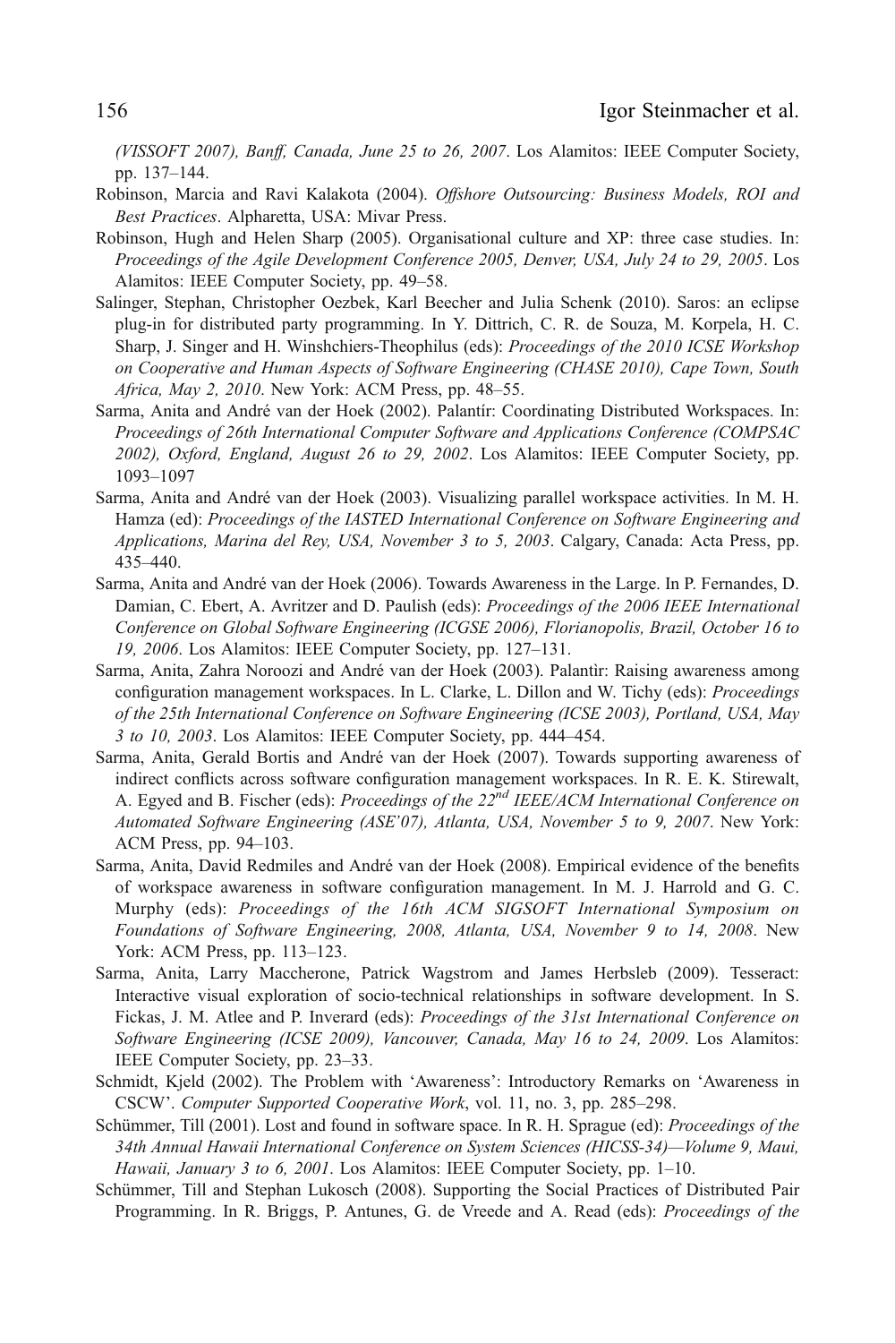*(VISSOFT 2007), Banff, Canada, June 25 to 26, 2007*. Los Alamitos: IEEE Computer Society, pp. 137–144.

Robinson, Marcia and Ravi Kalakota (2004). *Offshore Outsourcing: Business Models, ROI and Best Practices*. Alpharetta, USA: Mivar Press.

Robinson, Hugh and Helen Sharp (2005). Organisational culture and XP: three case studies. In: *Proceedings of the Agile Development Conference 2005, Denver, USA, July 24 to 29, 2005*. Los Alamitos: IEEE Computer Society, pp. 49–58.

Salinger, Stephan, Christopher Oezbek, Karl Beecher and Julia Schenk (2010). Saros: an eclipse plug-in for distributed party programming. In Y. Dittrich, C. R. de Souza, M. Korpela, H. C. Sharp, J. Singer and H. Winshchiers-Theophilus (eds): *Proceedings of the 2010 ICSE Workshop on Cooperative and Human Aspects of Software Engineering (CHASE 2010), Cape Town, South Africa, May 2, 2010*. New York: ACM Press, pp. 48–55.

Sarma, Anita and André van der Hoek (2002). Palantír: Coordinating Distributed Workspaces. In: *Proceedings of 26th International Computer Software and Applications Conference (COMPSAC 2002), Oxford, England, August 26 to 29, 2002*. Los Alamitos: IEEE Computer Society, pp. 1093–1097

Sarma, Anita and André van der Hoek (2003). Visualizing parallel workspace activities. In M. H. Hamza (ed): *Proceedings of the IASTED International Conference on Software Engineering and Applications, Marina del Rey, USA, November 3 to 5, 2003*. Calgary, Canada: Acta Press, pp. 435–440.

Sarma, Anita and André van der Hoek (2006). Towards Awareness in the Large. In P. Fernandes, D. Damian, C. Ebert, A. Avritzer and D. Paulish (eds): *Proceedings of the 2006 IEEE International Conference on Global Software Engineering (ICGSE 2006), Florianopolis, Brazil, October 16 to 19, 2006*. Los Alamitos: IEEE Computer Society, pp. 127–131.

Sarma, Anita, Zahra Noroozi and André van der Hoek (2003). Palantír: Raising awareness among configuration management workspaces. In L. Clarke, L. Dillon and W. Tichy (eds): *Proceedings of the 25th International Conference on Software Engineering (ICSE 2003), Portland, USA, May 3 to 10, 2003*. Los Alamitos: IEEE Computer Society, pp. 444–454.

Sarma, Anita, Gerald Bortis and André van der Hoek (2007). Towards supporting awareness of indirect conflicts across software configuration management workspaces. In R. E. K. Stirewalt, A. Egyed and B. Fischer (eds): *Proceedings of the 22nd IEEE/ACM International Conference on Automated Software Engineering (ASE'07), Atlanta, USA, November 5 to 9, 2007*. New York: ACM Press, pp. 94–103.

Sarma, Anita, David Redmiles and André van der Hoek (2008). Empirical evidence of the benefits of workspace awareness in software configuration management. In M. J. Harrold and G. C. Murphy (eds): *Proceedings of the 16th ACM SIGSOFT International Symposium on Foundations of Software Engineering, 2008, Atlanta, USA, November 9 to 14, 2008*. New York: ACM Press, pp. 113–123.

Sarma, Anita, Larry Maccherone, Patrick Wagstrom and James Herbsleb (2009). Tesseract: Interactive visual exploration of socio-technical relationships in software development. In S. Fickas, J. M. Atlee and P. Inverard (eds): *Proceedings of the 31st International Conference on Software Engineering (ICSE 2009), Vancouver, Canada, May 16 to 24, 2009*. Los Alamitos: IEEE Computer Society, pp. 23–33.

Schmidt, Kjeld (2002). The Problem with 'Awareness': Introductory Remarks on 'Awareness in CSCW'. *Computer Supported Cooperative Work*, vol. 11, no. 3, pp. 285–298.

Schümmer, Till (2001). Lost and found in software space. In R. H. Sprague (ed): *Proceedings of the 34th Annual Hawaii International Conference on System Sciences (HICSS-34)—Volume 9, Maui, Hawaii, January 3 to 6, 2001*. Los Alamitos: IEEE Computer Society, pp. 1–10.

Schümmer, Till and Stephan Lukosch (2008). Supporting the Social Practices of Distributed Pair Programming. In R. Briggs, P. Antunes, G. de Vreede and A. Read (eds): *Proceedings of the*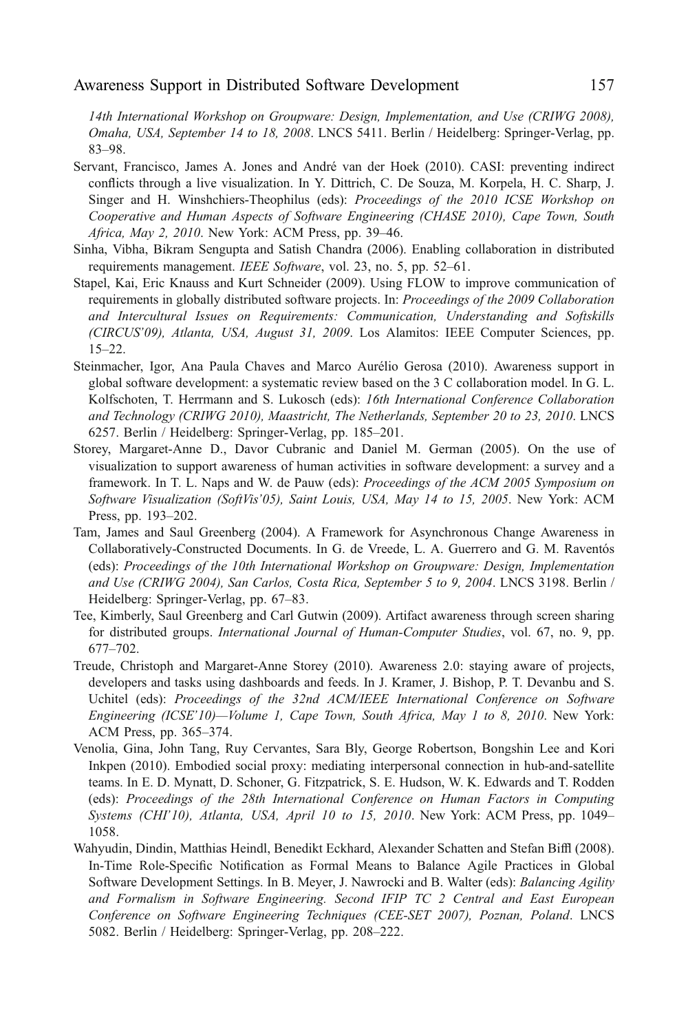*14th International Workshop on Groupware: Design, Implementation, and Use (CRIWG 2008), Omaha, USA, September 14 to 18, 2008*. LNCS 5411. Berlin / Heidelberg: Springer-Verlag, pp. 83–98.

Servant, Francisco, James A. Jones and André van der Hoek (2010). CASI: preventing indirect conflicts through a live visualization. In Y. Dittrich, C. De Souza, M. Korpela, H. C. Sharp, J. Singer and H. Winshchiers-Theophilus (eds): *Proceedings of the 2010 ICSE Workshop on Cooperative and Human Aspects of Software Engineering (CHASE 2010), Cape Town, South Africa, May 2, 2010*. New York: ACM Press, pp. 39–46.

Sinha, Vibha, Bikram Sengupta and Satish Chandra (2006). Enabling collaboration in distributed requirements management. *IEEE Software*, vol. 23, no. 5, pp. 52–61.

Stapel, Kai, Eric Knauss and Kurt Schneider (2009). Using FLOW to improve communication of requirements in globally distributed software projects. In: *Proceedings of the 2009 Collaboration and Intercultural Issues on Requirements: Communication, Understanding and Softskills (CIRCUS'09), Atlanta, USA, August 31, 2009*. Los Alamitos: IEEE Computer Sciences, pp. 15–22.

Steinmacher, Igor, Ana Paula Chaves and Marco Aurélio Gerosa (2010). Awareness support in global software development: a systematic review based on the 3 C collaboration model. In G. L. Kolfschoten, T. Herrmann and S. Lukosch (eds): *16th International Conference Collaboration and Technology (CRIWG 2010), Maastricht, The Netherlands, September 20 to 23, 2010*. LNCS 6257. Berlin / Heidelberg: Springer-Verlag, pp. 185–201.

Storey, Margaret-Anne D., Davor Cubranic and Daniel M. German (2005). On the use of visualization to support awareness of human activities in software development: a survey and a framework. In T. L. Naps and W. de Pauw (eds): *Proceedings of the ACM 2005 Symposium on Software Visualization (SoftVis'05), Saint Louis, USA, May 14 to 15, 2005*. New York: ACM Press, pp. 193–202.

Tam, James and Saul Greenberg (2004). A Framework for Asynchronous Change Awareness in Collaboratively-Constructed Documents. In G. de Vreede, L. A. Guerrero and G. M. Raventós (eds): *Proceedings of the 10th International Workshop on Groupware: Design, Implementation and Use (CRIWG 2004), San Carlos, Costa Rica, September 5 to 9, 2004*. LNCS 3198. Berlin / Heidelberg: Springer-Verlag, pp. 67–83.

Tee, Kimberly, Saul Greenberg and Carl Gutwin (2009). Artifact awareness through screen sharing for distributed groups. *International Journal of Human-Computer Studies*, vol. 67, no. 9, pp. 677–702.

Treude, Christoph and Margaret-Anne Storey (2010). Awareness 2.0: staying aware of projects, developers and tasks using dashboards and feeds. In J. Kramer, J. Bishop, P. T. Devanbu and S. Uchitel (eds): *Proceedings of the 32nd ACM/IEEE International Conference on Software Engineering (ICSE'10)—Volume 1, Cape Town, South Africa, May 1 to 8, 2010*. New York: ACM Press, pp. 365–374.

Venolia, Gina, John Tang, Ruy Cervantes, Sara Bly, George Robertson, Bongshin Lee and Kori Inkpen (2010). Embodied social proxy: mediating interpersonal connection in hub-and-satellite teams. In E. D. Mynatt, D. Schoner, G. Fitzpatrick, S. E. Hudson, W. K. Edwards and T. Rodden (eds): *Proceedings of the 28th International Conference on Human Factors in Computing Systems (CHI'10), Atlanta, USA, April 10 to 15, 2010*. New York: ACM Press, pp. 1049–1058.

Wahyudin, Dindin, Matthias Heindl, Benedikt Eckhard, Alexander Schatten and Stefan Biffl (2008). In-Time Role-Specific Notification as Formal Means to Balance Agile Practices in Global Software Development Settings. In B. Meyer, J. Nawrocki and B. Walter (eds): *Balancing Agility and Formalism in Software Engineering. Second IFIP TC 2 Central and East European Conference on Software Engineering Techniques (CEE-SET 2007), Poznan, Poland*. LNCS 5082. Berlin / Heidelberg: Springer-Verlag, pp. 208–222.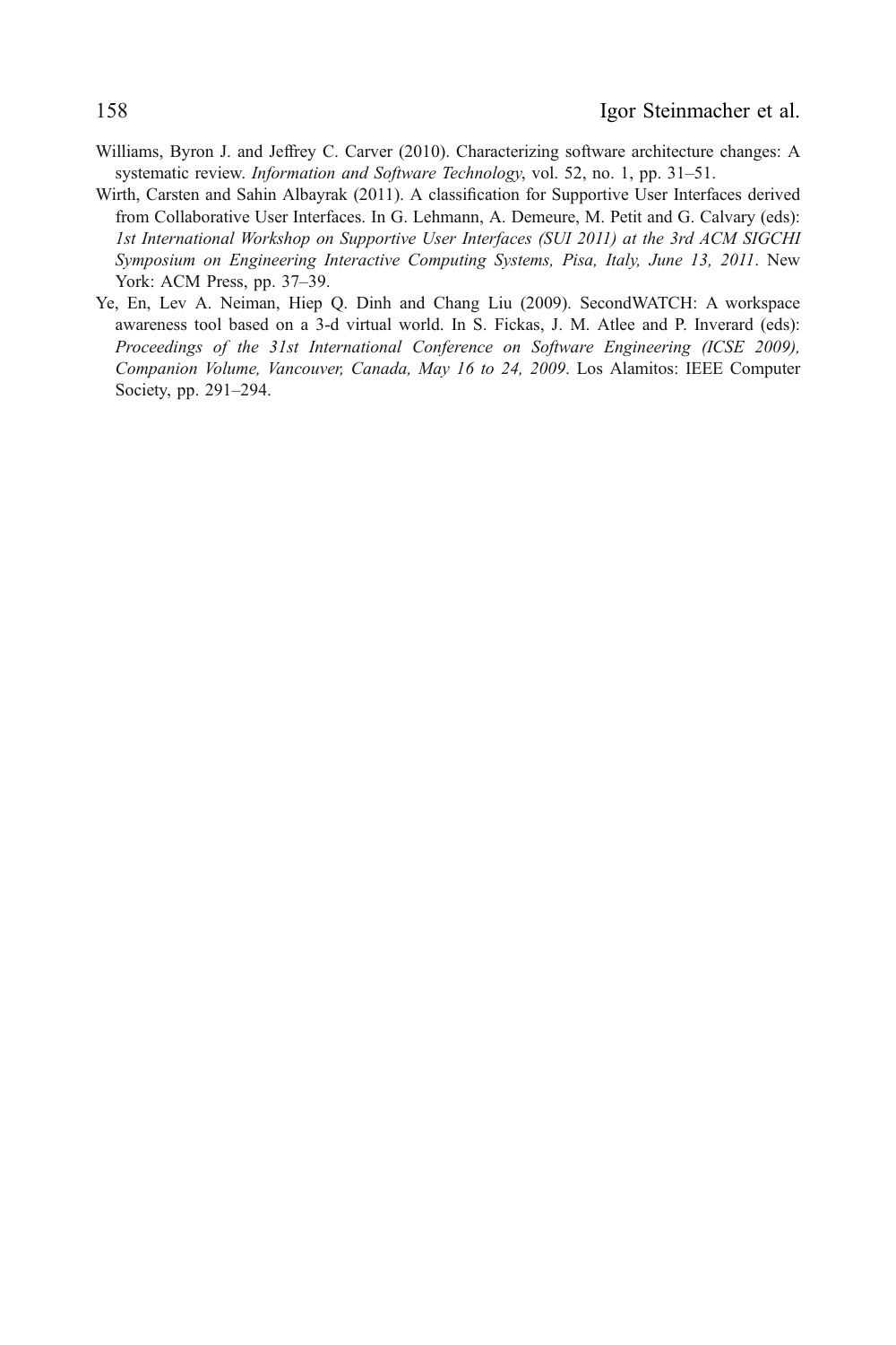Williams, Byron J. and Jeffrey C. Carver (2010). Characterizing software architecture changes: A systematic review. *Information and Software Technology*, vol. 52, no. 1, pp. 31–51.

Wirth, Carsten and Sahin Albayrak (2011). A classification for Supportive User Interfaces derived from Collaborative User Interfaces. In G. Lehmann, A. Demeure, M. Petit and G. Calvary (eds): *1st International Workshop on Supportive User Interfaces (SUI 2011) at the 3rd ACM SIGCHI Symposium on Engineering Interactive Computing Systems, Pisa, Italy, June 13, 2011*. New York: ACM Press, pp. 37–39.

Ye, En, Lev A. Neiman, Hiep Q. Dinh and Chang Liu (2009). SecondWATCH: A workspace awareness tool based on a 3-d virtual world. In S. Fickas, J. M. Atlee and P. Inverard (eds): *Proceedings of the 31st International Conference on Software Engineering (ICSE 2009), Companion Volume, Vancouver, Canada, May 16 to 24, 2009*. Los Alamitos: IEEE Computer Society, pp. 291–294.